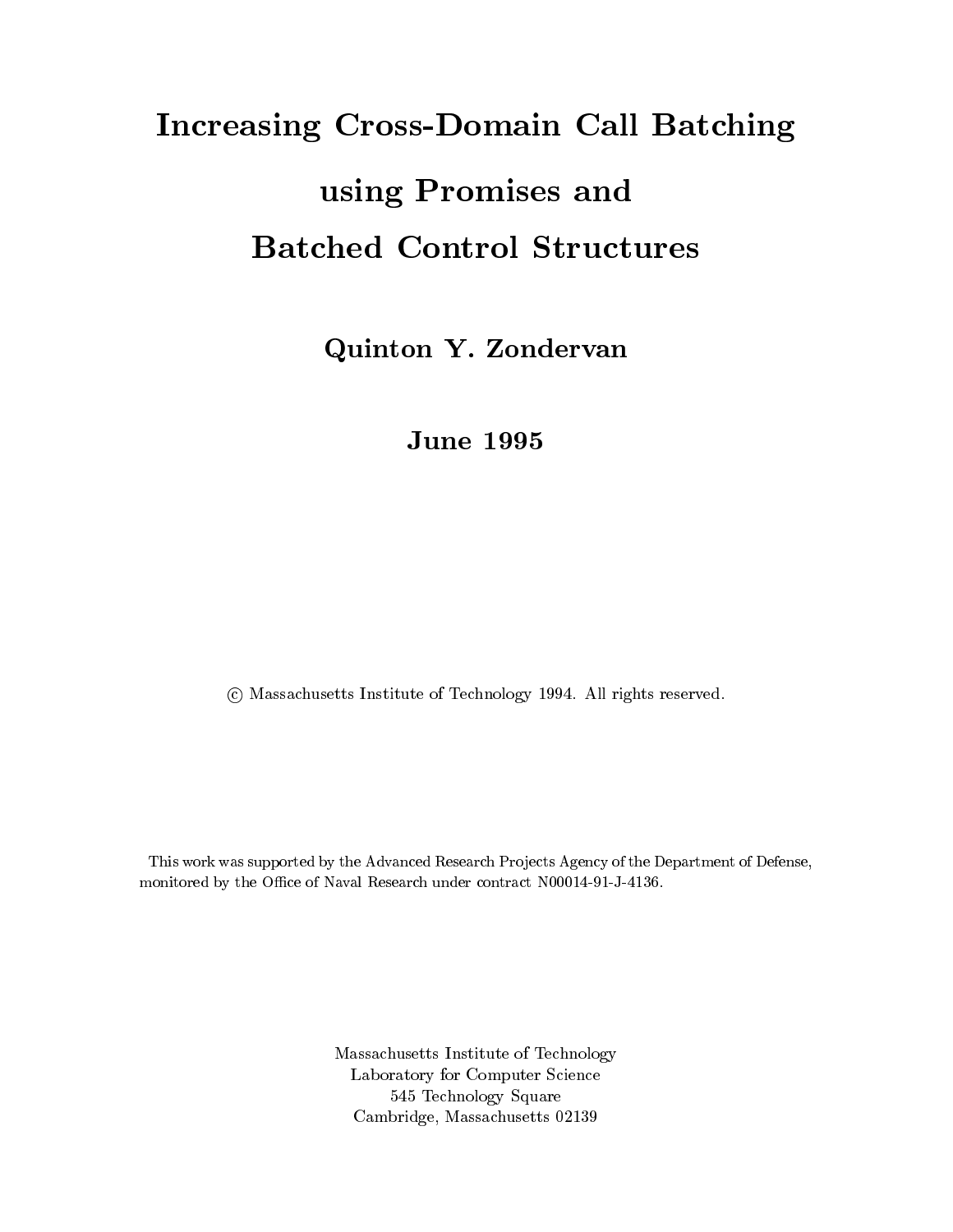# Increasing Cross-Domain Call Batching using Promises and Batched Control Structures

**Quinton Y. Zondervan**

**June 1995**

© Massachusetts Institute of Technology 1994. All rights reserved.

This work was supported by the Advanced Research Projects Agency of the Department of Defense, monitored by the Office of Naval Research under contract N00014-91-J-4136.

Massachusetts Institute of Technology
Laboratory for Computer Science
545 Technology Square
Cambridge, Massachusetts 02139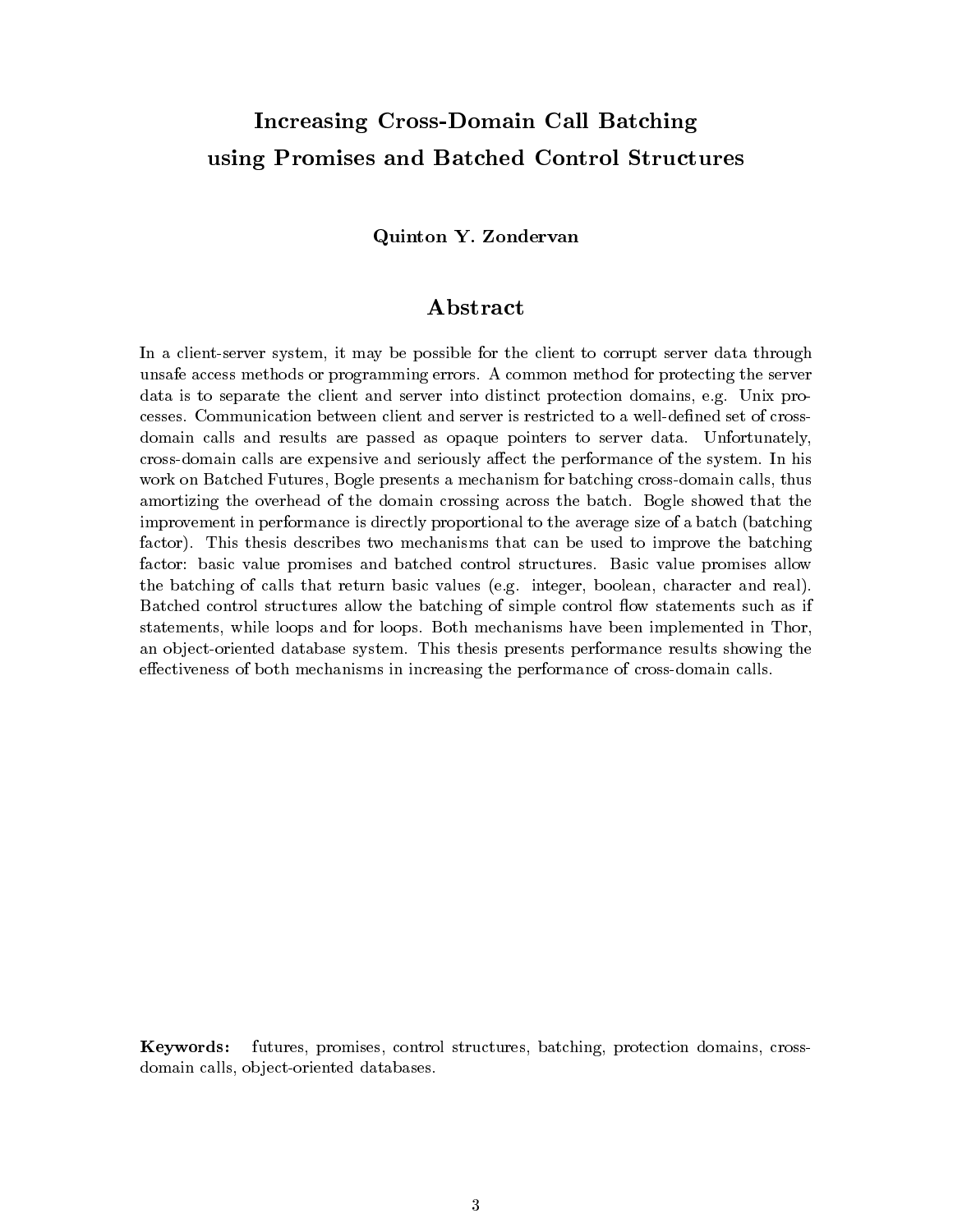# Increasing Cross-Domain Call Batching using Promises and Batched Control Structures

**Quinton Y. Zondervan**

## Abstract

In a client-server system, it may be possible for the client to corrupt server data through unsafe access methods or programming errors. A common method for protecting the server data is to separate the client and server into distinct protection domains, e.g. Unix processes. Communication between client and server is restricted to a well-defined set of cross-domain calls and results are passed as opaque pointers to server data. Unfortunately, cross-domain calls are expensive and seriously affect the performance of the system. In his work on Batched Futures, Bogle presents a mechanism for batching cross-domain calls, thus amortizing the overhead of the domain crossing across the batch. Bogle showed that the improvement in performance is directly proportional to the average size of a batch (batching factor). This thesis describes two mechanisms that can be used to improve the batching factor: basic value promises and batched control structures. Basic value promises allow the batching of calls that return basic values (e.g. integer, boolean, character and real). Batched control structures allow the batching of simple control flow statements such as if statements, while loops and for loops. Both mechanisms have been implemented in Thor, an object-oriented database system. This thesis presents performance results showing the effectiveness of both mechanisms in increasing the performance of cross-domain calls.

**Keywords:** futures, promises, control structures, batching, protection domains, cross-domain calls, object-oriented databases.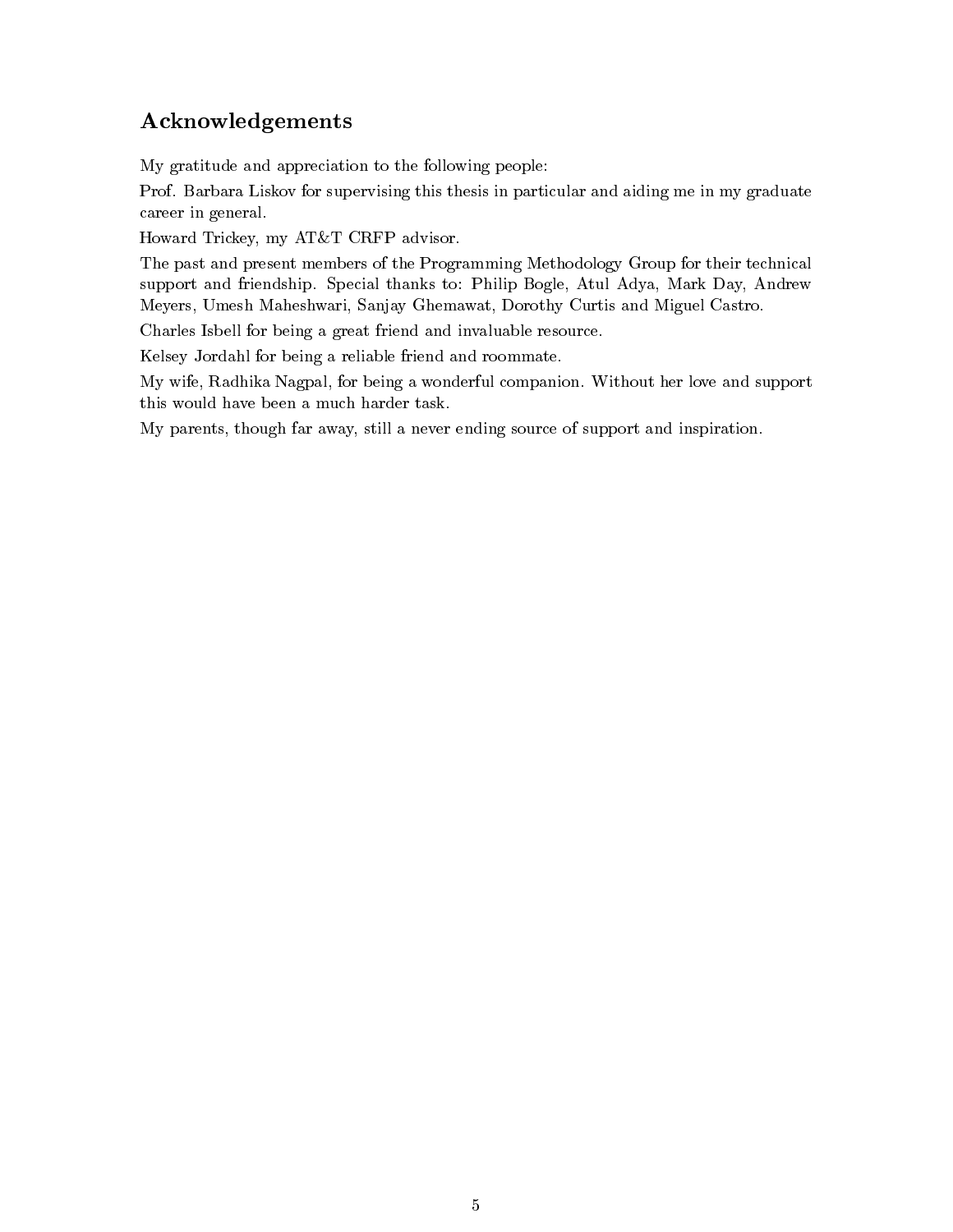## Acknowledgements

My gratitude and appreciation to the following people:

Prof. Barbara Liskov for supervising this thesis in particular and aiding me in my graduate career in general.

Howard Trickey, my AT&T CRFP advisor.

The past and present members of the Programming Methodology Group for their technical support and friendship. Special thanks to: Philip Bogle, Atul Adya, Mark Day, Andrew Meyers, Umesh Maheshwari, Sanjay Ghemawat, Dorothy Curtis and Miguel Castro.

Charles Isbell for being a great friend and invaluable resource.

Kelsey Jordahl for being a reliable friend and roommate.

My wife, Radhika Nagpal, for being a wonderful companion. Without her love and support this would have been a much harder task.

My parents, though far away, still a never ending source of support and inspiration.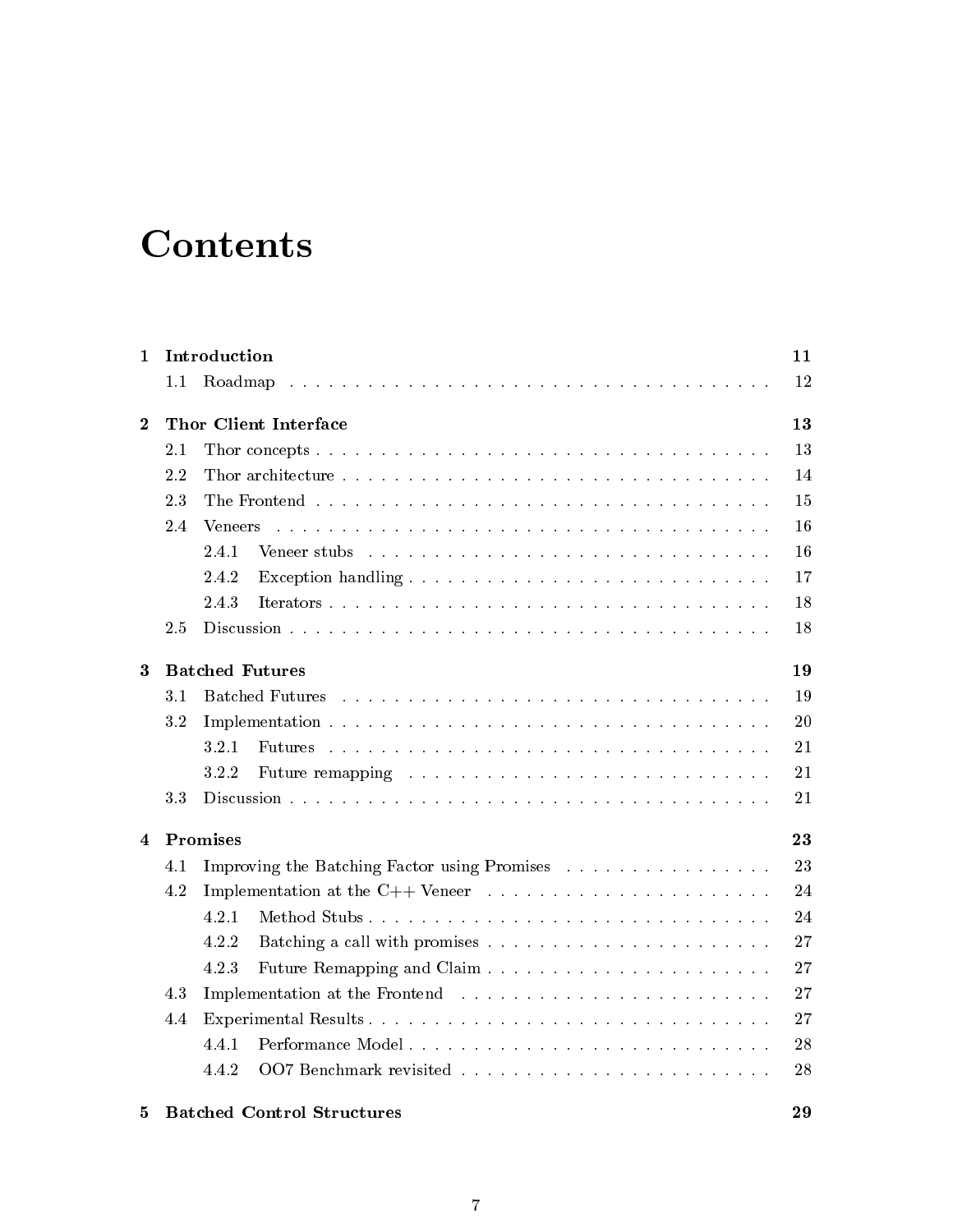# Contents

1 **Introduction** 11
- 1.1 Roadmap 12

2 **Thor Client Interface** 13
- 2.1 Thor concepts 13
- 2.2 Thor architecture 14
- 2.3 The Frontend 15
- 2.4 Veneers 16
  - 2.4.1 Veneer stubs 16
  - 2.4.2 Exception handling 17
  - 2.4.3 Iterators 18
- 2.5 Discussion 18

3 **Batched Futures** 19
- 3.1 Batched Futures 19
- 3.2 Implementation 20
  - 3.2.1 Futures 21
  - 3.2.2 Future remapping 21
- 3.3 Discussion 21

4 **Promises** 23
- 4.1 Improving the Batching Factor using Promises 23
- 4.2 Implementation at the C++ Veneer 24
  - 4.2.1 Method Stubs 24
  - 4.2.2 Batching a call with promises 27
  - 4.2.3 Future Remapping and Claim 27
- 4.3 Implementation at the Frontend 27
- 4.4 Experimental Results 27
  - 4.4.1 Performance Model 28
  - 4.4.2 OO7 Benchmark revisited 28

5 **Batched Control Structures** 29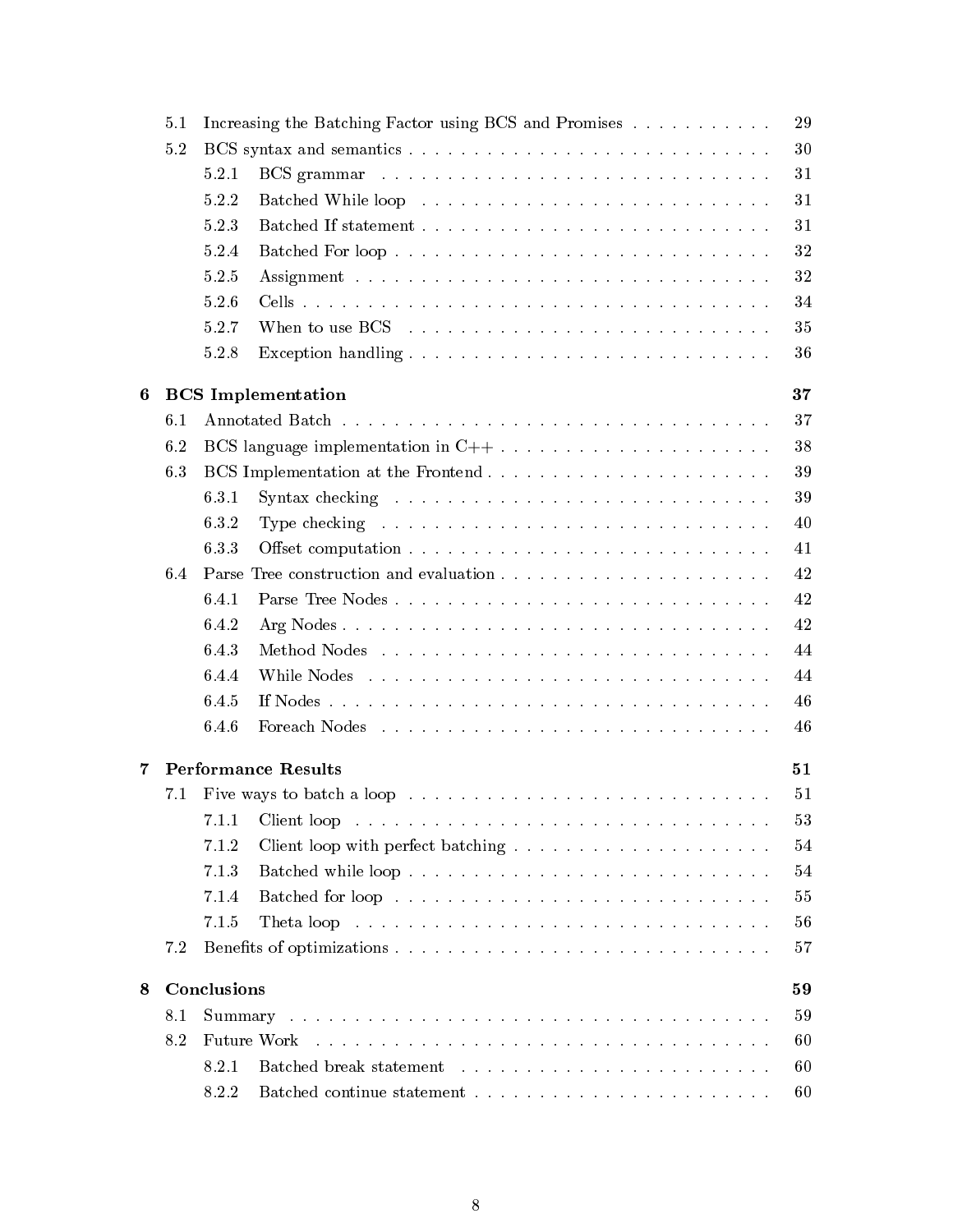| | | |
|---|---|---|
| 5.1 | Increasing the Batching Factor using BCS and Promises | 29 |
| 5.2 | BCS syntax and semantics | 30 |
| 5.2.1 | BCS grammar | 31 |
| 5.2.2 | Batched While loop | 31 |
| 5.2.3 | Batched If statement | 31 |
| 5.2.4 | Batched For loop | 32 |
| 5.2.5 | Assignment | 32 |
| 5.2.6 | Cells | 34 |
| 5.2.7 | When to use BCS | 35 |
| 5.2.8 | Exception handling | 36 |
| **6** | **BCS Implementation** | **37** |
| 6.1 | Annotated Batch | 37 |
| 6.2 | BCS language implementation in C++ | 38 |
| 6.3 | BCS Implementation at the Frontend | 39 |
| 6.3.1 | Syntax checking | 39 |
| 6.3.2 | Type checking | 40 |
| 6.3.3 | Offset computation | 41 |
| 6.4 | Parse Tree construction and evaluation | 42 |
| 6.4.1 | Parse Tree Nodes | 42 |
| 6.4.2 | Arg Nodes | 42 |
| 6.4.3 | Method Nodes | 44 |
| 6.4.4 | While Nodes | 44 |
| 6.4.5 | If Nodes | 46 |
| 6.4.6 | Foreach Nodes | 46 |
| **7** | **Performance Results** | **51** |
| 7.1 | Five ways to batch a loop | 51 |
| 7.1.1 | Client loop | 53 |
| 7.1.2 | Client loop with perfect batching | 54 |
| 7.1.3 | Batched while loop | 54 |
| 7.1.4 | Batched for loop | 55 |
| 7.1.5 | Theta loop | 56 |
| 7.2 | Benefits of optimizations | 57 |
| **8** | **Conclusions** | **59** |
| 8.1 | Summary | 59 |
| 8.2 | Future Work | 60 |
| 8.2.1 | Batched break statement | 60 |
| 8.2.2 | Batched continue statement | 60 |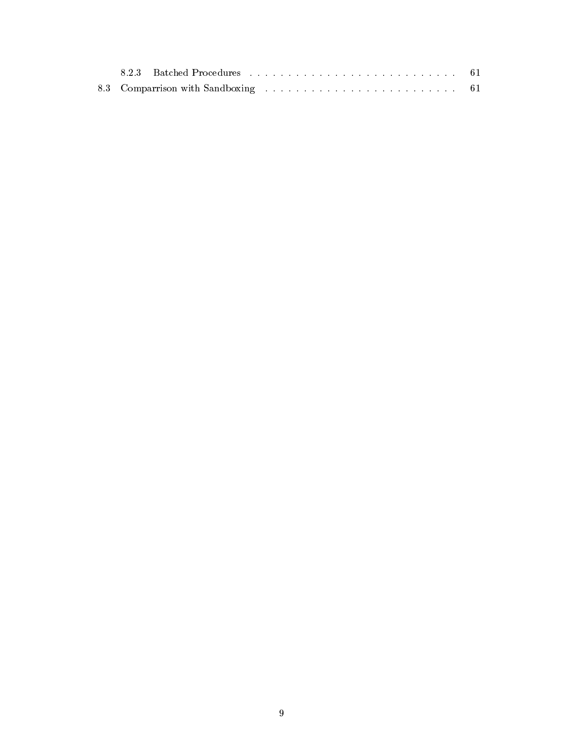8.2.3 Batched Procedures . . . . . . . . . . . . . . . . . . . . . . . . . . . . 61

8.3 Comparrison with Sandboxing . . . . . . . . . . . . . . . . . . . . . . . . . 61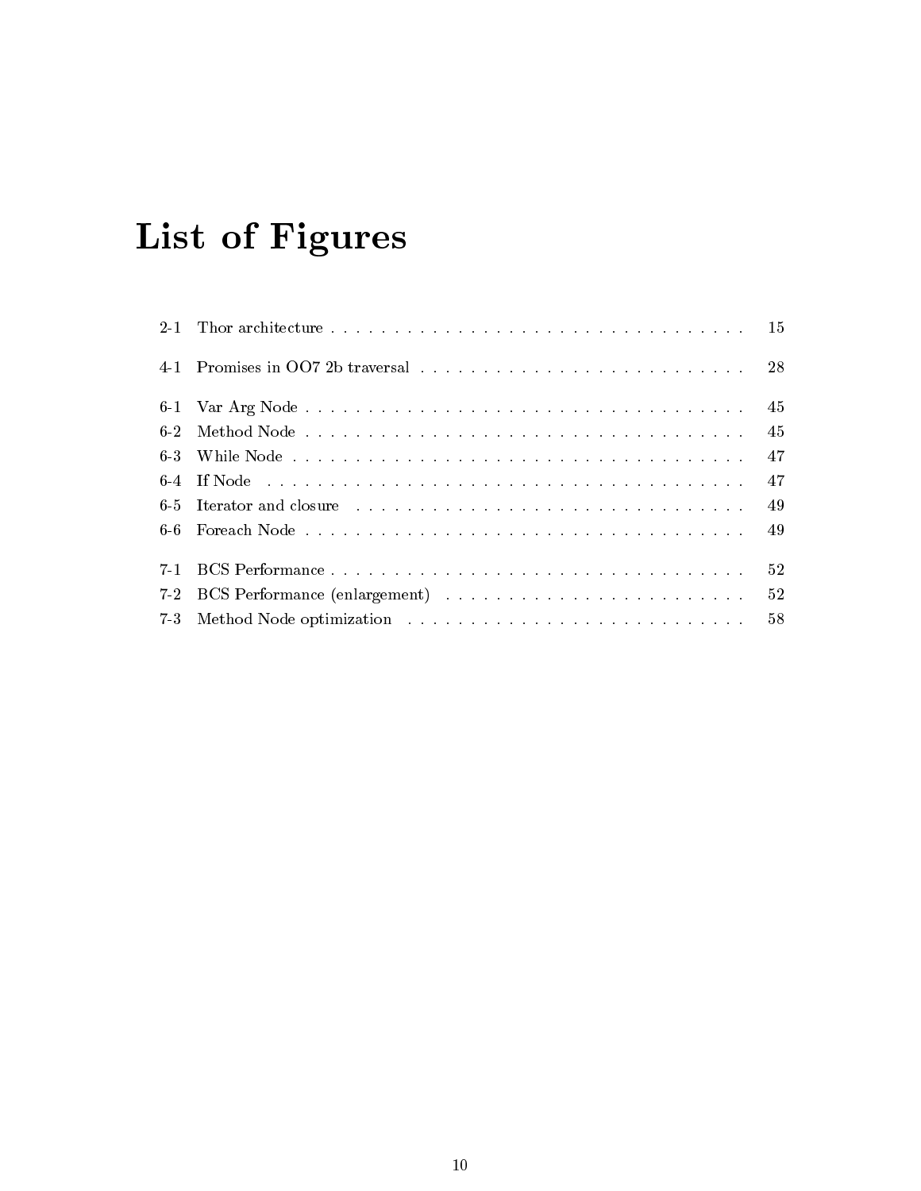# List of Figures

2-1 Thor architecture . . . . . . . . . . . . . . . . . . . . . . . . . . . . . . . . . . 15

4-1 Promises in OO7 2b traversal . . . . . . . . . . . . . . . . . . . . . . . . . . 28

6-1 Var Arg Node . . . . . . . . . . . . . . . . . . . . . . . . . . . . . . . . . . . . 45
6-2 Method Node . . . . . . . . . . . . . . . . . . . . . . . . . . . . . . . . . . . . 45
6-3 While Node . . . . . . . . . . . . . . . . . . . . . . . . . . . . . . . . . . . . . 47
6-4 If Node . . . . . . . . . . . . . . . . . . . . . . . . . . . . . . . . . . . . . . . 47
6-5 Iterator and closure . . . . . . . . . . . . . . . . . . . . . . . . . . . . . . . . 49
6-6 Foreach Node . . . . . . . . . . . . . . . . . . . . . . . . . . . . . . . . . . . . 49

7-1 BCS Performance . . . . . . . . . . . . . . . . . . . . . . . . . . . . . . . . . . 52
7-2 BCS Performance (enlargement) . . . . . . . . . . . . . . . . . . . . . . . . . 52
7-3 Method Node optimization . . . . . . . . . . . . . . . . . . . . . . . . . . . . 58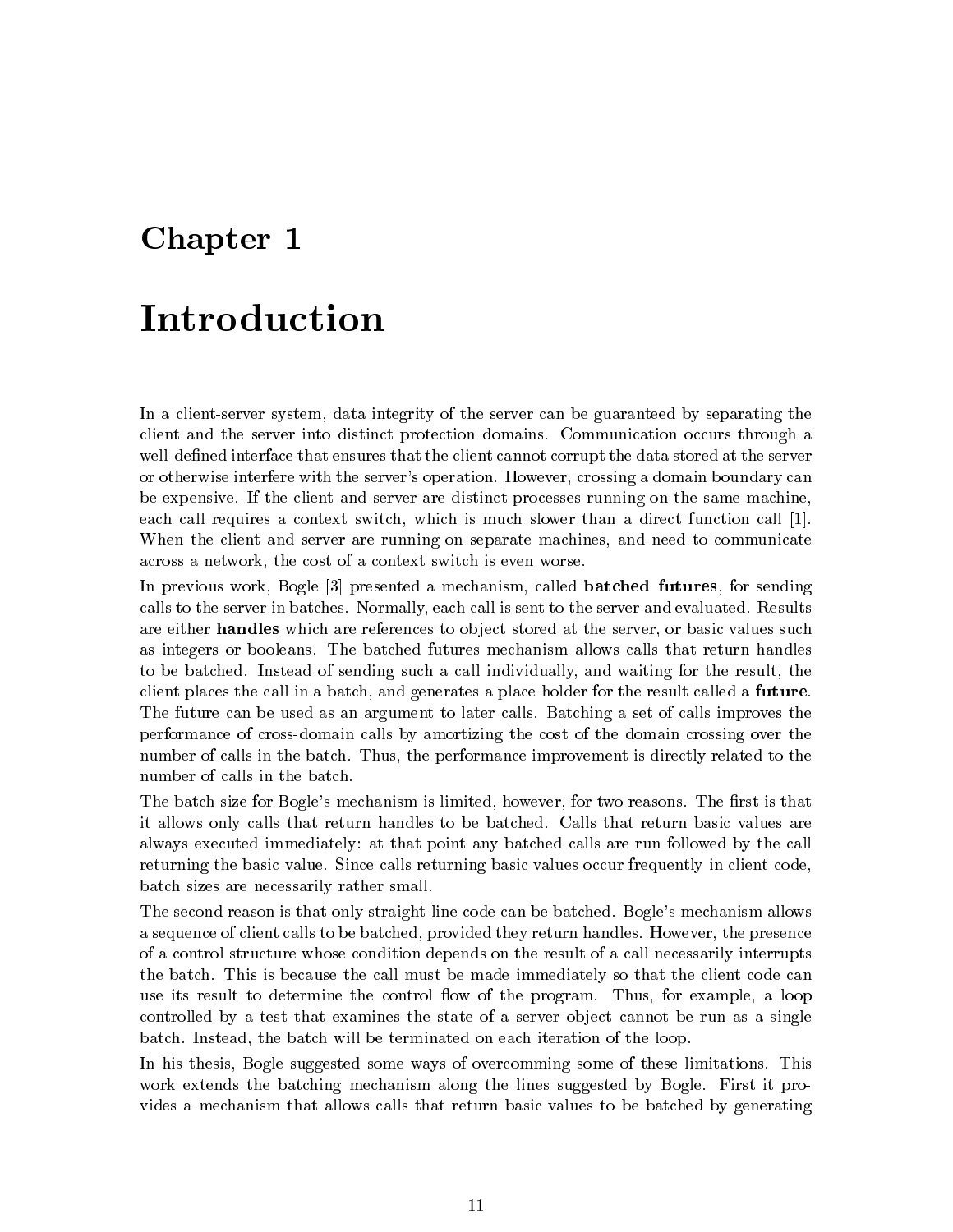# Chapter 1

# Introduction

In a client-server system, data integrity of the server can be guaranteed by separating the client and the server into distinct protection domains. Communication occurs through a well-defined interface that ensures that the client cannot corrupt the data stored at the server or otherwise interfere with the server's operation. However, crossing a domain boundary can be expensive. If the client and server are distinct processes running on the same machine, each call requires a context switch, which is much slower than a direct function call [1]. When the client and server are running on separate machines, and need to communicate across a network, the cost of a context switch is even worse.

In previous work, Bogle [3] presented a mechanism, called **batched futures**, for sending calls to the server in batches. Normally, each call is sent to the server and evaluated. Results are either **handles** which are references to object stored at the server, or basic values such as integers or booleans. The batched futures mechanism allows calls that return handles to be batched. Instead of sending such a call individually, and waiting for the result, the client places the call in a batch, and generates a place holder for the result called a **future**. The future can be used as an argument to later calls. Batching a set of calls improves the performance of cross-domain calls by amortizing the cost of the domain crossing over the number of calls in the batch. Thus, the performance improvement is directly related to the number of calls in the batch.

The batch size for Bogle's mechanism is limited, however, for two reasons. The first is that it allows only calls that return handles to be batched. Calls that return basic values are always executed immediately: at that point any batched calls are run followed by the call returning the basic value. Since calls returning basic values occur frequently in client code, batch sizes are necessarily rather small.

The second reason is that only straight-line code can be batched. Bogle's mechanism allows a sequence of client calls to be batched, provided they return handles. However, the presence of a control structure whose condition depends on the result of a call necessarily interrupts the batch. This is because the call must be made immediately so that the client code can use its result to determine the control flow of the program. Thus, for example, a loop controlled by a test that examines the state of a server object cannot be run as a single batch. Instead, the batch will be terminated on each iteration of the loop.

In his thesis, Bogle suggested some ways of overcomming some of these limitations. This work extends the batching mechanism along the lines suggested by Bogle. First it provides a mechanism that allows calls that return basic values to be batched by generating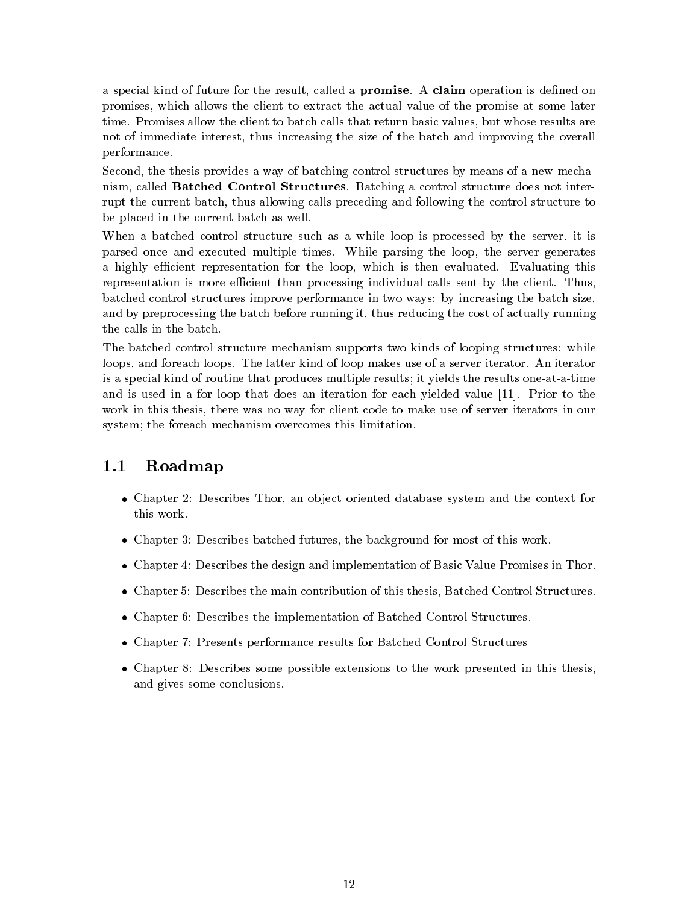a special kind of future for the result, called a **promise**. A **claim** operation is defined on promises, which allows the client to extract the actual value of the promise at some later time. Promises allow the client to batch calls that return basic values, but whose results are not of immediate interest, thus increasing the size of the batch and improving the overall performance.

Second, the thesis provides a way of batching control structures by means of a new mechanism, called **Batched Control Structures**. Batching a control structure does not interrupt the current batch, thus allowing calls preceding and following the control structure to be placed in the current batch as well.

When a batched control structure such as a while loop is processed by the server, it is parsed once and executed multiple times. While parsing the loop, the server generates a highly efficient representation for the loop, which is then evaluated. Evaluating this representation is more efficient than processing individual calls sent by the client. Thus, batched control structures improve performance in two ways: by increasing the batch size, and by preprocessing the batch before running it, thus reducing the cost of actually running the calls in the batch.

The batched control structure mechanism supports two kinds of looping structures: while loops, and foreach loops. The latter kind of loop makes use of a server iterator. An iterator is a special kind of routine that produces multiple results; it yields the results one-at-a-time and is used in a for loop that does an iteration for each yielded value [11]. Prior to the work in this thesis, there was no way for client code to make use of server iterators in our system; the foreach mechanism overcomes this limitation.

## 1.1 Roadmap

- Chapter 2: Describes Thor, an object oriented database system and the context for this work.
- Chapter 3: Describes batched futures, the background for most of this work.
- Chapter 4: Describes the design and implementation of Basic Value Promises in Thor.
- Chapter 5: Describes the main contribution of this thesis, Batched Control Structures.
- Chapter 6: Describes the implementation of Batched Control Structures.
- Chapter 7: Presents performance results for Batched Control Structures
- Chapter 8: Describes some possible extensions to the work presented in this thesis, and gives some conclusions.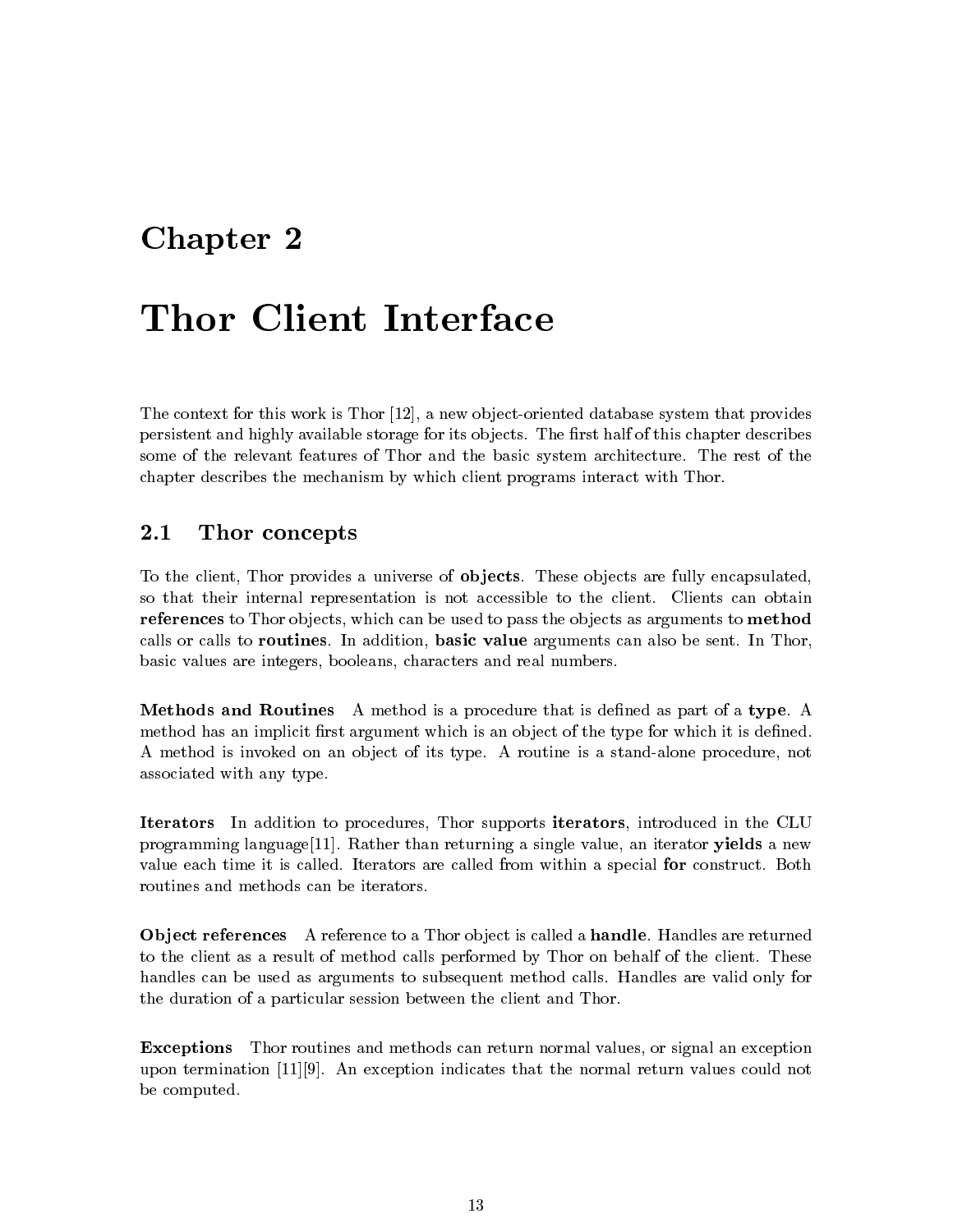# Chapter 2

# Thor Client Interface

The context for this work is Thor [12], a new object-oriented database system that provides persistent and highly available storage for its objects. The first half of this chapter describes some of the relevant features of Thor and the basic system architecture. The rest of the chapter describes the mechanism by which client programs interact with Thor.

## 2.1 Thor concepts

To the client, Thor provides a universe of **objects**. These objects are fully encapsulated, so that their internal representation is not accessible to the client. Clients can obtain **references** to Thor objects, which can be used to pass the objects as arguments to **method** calls or calls to **routines**. In addition, **basic value** arguments can also be sent. In Thor, basic values are integers, booleans, characters and real numbers.

**Methods and Routines** A method is a procedure that is defined as part of a **type**. A method has an implicit first argument which is an object of the type for which it is defined. A method is invoked on an object of its type. A routine is a stand-alone procedure, not associated with any type.

**Iterators** In addition to procedures, Thor supports **iterators**, introduced in the CLU programming language[11]. Rather than returning a single value, an iterator **yields** a new value each time it is called. Iterators are called from within a special **for** construct. Both routines and methods can be iterators.

**Object references** A reference to a Thor object is called a **handle**. Handles are returned to the client as a result of method calls performed by Thor on behalf of the client. These handles can be used as arguments to subsequent method calls. Handles are valid only for the duration of a particular session between the client and Thor.

**Exceptions** Thor routines and methods can return normal values, or signal an exception upon termination [11][9]. An exception indicates that the normal return values could not be computed.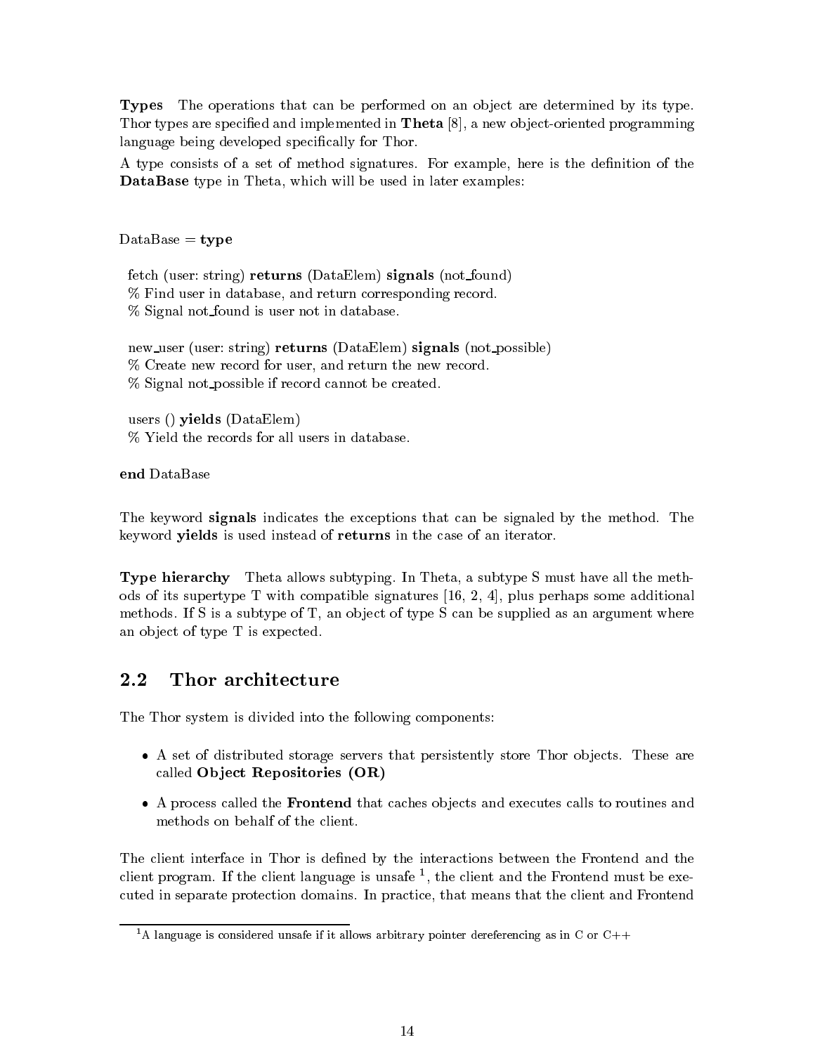**Types** The operations that can be performed on an object are determined by its type. Thor types are specified and implemented in **Theta** [8], a new object-oriented programming language being developed specifically for Thor.

A type consists of a set of method signatures. For example, here is the definition of the **DataBase** type in Theta, which will be used in later examples:

```
DataBase = type

  fetch (user: string) returns (DataElem) signals (not_found)
  % Find user in database, and return corresponding record.
  % Signal not_found is user not in database.

  new_user (user: string) returns (DataElem) signals (not_possible)
  % Create new record for user, and return the new record.
  % Signal not_possible if record cannot be created.

  users () yields (DataElem)
  % Yield the records for all users in database.

end DataBase
```

The keyword **signals** indicates the exceptions that can be signaled by the method. The keyword **yields** is used instead of **returns** in the case of an iterator.

**Type hierarchy** Theta allows subtyping. In Theta, a subtype S must have all the methods of its supertype T with compatible signatures [16, 2, 4], plus perhaps some additional methods. If S is a subtype of T, an object of type S can be supplied as an argument where an object of type T is expected.

## 2.2 Thor architecture

The Thor system is divided into the following components:

- A set of distributed storage servers that persistently store Thor objects. These are called **Object Repositories (OR)**
- A process called the **Frontend** that caches objects and executes calls to routines and methods on behalf of the client.

The client interface in Thor is defined by the interactions between the Frontend and the client program. If the client language is unsafe [1], the client and the Frontend must be executed in separate protection domains. In practice, that means that the client and Frontend

[1] A language is considered unsafe if it allows arbitrary pointer dereferencing as in C or C++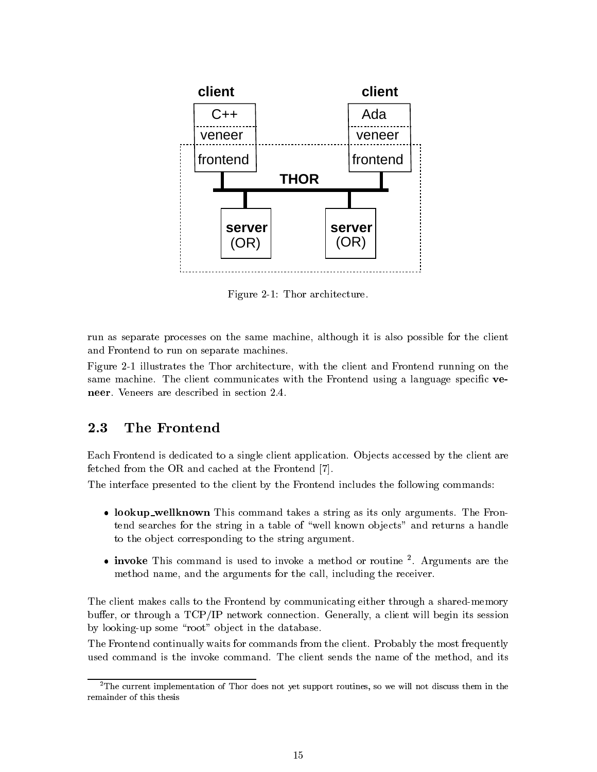Figure 2-1: Thor architecture.

run as separate processes on the same machine, although it is also possible for the client and Frontend to run on separate machines.

Figure 2-1 illustrates the Thor architecture, with the client and Frontend running on the same machine. The client communicates with the Frontend using a language specific **veneer**. Veneers are described in section 2.4.

## 2.3 The Frontend

Each Frontend is dedicated to a single client application. Objects accessed by the client are fetched from the OR and cached at the Frontend [7].

The interface presented to the client by the Frontend includes the following commands:

- **lookup_wellknown** This command takes a string as its only arguments. The Frontend searches for the string in a table of "well known objects" and returns a handle to the object corresponding to the string argument.
- **invoke** This command is used to invoke a method or routine [2]. Arguments are the method name, and the arguments for the call, including the receiver.

The client makes calls to the Frontend by communicating either through a shared-memory buffer, or through a TCP/IP network connection. Generally, a client will begin its session by looking-up some "root" object in the database.

The Frontend continually waits for commands from the client. Probably the most frequently used command is the invoke command. The client sends the name of the method, and its

[2] The current implementation of Thor does not yet support routines, so we will not discuss them in the remainder of this thesis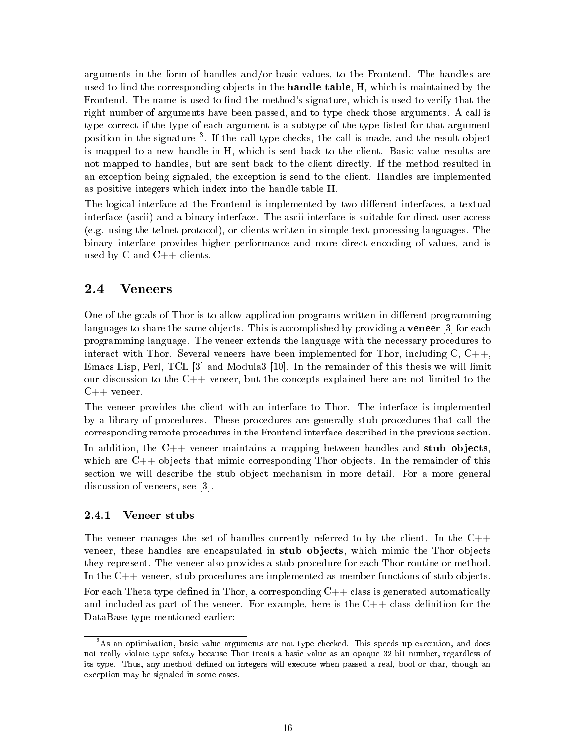arguments in the form of handles and/or basic values, to the Frontend. The handles are used to find the corresponding objects in the **handle table**, H, which is maintained by the Frontend. The name is used to find the method's signature, which is used to verify that the right number of arguments have been passed, and to type check those arguments. A call is type correct if the type of each argument is a subtype of the type listed for that argument position in the signature [3]. If the call type checks, the call is made, and the result object is mapped to a new handle in H, which is sent back to the client. Basic value results are not mapped to handles, but are sent back to the client directly. If the method resulted in an exception being signaled, the exception is send to the client. Handles are implemented as positive integers which index into the handle table H.

The logical interface at the Frontend is implemented by two different interfaces, a textual interface (ascii) and a binary interface. The ascii interface is suitable for direct user access (e.g. using the telnet protocol), or clients written in simple text processing languages. The binary interface provides higher performance and more direct encoding of values, and is used by C and C++ clients.

## 2.4 Veneers

One of the goals of Thor is to allow application programs written in different programming languages to share the same objects. This is accomplished by providing a **veneer** [3] for each programming language. The veneer extends the language with the necessary procedures to interact with Thor. Several veneers have been implemented for Thor, including C, C++, Emacs Lisp, Perl, TCL [3] and Modula3 [10]. In the remainder of this thesis we will limit our discussion to the C++ veneer, but the concepts explained here are not limited to the C++ veneer.

The veneer provides the client with an interface to Thor. The interface is implemented by a library of procedures. These procedures are generally stub procedures that call the corresponding remote procedures in the Frontend interface described in the previous section.

In addition, the C++ veneer maintains a mapping between handles and **stub objects**, which are C++ objects that mimic corresponding Thor objects. In the remainder of this section we will describe the stub object mechanism in more detail. For a more general discussion of veneers, see [3].

### 2.4.1 Veneer stubs

The veneer manages the set of handles currently referred to by the client. In the C++ veneer, these handles are encapsulated in **stub objects**, which mimic the Thor objects they represent. The veneer also provides a stub procedure for each Thor routine or method. In the C++ veneer, stub procedures are implemented as member functions of stub objects.

For each Theta type defined in Thor, a corresponding C++ class is generated automatically and included as part of the veneer. For example, here is the C++ class definition for the DataBase type mentioned earlier:

---

[3] As an optimization, basic value arguments are not type checked. This speeds up execution, and does not really violate type safety because Thor treats a basic value as an opaque 32 bit number, regardless of its type. Thus, any method defined on integers will execute when passed a real, bool or char, though an exception may be signaled in some cases.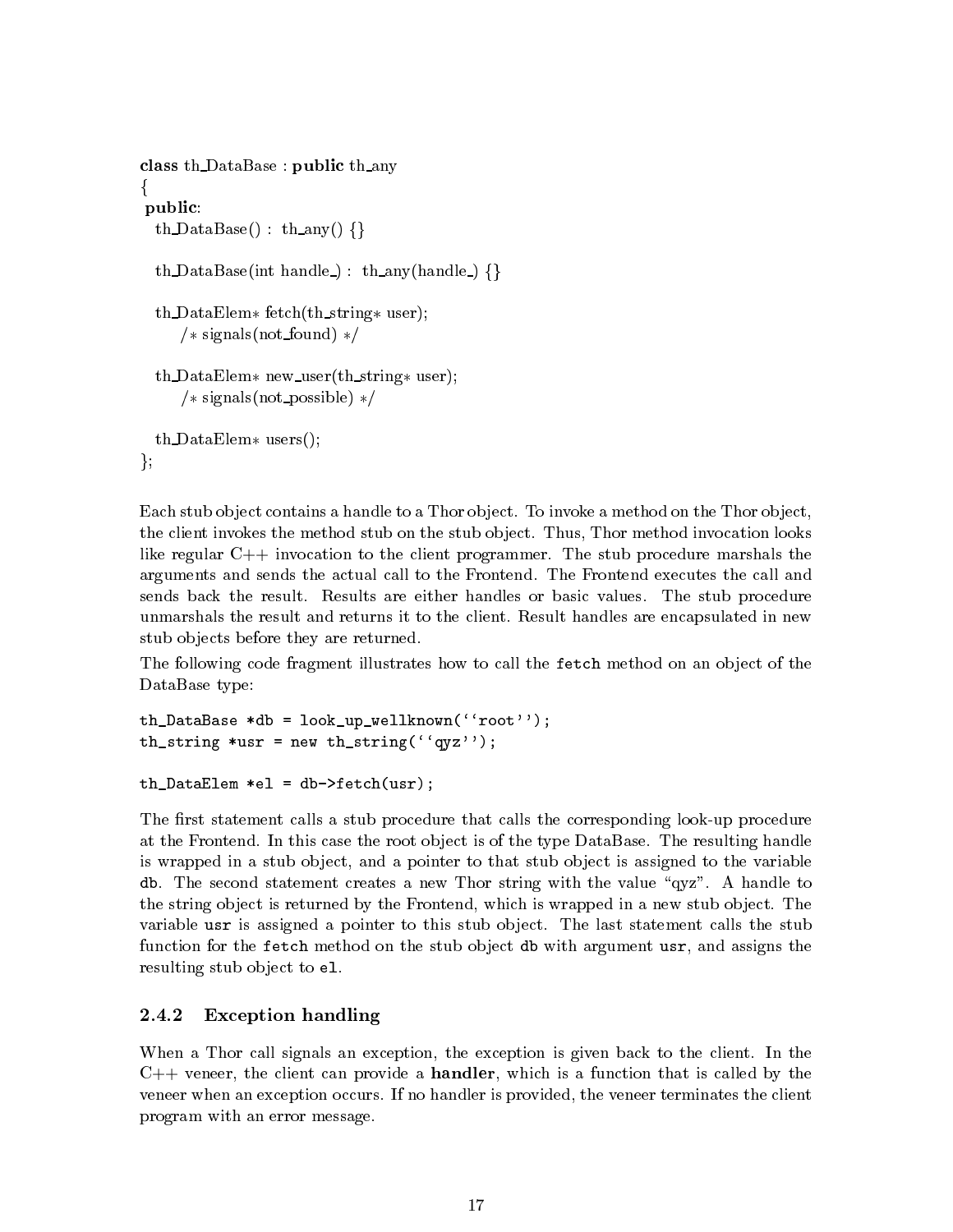```
class th_DataBase : public th_any
{
 public:
   th_DataBase() : th_any() {}

   th_DataBase(int handle_) : th_any(handle_) {}

   th_DataElem* fetch(th_string* user);
       /* signals(not_found) */

   th_DataElem* new_user(th_string* user);
       /* signals(not_possible) */

   th_DataElem* users();
};
```

Each stub object contains a handle to a Thor object. To invoke a method on the Thor object, the client invokes the method stub on the stub object. Thus, Thor method invocation looks like regular C++ invocation to the client programmer. The stub procedure marshals the arguments and sends the actual call to the Frontend. The Frontend executes the call and sends back the result. Results are either handles or basic values. The stub procedure unmarshals the result and returns it to the client. Result handles are encapsulated in new stub objects before they are returned.

The following code fragment illustrates how to call the `fetch` method on an object of the DataBase type:

```
th_DataBase *db = look_up_wellknown(``root'');
th_string *usr = new th_string(``qyz'');

th_DataElem *el = db->fetch(usr);
```

The first statement calls a stub procedure that calls the corresponding look-up procedure at the Frontend. In this case the root object is of the type DataBase. The resulting handle is wrapped in a stub object, and a pointer to that stub object is assigned to the variable `db`. The second statement creates a new Thor string with the value "qyz". A handle to the string object is returned by the Frontend, which is wrapped in a new stub object. The variable `usr` is assigned a pointer to this stub object. The last statement calls the stub function for the `fetch` method on the stub object `db` with argument `usr`, and assigns the resulting stub object to `el`.

### 2.4.2 Exception handling

When a Thor call signals an exception, the exception is given back to the client. In the C++ veneer, the client can provide a **handler**, which is a function that is called by the veneer when an exception occurs. If no handler is provided, the veneer terminates the client program with an error message.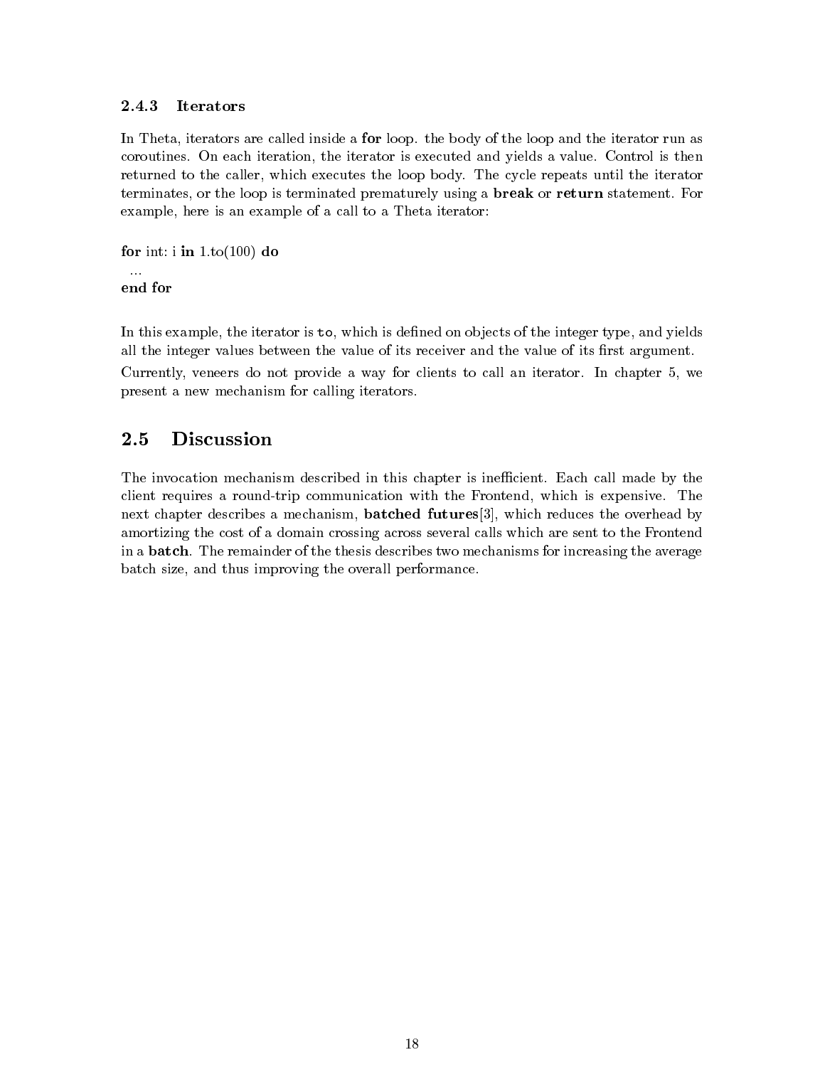### 2.4.3 Iterators

In Theta, iterators are called inside a **for** loop. the body of the loop and the iterator run as coroutines. On each iteration, the iterator is executed and yields a value. Control is then returned to the caller, which executes the loop body. The cycle repeats until the iterator terminates, or the loop is terminated prematurely using a **break** or **return** statement. For example, here is an example of a call to a Theta iterator:

```
for int: i in 1.to(100) do
  ...
end for
```

In this example, the iterator is `to`, which is defined on objects of the integer type, and yields all the integer values between the value of its receiver and the value of its first argument.

Currently, veneers do not provide a way for clients to call an iterator. In chapter 5, we present a new mechanism for calling iterators.

## 2.5 Discussion

The invocation mechanism described in this chapter is inefficient. Each call made by the client requires a round-trip communication with the Frontend, which is expensive. The next chapter describes a mechanism, **batched futures**[3], which reduces the overhead by amortizing the cost of a domain crossing across several calls which are sent to the Frontend in a **batch**. The remainder of the thesis describes two mechanisms for increasing the average batch size, and thus improving the overall performance.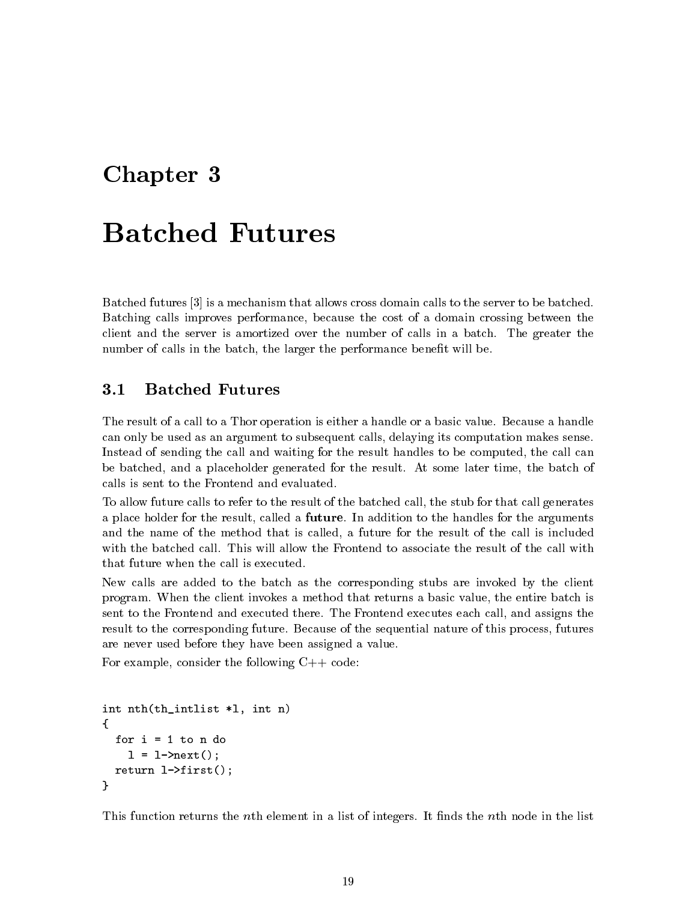# Chapter 3

# Batched Futures

Batched futures [3] is a mechanism that allows cross domain calls to the server to be batched. Batching calls improves performance, because the cost of a domain crossing between the client and the server is amortized over the number of calls in a batch. The greater the number of calls in the batch, the larger the performance benefit will be.

## 3.1 Batched Futures

The result of a call to a Thor operation is either a handle or a basic value. Because a handle can only be used as an argument to subsequent calls, delaying its computation makes sense. Instead of sending the call and waiting for the result handles to be computed, the call can be batched, and a placeholder generated for the result. At some later time, the batch of calls is sent to the Frontend and evaluated.

To allow future calls to refer to the result of the batched call, the stub for that call generates a place holder for the result, called a **future**. In addition to the handles for the arguments and the name of the method that is called, a future for the result of the call is included with the batched call. This will allow the Frontend to associate the result of the call with that future when the call is executed.

New calls are added to the batch as the corresponding stubs are invoked by the client program. When the client invokes a method that returns a basic value, the entire batch is sent to the Frontend and executed there. The Frontend executes each call, and assigns the result to the corresponding future. Because of the sequential nature of this process, futures are never used before they have been assigned a value.

For example, consider the following C++ code:

```
int nth(th_intlist *l, int n)
{
  for i = 1 to n do
    l = l->next();
  return l->first();
}
```

This function returns the $n$th element in a list of integers. It finds the $n$th node in the list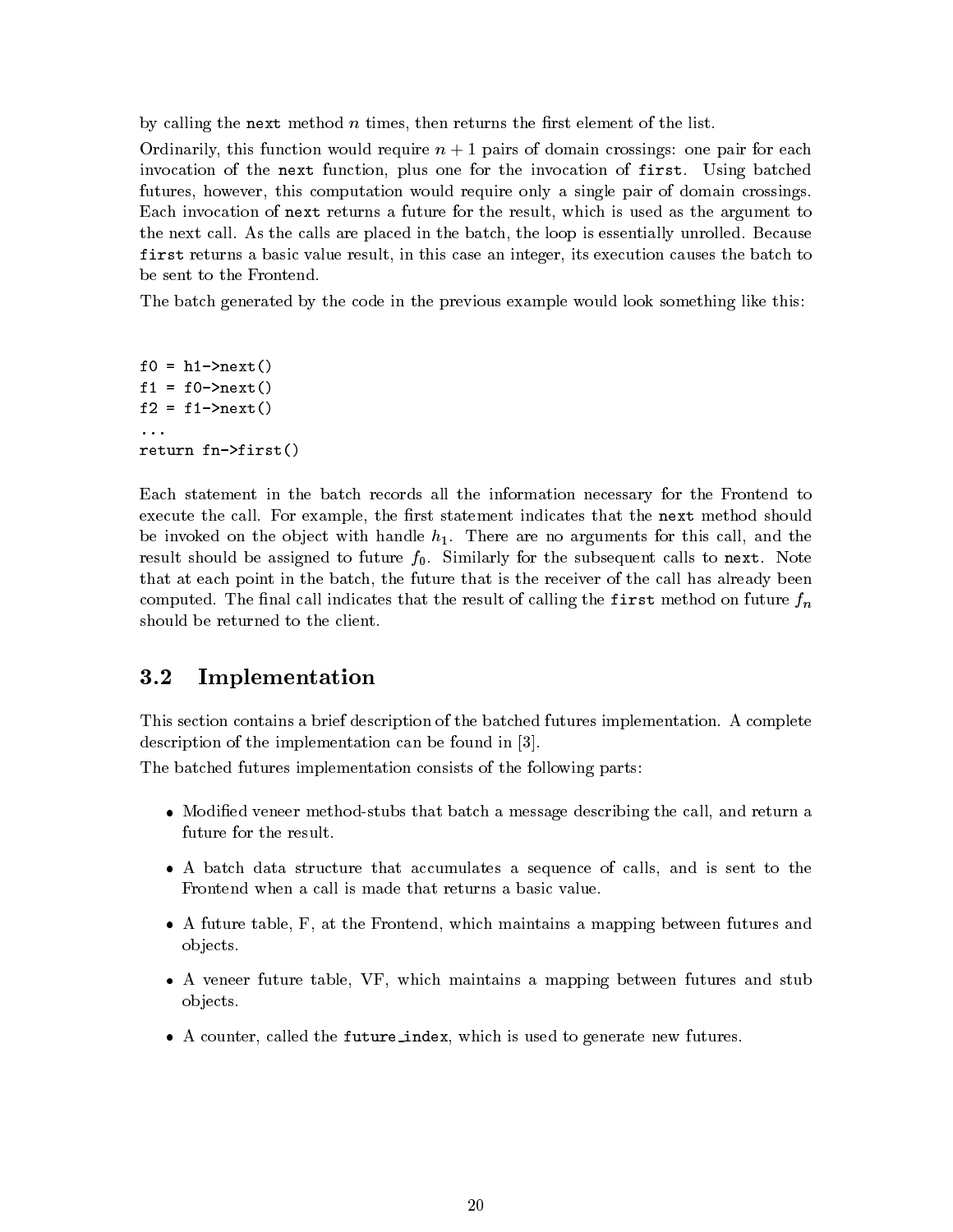by calling the `next` method $n$ times, then returns the first element of the list.

Ordinarily, this function would require $n + 1$ pairs of domain crossings: one pair for each invocation of the `next` function, plus one for the invocation of `first`. Using batched futures, however, this computation would require only a single pair of domain crossings. Each invocation of `next` returns a future for the result, which is used as the argument to the next call. As the calls are placed in the batch, the loop is essentially unrolled. Because `first` returns a basic value result, in this case an integer, its execution causes the batch to be sent to the Frontend.

The batch generated by the code in the previous example would look something like this:

```
f0 = h1->next()
f1 = f0->next()
f2 = f1->next()
...
return fn->first()
```

Each statement in the batch records all the information necessary for the Frontend to execute the call. For example, the first statement indicates that the `next` method should be invoked on the object with handle $h_1$. There are no arguments for this call, and the result should be assigned to future $f_0$. Similarly for the subsequent calls to `next`. Note that at each point in the batch, the future that is the receiver of the call has already been computed. The final call indicates that the result of calling the `first` method on future $f_n$ should be returned to the client.

## 3.2 Implementation

This section contains a brief description of the batched futures implementation. A complete description of the implementation can be found in [3].

The batched futures implementation consists of the following parts:

- Modified veneer method-stubs that batch a message describing the call, and return a future for the result.
- A batch data structure that accumulates a sequence of calls, and is sent to the Frontend when a call is made that returns a basic value.
- A future table, F, at the Frontend, which maintains a mapping between futures and objects.
- A veneer future table, VF, which maintains a mapping between futures and stub objects.
- A counter, called the `future_index`, which is used to generate new futures.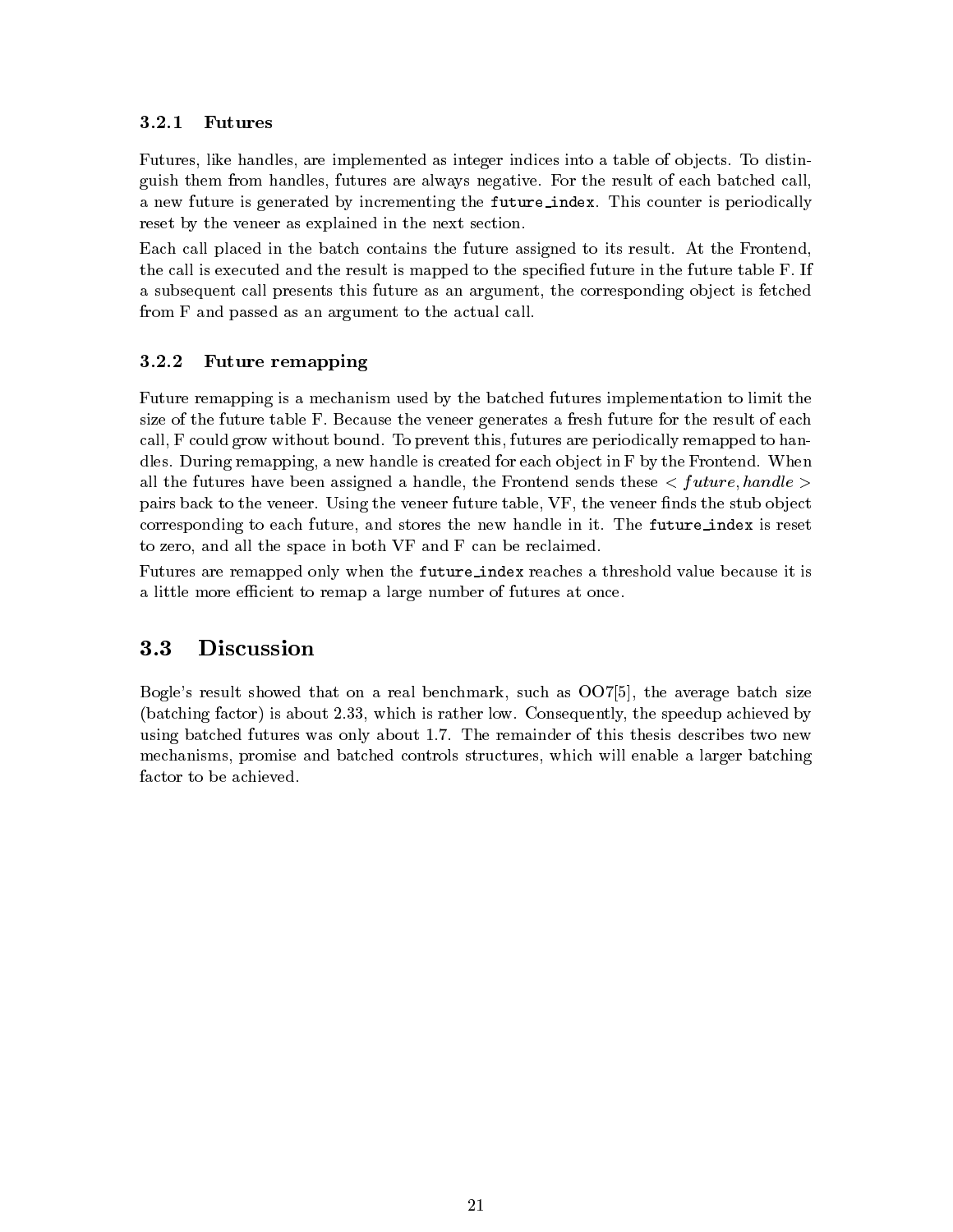### 3.2.1 Futures

Futures, like handles, are implemented as integer indices into a table of objects. To distinguish them from handles, futures are always negative. For the result of each batched call, a new future is generated by incrementing the `future_index`. This counter is periodically reset by the veneer as explained in the next section.

Each call placed in the batch contains the future assigned to its result. At the Frontend, the call is executed and the result is mapped to the specified future in the future table F. If a subsequent call presents this future as an argument, the corresponding object is fetched from F and passed as an argument to the actual call.

### 3.2.2 Future remapping

Future remapping is a mechanism used by the batched futures implementation to limit the size of the future table F. Because the veneer generates a fresh future for the result of each call, F could grow without bound. To prevent this, futures are periodically remapped to handles. During remapping, a new handle is created for each object in F by the Frontend. When all the futures have been assigned a handle, the Frontend sends these $< future, handle >$ pairs back to the veneer. Using the veneer future table, VF, the veneer finds the stub object corresponding to each future, and stores the new handle in it. The `future_index` is reset to zero, and all the space in both VF and F can be reclaimed.

Futures are remapped only when the `future_index` reaches a threshold value because it is a little more efficient to remap a large number of futures at once.

## 3.3 Discussion

Bogle's result showed that on a real benchmark, such as OO7[5], the average batch size (batching factor) is about 2.33, which is rather low. Consequently, the speedup achieved by using batched futures was only about 1.7. The remainder of this thesis describes two new mechanisms, promise and batched controls structures, which will enable a larger batching factor to be achieved.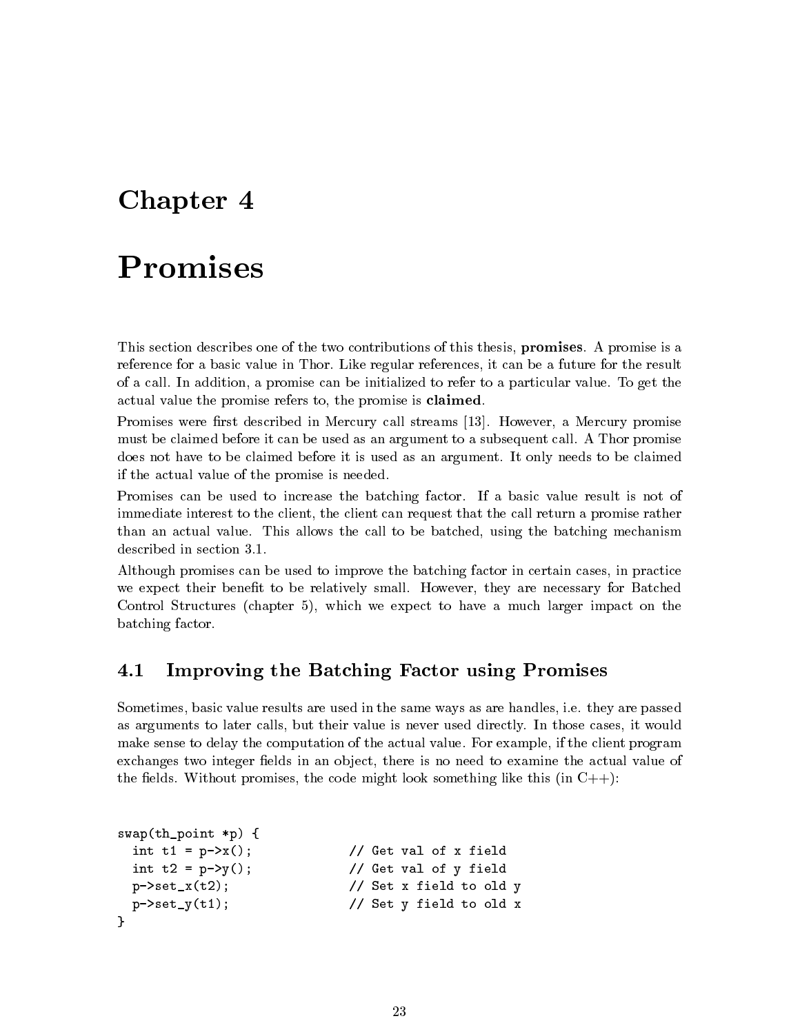# Chapter 4

# Promises

This section describes one of the two contributions of this thesis, **promises**. A promise is a reference for a basic value in Thor. Like regular references, it can be a future for the result of a call. In addition, a promise can be initialized to refer to a particular value. To get the actual value the promise refers to, the promise is **claimed**.

Promises were first described in Mercury call streams [13]. However, a Mercury promise must be claimed before it can be used as an argument to a subsequent call. A Thor promise does not have to be claimed before it is used as an argument. It only needs to be claimed if the actual value of the promise is needed.

Promises can be used to increase the batching factor. If a basic value result is not of immediate interest to the client, the client can request that the call return a promise rather than an actual value. This allows the call to be batched, using the batching mechanism described in section 3.1.

Although promises can be used to improve the batching factor in certain cases, in practice we expect their benefit to be relatively small. However, they are necessary for Batched Control Structures (chapter 5), which we expect to have a much larger impact on the batching factor.

## 4.1 Improving the Batching Factor using Promises

Sometimes, basic value results are used in the same ways as are handles, i.e. they are passed as arguments to later calls, but their value is never used directly. In those cases, it would make sense to delay the computation of the actual value. For example, if the client program exchanges two integer fields in an object, there is no need to examine the actual value of the fields. Without promises, the code might look something like this (in C++):

```
swap(th_point *p) {
  int t1 = p->x();            // Get val of x field
  int t2 = p->y();            // Get val of y field
  p->set_x(t2);               // Set x field to old y
  p->set_y(t1);               // Set y field to old x
}
```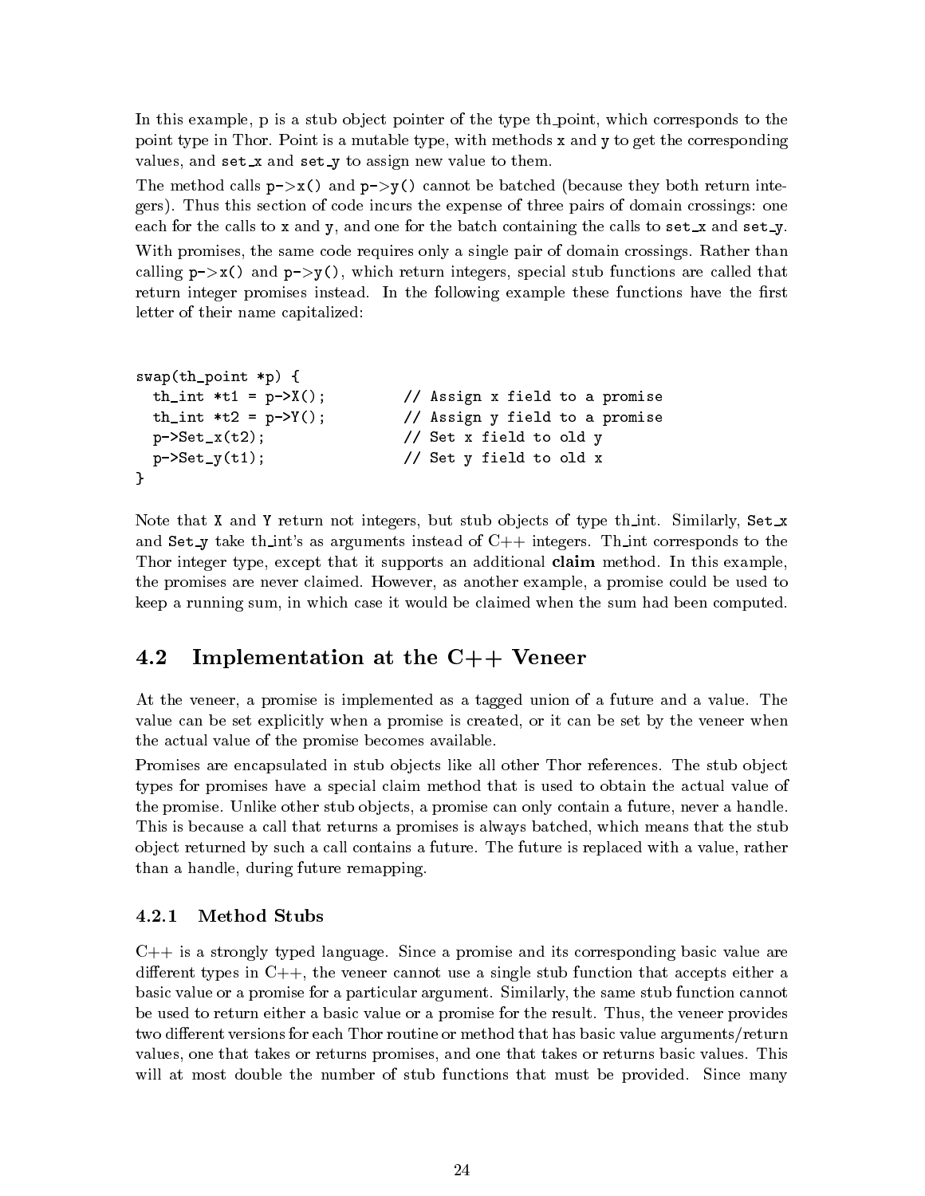In this example, p is a stub object pointer of the type th_point, which corresponds to the point type in Thor. Point is a mutable type, with methods `x` and `y` to get the corresponding values, and `set_x` and `set_y` to assign new value to them.

The method calls `p->x()` and `p->y()` cannot be batched (because they both return integers). Thus this section of code incurs the expense of three pairs of domain crossings: one each for the calls to `x` and `y`, and one for the batch containing the calls to `set_x` and `set_y`.

With promises, the same code requires only a single pair of domain crossings. Rather than calling `p->x()` and `p->y()`, which return integers, special stub functions are called that return integer promises instead. In the following example these functions have the first letter of their name capitalized:

```
swap(th_point *p) {
  th_int *t1 = p->X();         // Assign x field to a promise
  th_int *t2 = p->Y();         // Assign y field to a promise
  p->Set_x(t2);                // Set x field to old y
  p->Set_y(t1);                // Set y field to old x
}
```

Note that `X` and `Y` return not integers, but stub objects of type th_int. Similarly, `Set_x` and `Set_y` take th_int's as arguments instead of C++ integers. Th_int corresponds to the Thor integer type, except that it supports an additional **claim** method. In this example, the promises are never claimed. However, as another example, a promise could be used to keep a running sum, in which case it would be claimed when the sum had been computed.

## 4.2 Implementation at the C++ Veneer

At the veneer, a promise is implemented as a tagged union of a future and a value. The value can be set explicitly when a promise is created, or it can be set by the veneer when the actual value of the promise becomes available.

Promises are encapsulated in stub objects like all other Thor references. The stub object types for promises have a special claim method that is used to obtain the actual value of the promise. Unlike other stub objects, a promise can only contain a future, never a handle. This is because a call that returns a promises is always batched, which means that the stub object returned by such a call contains a future. The future is replaced with a value, rather than a handle, during future remapping.

### 4.2.1 Method Stubs

C++ is a strongly typed language. Since a promise and its corresponding basic value are different types in C++, the veneer cannot use a single stub function that accepts either a basic value or a promise for a particular argument. Similarly, the same stub function cannot be used to return either a basic value or a promise for the result. Thus, the veneer provides two different versions for each Thor routine or method that has basic value arguments/return values, one that takes or returns promises, and one that takes or returns basic values. This will at most double the number of stub functions that must be provided. Since many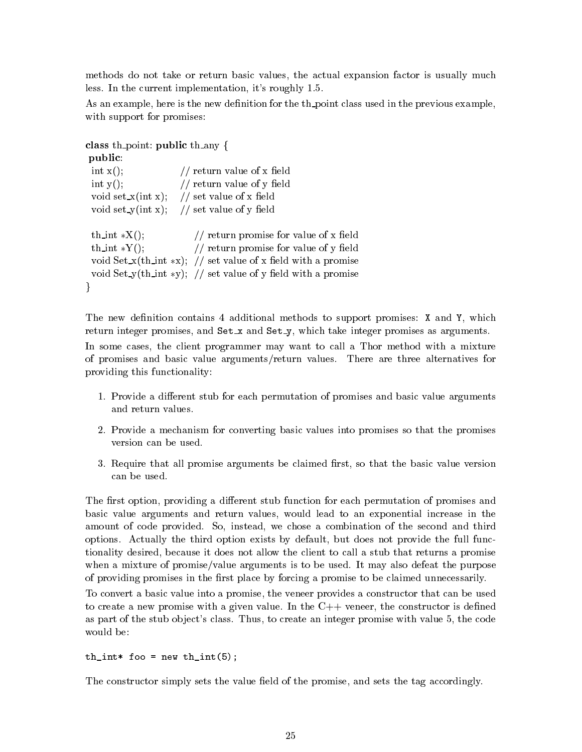methods do not take or return basic values, the actual expansion factor is usually much less. In the current implementation, it's roughly 1.5.

As an example, here is the new definition for the th_point class used in the previous example, with support for promises:

```
class th_point: public th_any {
 public:
  int x();              // return value of x field
  int y();              // return value of y field
  void set_x(int x);    // set value of x field
  void set_y(int x);    // set value of y field

  th_int *X();              // return promise for value of x field
  th_int *Y();              // return promise for value of y field
  void Set_x(th_int *x);   // set value of x field with a promise
  void Set_y(th_int *y);   // set value of y field with a promise
}
```

The new definition contains 4 additional methods to support promises: `X` and `Y`, which return integer promises, and `Set_x` and `Set_y`, which take integer promises as arguments.

In some cases, the client programmer may want to call a Thor method with a mixture of promises and basic value arguments/return values. There are three alternatives for providing this functionality:

1. Provide a different stub for each permutation of promises and basic value arguments and return values.
2. Provide a mechanism for converting basic values into promises so that the promises version can be used.
3. Require that all promise arguments be claimed first, so that the basic value version can be used.

The first option, providing a different stub function for each permutation of promises and basic value arguments and return values, would lead to an exponential increase in the amount of code provided. So, instead, we chose a combination of the second and third options. Actually the third option exists by default, but does not provide the full functionality desired, because it does not allow the client to call a stub that returns a promise when a mixture of promise/value arguments is to be used. It may also defeat the purpose of providing promises in the first place by forcing a promise to be claimed unnecessarily.

To convert a basic value into a promise, the veneer provides a constructor that can be used to create a new promise with a given value. In the C++ veneer, the constructor is defined as part of the stub object's class. Thus, to create an integer promise with value 5, the code would be:

```
th_int* foo = new th_int(5);
```

The constructor simply sets the value field of the promise, and sets the tag accordingly.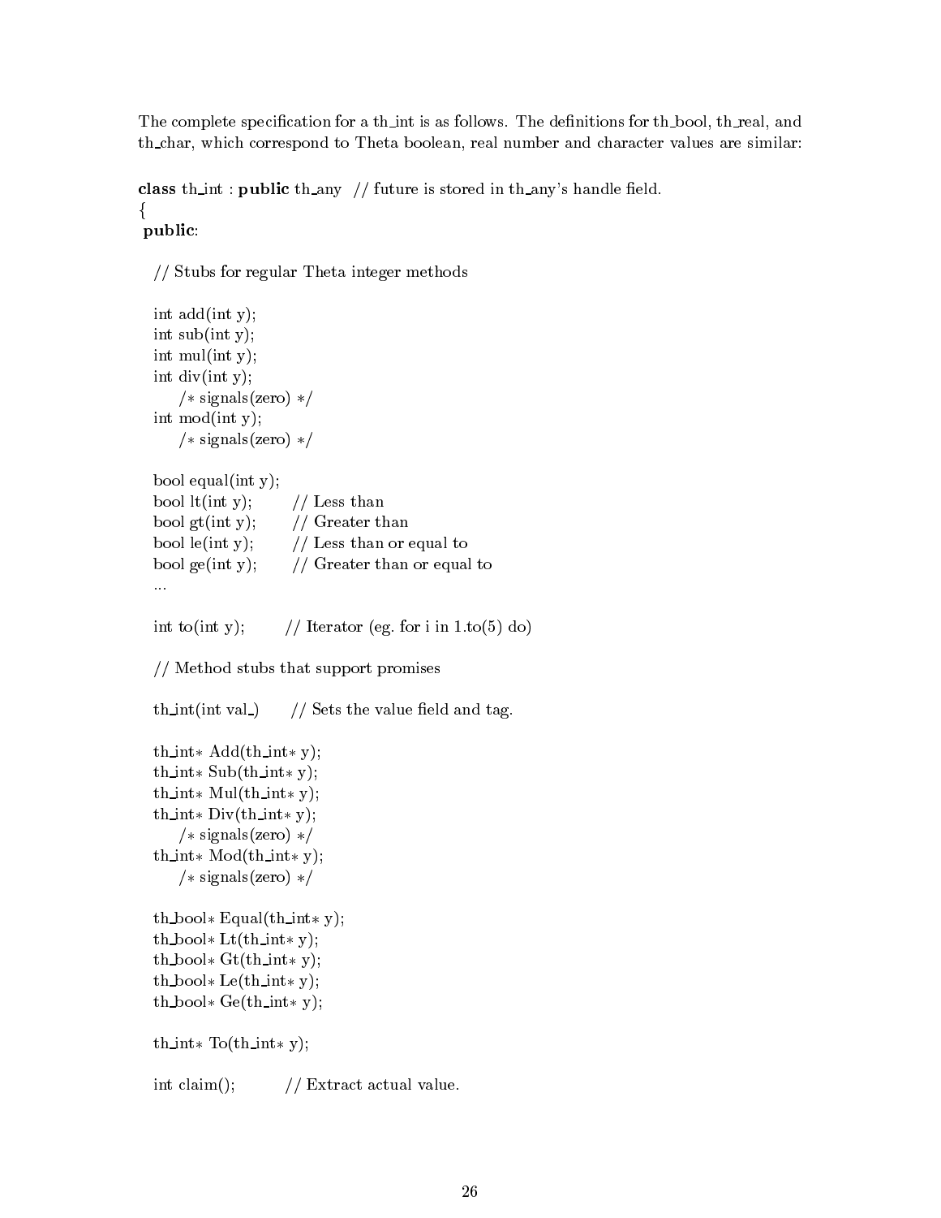The complete specification for a th_int is as follows. The definitions for th_bool, th_real, and th_char, which correspond to Theta boolean, real number and character values are similar:

```
class th_int : public th_any  // future is stored in th_any's handle field.
{
 public:

   // Stubs for regular Theta integer methods

   int add(int y);
   int sub(int y);
   int mul(int y);
   int div(int y);
        /* signals(zero) */
   int mod(int y);
        /* signals(zero) */

   bool equal(int y);
   bool lt(int y);        // Less than
   bool gt(int y);        // Greater than
   bool le(int y);        // Less than or equal to
   bool ge(int y);        // Greater than or equal to
   ...

   int to(int y);         // Iterator (eg. for i in 1.to(5) do)

   // Method stubs that support promises

   th_int(int val_)       // Sets the value field and tag.

   th_int* Add(th_int* y);
   th_int* Sub(th_int* y);
   th_int* Mul(th_int* y);
   th_int* Div(th_int* y);
        /* signals(zero) */
   th_int* Mod(th_int* y);
        /* signals(zero) */

   th_bool* Equal(th_int* y);
   th_bool* Lt(th_int* y);
   th_bool* Gt(th_int* y);
   th_bool* Le(th_int* y);
   th_bool* Ge(th_int* y);

   th_int* To(th_int* y);

   int claim();           // Extract actual value.
```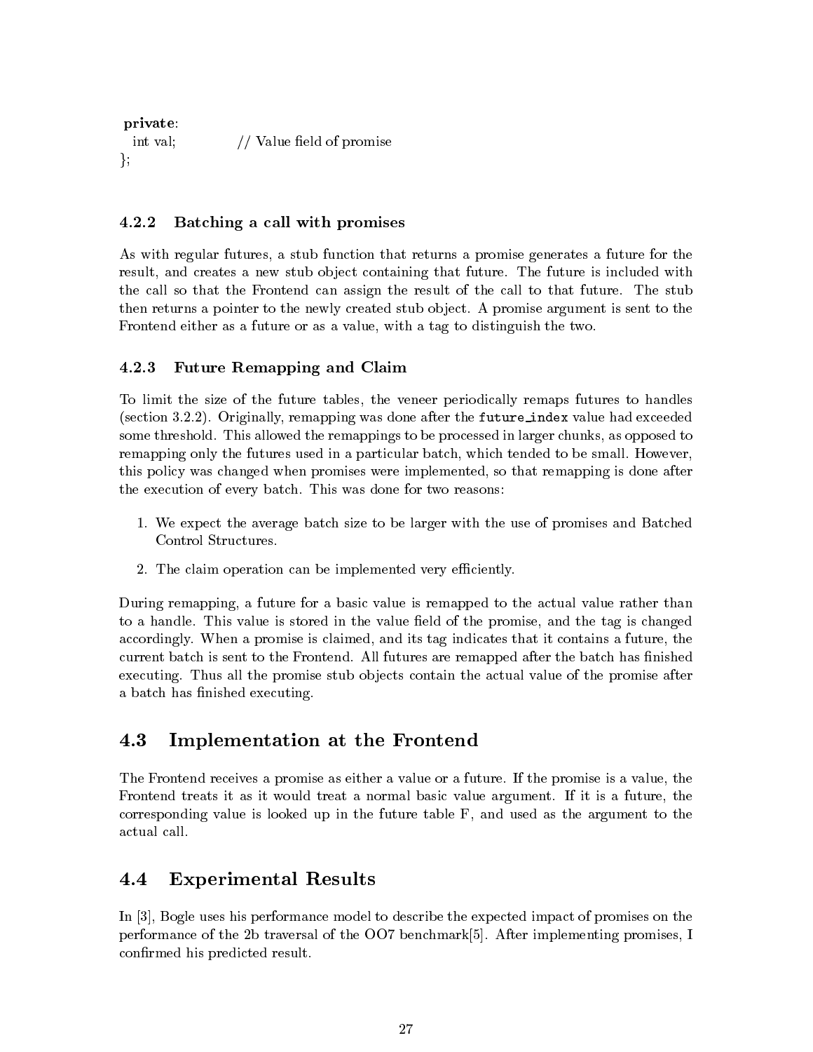```
private:
  int val;            // Value field of promise
};
```

### 4.2.2 Batching a call with promises

As with regular futures, a stub function that returns a promise generates a future for the result, and creates a new stub object containing that future. The future is included with the call so that the Frontend can assign the result of the call to that future. The stub then returns a pointer to the newly created stub object. A promise argument is sent to the Frontend either as a future or as a value, with a tag to distinguish the two.

### 4.2.3 Future Remapping and Claim

To limit the size of the future tables, the veneer periodically remaps futures to handles (section 3.2.2). Originally, remapping was done after the `future_index` value had exceeded some threshold. This allowed the remappings to be processed in larger chunks, as opposed to remapping only the futures used in a particular batch, which tended to be small. However, this policy was changed when promises were implemented, so that remapping is done after the execution of every batch. This was done for two reasons:

1. We expect the average batch size to be larger with the use of promises and Batched Control Structures.
2. The claim operation can be implemented very efficiently.

During remapping, a future for a basic value is remapped to the actual value rather than to a handle. This value is stored in the value field of the promise, and the tag is changed accordingly. When a promise is claimed, and its tag indicates that it contains a future, the current batch is sent to the Frontend. All futures are remapped after the batch has finished executing. Thus all the promise stub objects contain the actual value of the promise after a batch has finished executing.

## 4.3 Implementation at the Frontend

The Frontend receives a promise as either a value or a future. If the promise is a value, the Frontend treats it as it would treat a normal basic value argument. If it is a future, the corresponding value is looked up in the future table F, and used as the argument to the actual call.

## 4.4 Experimental Results

In [3], Bogle uses his performance model to describe the expected impact of promises on the performance of the 2b traversal of the OO7 benchmark[5]. After implementing promises, I confirmed his predicted result.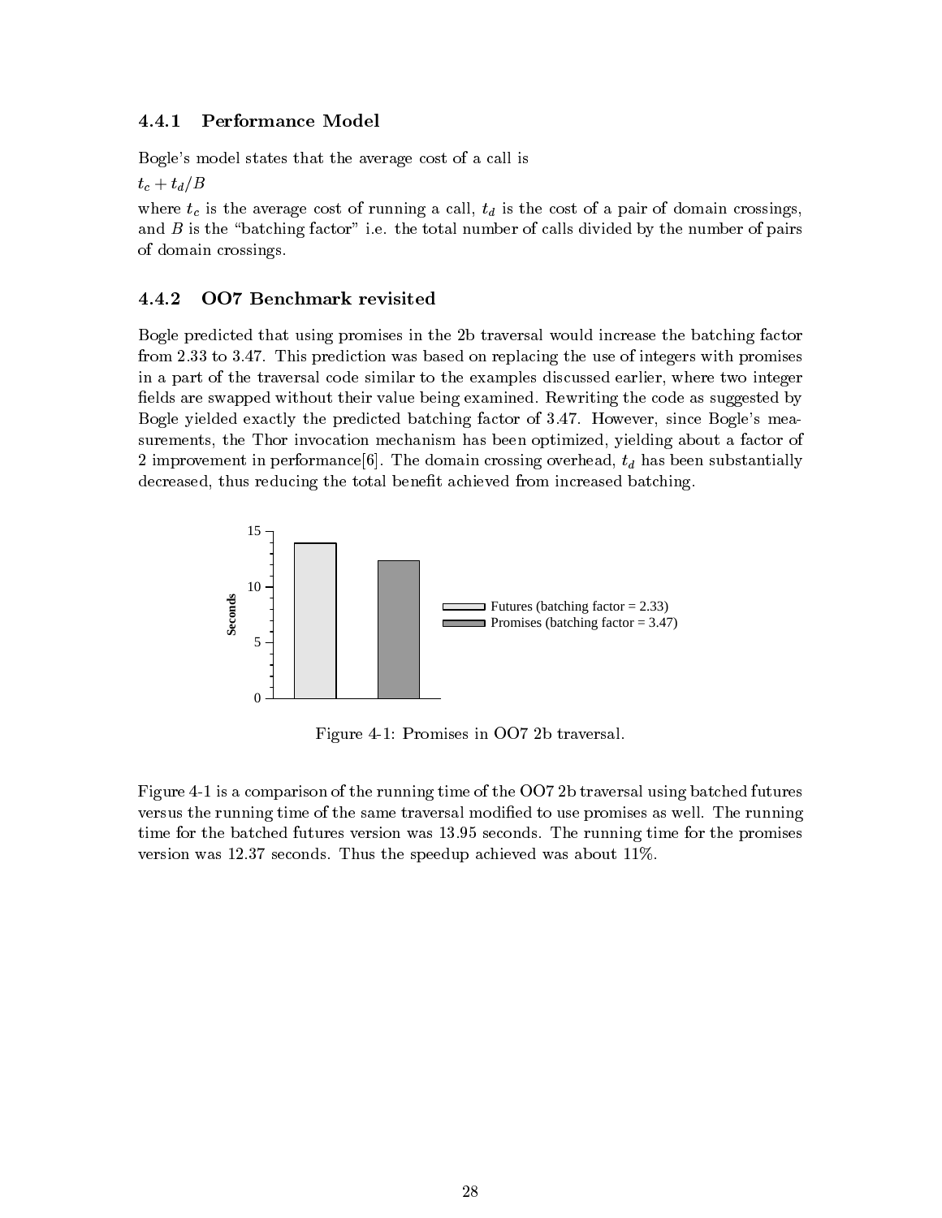### 4.4.1 Performance Model

Bogle's model states that the average cost of a call is

$t_c + t_d/B$

where $t_c$ is the average cost of running a call, $t_d$ is the cost of a pair of domain crossings, and $B$ is the "batching factor" i.e. the total number of calls divided by the number of pairs of domain crossings.

### 4.4.2 OO7 Benchmark revisited

Bogle predicted that using promises in the 2b traversal would increase the batching factor from 2.33 to 3.47. This prediction was based on replacing the use of integers with promises in a part of the traversal code similar to the examples discussed earlier, where two integer fields are swapped without their value being examined. Rewriting the code as suggested by Bogle yielded exactly the predicted batching factor of 3.47. However, since Bogle's measurements, the Thor invocation mechanism has been optimized, yielding about a factor of 2 improvement in performance[6]. The domain crossing overhead, $t_d$ has been substantially decreased, thus reducing the total benefit achieved from increased batching.

Figure 4-1: Promises in OO7 2b traversal.

Figure 4-1 is a comparison of the running time of the OO7 2b traversal using batched futures versus the running time of the same traversal modified to use promises as well. The running time for the batched futures version was 13.95 seconds. The running time for the promises version was 12.37 seconds. Thus the speedup achieved was about 11%.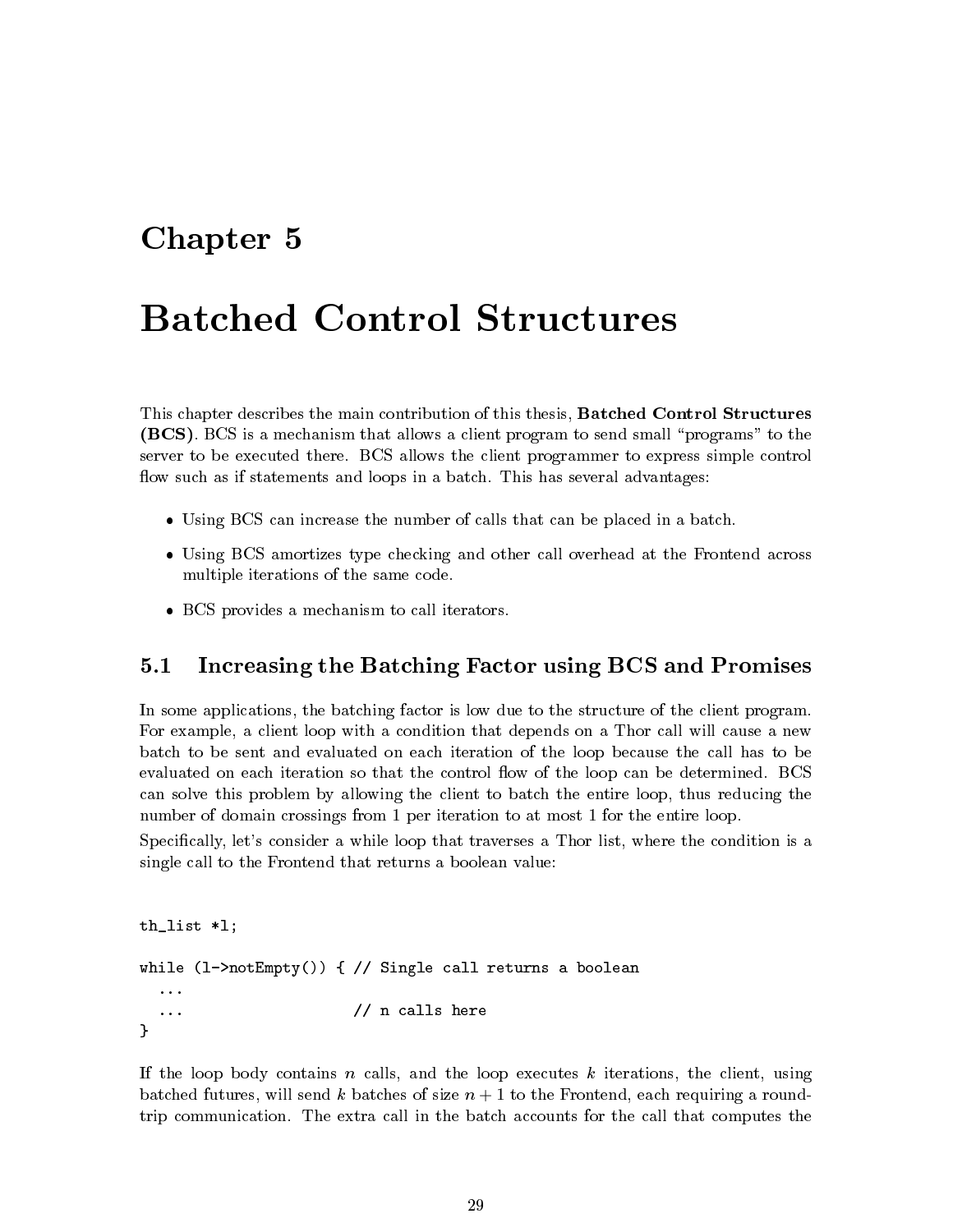# Chapter 5

# Batched Control Structures

This chapter describes the main contribution of this thesis, **Batched Control Structures (BCS)**. BCS is a mechanism that allows a client program to send small "programs" to the server to be executed there. BCS allows the client programmer to express simple control flow such as if statements and loops in a batch. This has several advantages:

- Using BCS can increase the number of calls that can be placed in a batch.
- Using BCS amortizes type checking and other call overhead at the Frontend across multiple iterations of the same code.
- BCS provides a mechanism to call iterators.

## 5.1 Increasing the Batching Factor using BCS and Promises

In some applications, the batching factor is low due to the structure of the client program. For example, a client loop with a condition that depends on a Thor call will cause a new batch to be sent and evaluated on each iteration of the loop because the call has to be evaluated on each iteration so that the control flow of the loop can be determined. BCS can solve this problem by allowing the client to batch the entire loop, thus reducing the number of domain crossings from 1 per iteration to at most 1 for the entire loop.

Specifically, let's consider a while loop that traverses a Thor list, where the condition is a single call to the Frontend that returns a boolean value:

```
th_list *l;

while (l->notEmpty()) { // Single call returns a boolean
  ...
  ...                   // n calls here
}
```

If the loop body contains $n$ calls, and the loop executes $k$ iterations, the client, using batched futures, will send $k$ batches of size $n + 1$ to the Frontend, each requiring a round-trip communication. The extra call in the batch accounts for the call that computes the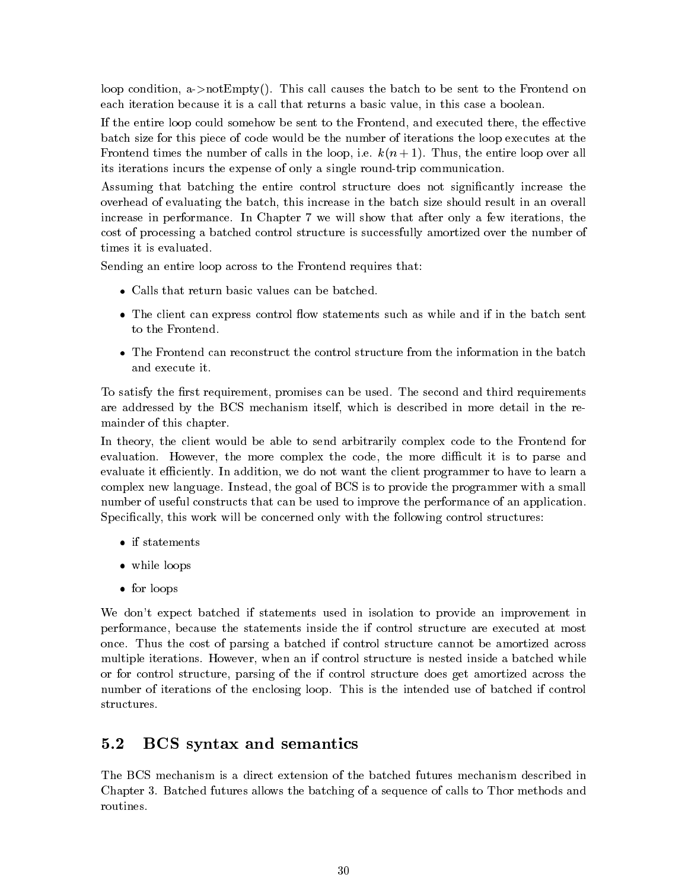loop condition, a->notEmpty(). This call causes the batch to be sent to the Frontend on each iteration because it is a call that returns a basic value, in this case a boolean.

If the entire loop could somehow be sent to the Frontend, and executed there, the effective batch size for this piece of code would be the number of iterations the loop executes at the Frontend times the number of calls in the loop, i.e. $k(n+1)$. Thus, the entire loop over all its iterations incurs the expense of only a single round-trip communication.

Assuming that batching the entire control structure does not significantly increase the overhead of evaluating the batch, this increase in the batch size should result in an overall increase in performance. In Chapter 7 we will show that after only a few iterations, the cost of processing a batched control structure is successfully amortized over the number of times it is evaluated.

Sending an entire loop across to the Frontend requires that:

- Calls that return basic values can be batched.
- The client can express control flow statements such as while and if in the batch sent to the Frontend.
- The Frontend can reconstruct the control structure from the information in the batch and execute it.

To satisfy the first requirement, promises can be used. The second and third requirements are addressed by the BCS mechanism itself, which is described in more detail in the remainder of this chapter.

In theory, the client would be able to send arbitrarily complex code to the Frontend for evaluation. However, the more complex the code, the more difficult it is to parse and evaluate it efficiently. In addition, we do not want the client programmer to have to learn a complex new language. Instead, the goal of BCS is to provide the programmer with a small number of useful constructs that can be used to improve the performance of an application. Specifically, this work will be concerned only with the following control structures:

- if statements
- while loops
- for loops

We don't expect batched if statements used in isolation to provide an improvement in performance, because the statements inside the if control structure are executed at most once. Thus the cost of parsing a batched if control structure cannot be amortized across multiple iterations. However, when an if control structure is nested inside a batched while or for control structure, parsing of the if control structure does get amortized across the number of iterations of the enclosing loop. This is the intended use of batched if control structures.

## 5.2 BCS syntax and semantics

The BCS mechanism is a direct extension of the batched futures mechanism described in Chapter 3. Batched futures allows the batching of a sequence of calls to Thor methods and routines.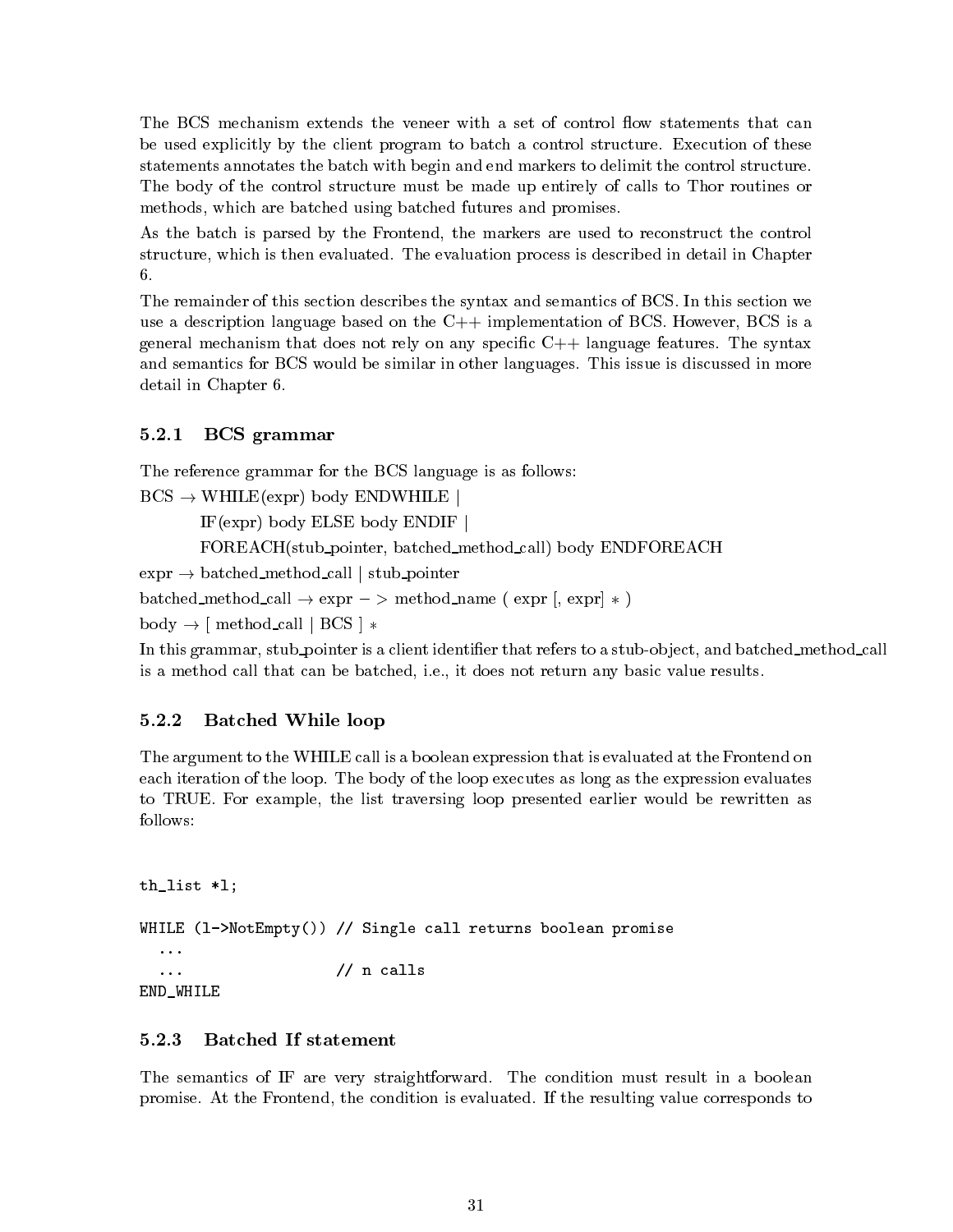The BCS mechanism extends the veneer with a set of control flow statements that can be used explicitly by the client program to batch a control structure. Execution of these statements annotates the batch with begin and end markers to delimit the control structure. The body of the control structure must be made up entirely of calls to Thor routines or methods, which are batched using batched futures and promises.

As the batch is parsed by the Frontend, the markers are used to reconstruct the control structure, which is then evaluated. The evaluation process is described in detail in Chapter 6.

The remainder of this section describes the syntax and semantics of BCS. In this section we use a description language based on the C++ implementation of BCS. However, BCS is a general mechanism that does not rely on any specific C++ language features. The syntax and semantics for BCS would be similar in other languages. This issue is discussed in more detail in Chapter 6.

### 5.2.1 BCS grammar

The reference grammar for the BCS language is as follows:

BCS → WHILE(expr) body ENDWHILE |

  IF(expr) body ELSE body ENDIF |

  FOREACH(stub_pointer, batched_method_call) body ENDFOREACH

expr → batched_method_call | stub_pointer

batched_method_call → expr − > method_name ( expr [, expr] ∗ )

body → [ method_call | BCS ] ∗

In this grammar, stub_pointer is a client identifier that refers to a stub-object, and batched_method_call is a method call that can be batched, i.e., it does not return any basic value results.

### 5.2.2 Batched While loop

The argument to the WHILE call is a boolean expression that is evaluated at the Frontend on each iteration of the loop. The body of the loop executes as long as the expression evaluates to TRUE. For example, the list traversing loop presented earlier would be rewritten as follows:

```
th_list *l;

WHILE (l->NotEmpty()) // Single call returns boolean promise
  ...
  ...                 // n calls
END_WHILE
```

### 5.2.3 Batched If statement

The semantics of IF are very straightforward. The condition must result in a boolean promise. At the Frontend, the condition is evaluated. If the resulting value corresponds to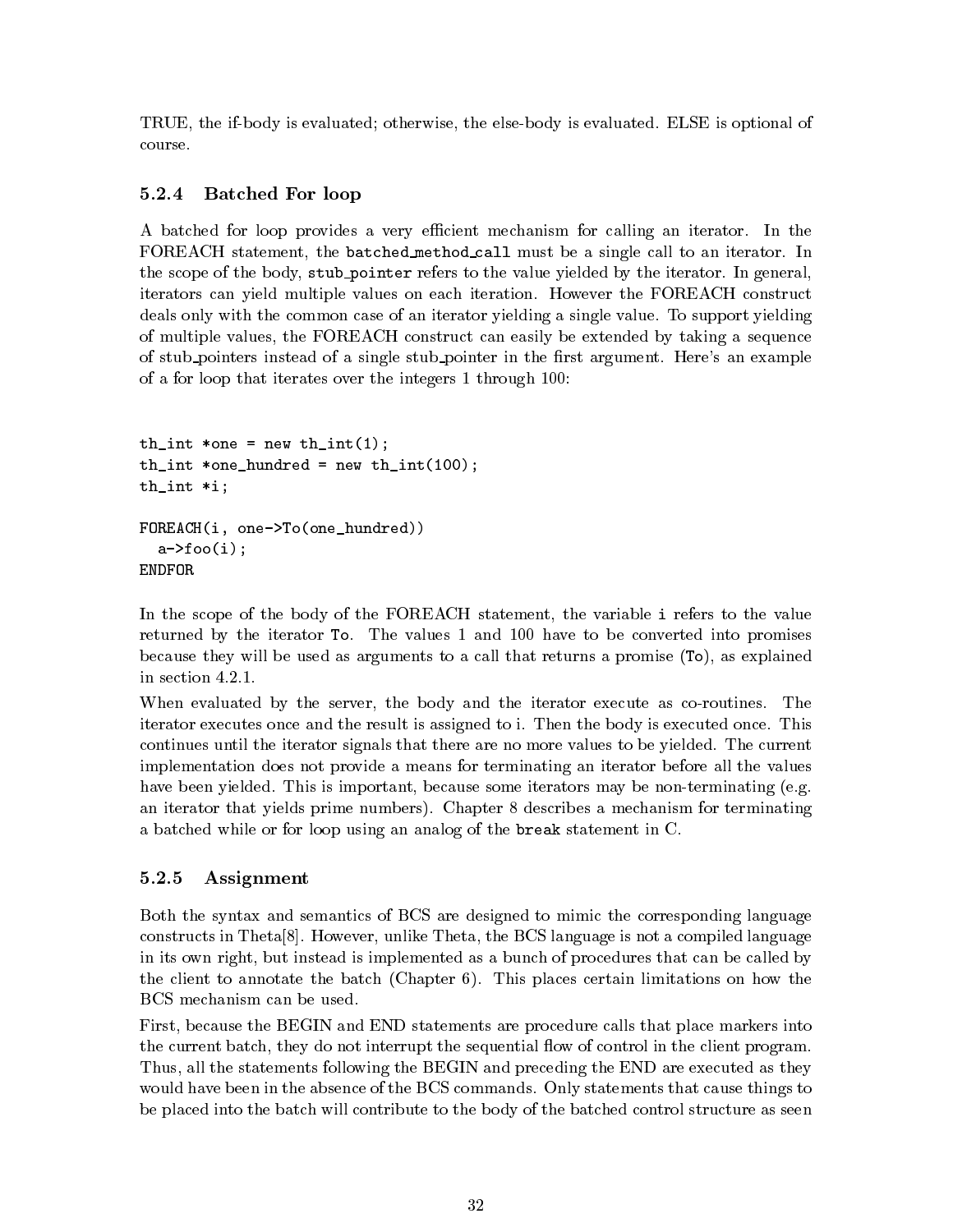TRUE, the if-body is evaluated; otherwise, the else-body is evaluated. ELSE is optional of course.

### 5.2.4 Batched For loop

A batched for loop provides a very efficient mechanism for calling an iterator. In the FOREACH statement, the `batched_method_call` must be a single call to an iterator. In the scope of the body, `stub_pointer` refers to the value yielded by the iterator. In general, iterators can yield multiple values on each iteration. However the FOREACH construct deals only with the common case of an iterator yielding a single value. To support yielding of multiple values, the FOREACH construct can easily be extended by taking a sequence of stub_pointers instead of a single stub_pointer in the first argument. Here's an example of a for loop that iterates over the integers 1 through 100:

```
th_int *one = new th_int(1);
th_int *one_hundred = new th_int(100);
th_int *i;

FOREACH(i, one->To(one_hundred))
  a->foo(i);
ENDFOR
```

In the scope of the body of the FOREACH statement, the variable `i` refers to the value returned by the iterator `To`. The values 1 and 100 have to be converted into promises because they will be used as arguments to a call that returns a promise (`To`), as explained in section 4.2.1.

When evaluated by the server, the body and the iterator execute as co-routines. The iterator executes once and the result is assigned to i. Then the body is executed once. This continues until the iterator signals that there are no more values to be yielded. The current implementation does not provide a means for terminating an iterator before all the values have been yielded. This is important, because some iterators may be non-terminating (e.g. an iterator that yields prime numbers). Chapter 8 describes a mechanism for terminating a batched while or for loop using an analog of the `break` statement in C.

### 5.2.5 Assignment

Both the syntax and semantics of BCS are designed to mimic the corresponding language constructs in Theta[8]. However, unlike Theta, the BCS language is not a compiled language in its own right, but instead is implemented as a bunch of procedures that can be called by the client to annotate the batch (Chapter 6). This places certain limitations on how the BCS mechanism can be used.

First, because the BEGIN and END statements are procedure calls that place markers into the current batch, they do not interrupt the sequential flow of control in the client program. Thus, all the statements following the BEGIN and preceding the END are executed as they would have been in the absence of the BCS commands. Only statements that cause things to be placed into the batch will contribute to the body of the batched control structure as seen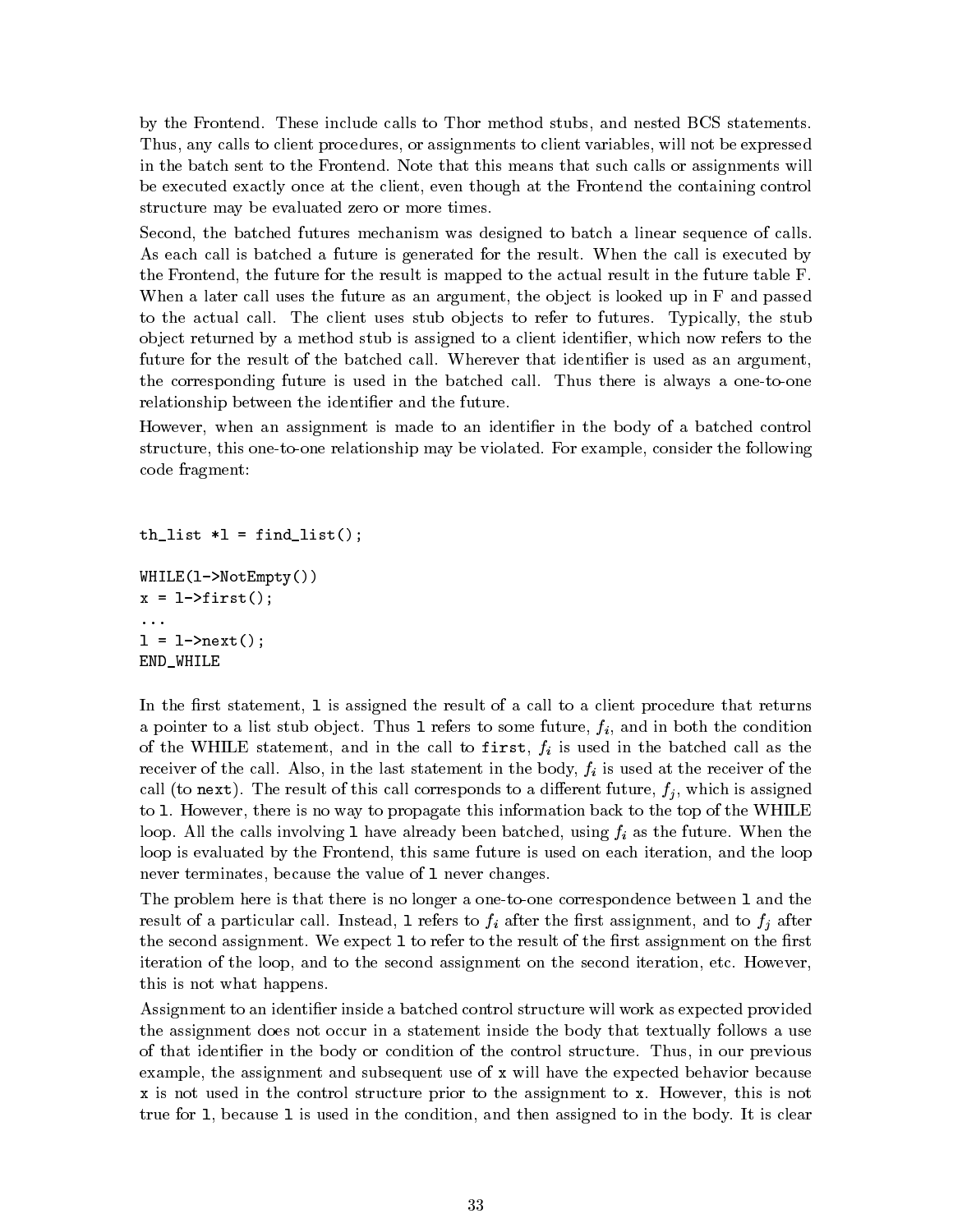by the Frontend. These include calls to Thor method stubs, and nested BCS statements. Thus, any calls to client procedures, or assignments to client variables, will not be expressed in the batch sent to the Frontend. Note that this means that such calls or assignments will be executed exactly once at the client, even though at the Frontend the containing control structure may be evaluated zero or more times.

Second, the batched futures mechanism was designed to batch a linear sequence of calls. As each call is batched a future is generated for the result. When the call is executed by the Frontend, the future for the result is mapped to the actual result in the future table F. When a later call uses the future as an argument, the object is looked up in F and passed to the actual call. The client uses stub objects to refer to futures. Typically, the stub object returned by a method stub is assigned to a client identifier, which now refers to the future for the result of the batched call. Wherever that identifier is used as an argument, the corresponding future is used in the batched call. Thus there is always a one-to-one relationship between the identifier and the future.

However, when an assignment is made to an identifier in the body of a batched control structure, this one-to-one relationship may be violated. For example, consider the following code fragment:

```
th_list *l = find_list();

WHILE(l->NotEmpty())
x = l->first();
...
l = l->next();
END_WHILE
```

In the first statement, `l` is assigned the result of a call to a client procedure that returns a pointer to a list stub object. Thus `l` refers to some future, $f_i$, and in both the condition of the WHILE statement, and in the call to `first`, $f_i$ is used in the batched call as the receiver of the call. Also, in the last statement in the body, $f_i$ is used at the receiver of the call (to `next`). The result of this call corresponds to a different future, $f_j$, which is assigned to `l`. However, there is no way to propagate this information back to the top of the WHILE loop. All the calls involving `l` have already been batched, using $f_i$ as the future. When the loop is evaluated by the Frontend, this same future is used on each iteration, and the loop never terminates, because the value of `l` never changes.

The problem here is that there is no longer a one-to-one correspondence between `l` and the result of a particular call. Instead, `l` refers to $f_i$ after the first assignment, and to $f_j$ after the second assignment. We expect `l` to refer to the result of the first assignment on the first iteration of the loop, and to the second assignment on the second iteration, etc. However, this is not what happens.

Assignment to an identifier inside a batched control structure will work as expected provided the assignment does not occur in a statement inside the body that textually follows a use of that identifier in the body or condition of the control structure. Thus, in our previous example, the assignment and subsequent use of `x` will have the expected behavior because `x` is not used in the control structure prior to the assignment to `x`. However, this is not true for `l`, because `l` is used in the condition, and then assigned to in the body. It is clear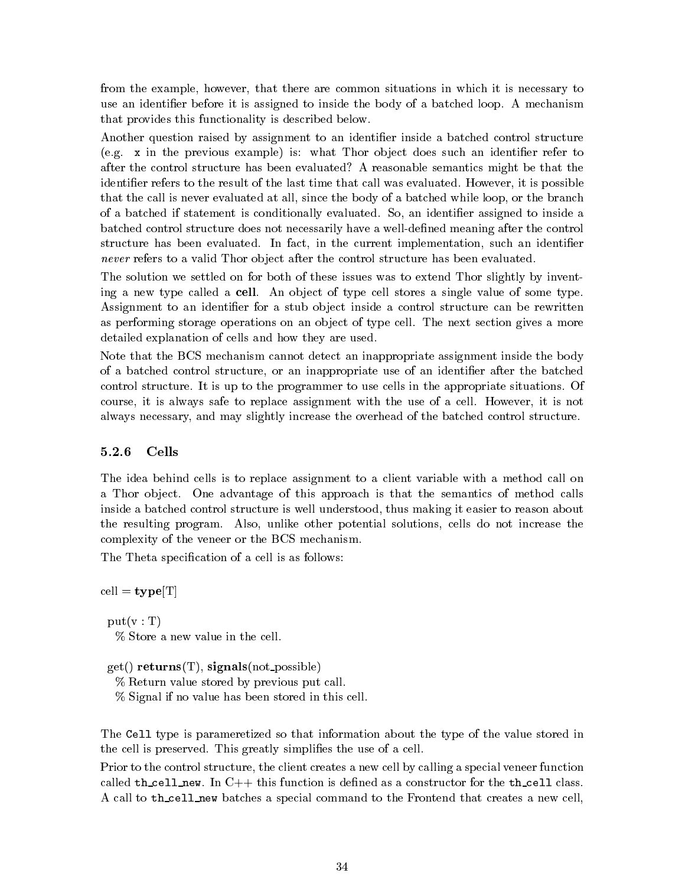from the example, however, that there are common situations in which it is necessary to use an identifier before it is assigned to inside the body of a batched loop. A mechanism that provides this functionality is described below.

Another question raised by assignment to an identifier inside a batched control structure (e.g. `x` in the previous example) is: what Thor object does such an identifier refer to after the control structure has been evaluated? A reasonable semantics might be that the identifier refers to the result of the last time that call was evaluated. However, it is possible that the call is never evaluated at all, since the body of a batched while loop, or the branch of a batched if statement is conditionally evaluated. So, an identifier assigned to inside a batched control structure does not necessarily have a well-defined meaning after the control structure has been evaluated. In fact, in the current implementation, such an identifier *never* refers to a valid Thor object after the control structure has been evaluated.

The solution we settled on for both of these issues was to extend Thor slightly by inventing a new type called a **cell**. An object of type cell stores a single value of some type. Assignment to an identifier for a stub object inside a control structure can be rewritten as performing storage operations on an object of type cell. The next section gives a more detailed explanation of cells and how they are used.

Note that the BCS mechanism cannot detect an inappropriate assignment inside the body of a batched control structure, or an inappropriate use of an identifier after the batched control structure. It is up to the programmer to use cells in the appropriate situations. Of course, it is always safe to replace assignment with the use of a cell. However, it is not always necessary, and may slightly increase the overhead of the batched control structure.

### 5.2.6 Cells

The idea behind cells is to replace assignment to a client variable with a method call on a Thor object. One advantage of this approach is that the semantics of method calls inside a batched control structure is well understood, thus making it easier to reason about the resulting program. Also, unlike other potential solutions, cells do not increase the complexity of the veneer or the BCS mechanism.

The Theta specification of a cell is as follows:

cell = **type**[T]

  put(v : T)
    % Store a new value in the cell.

  get() **returns**(T), **signals**(not_possible)
    % Return value stored by previous put call.
    % Signal if no value has been stored in this cell.

The `Cell` type is parameretized so that information about the type of the value stored in the cell is preserved. This greatly simplifies the use of a cell.

Prior to the control structure, the client creates a new cell by calling a special veneer function called `th_cell_new`. In C++ this function is defined as a constructor for the `th_cell` class. A call to `th_cell_new` batches a special command to the Frontend that creates a new cell,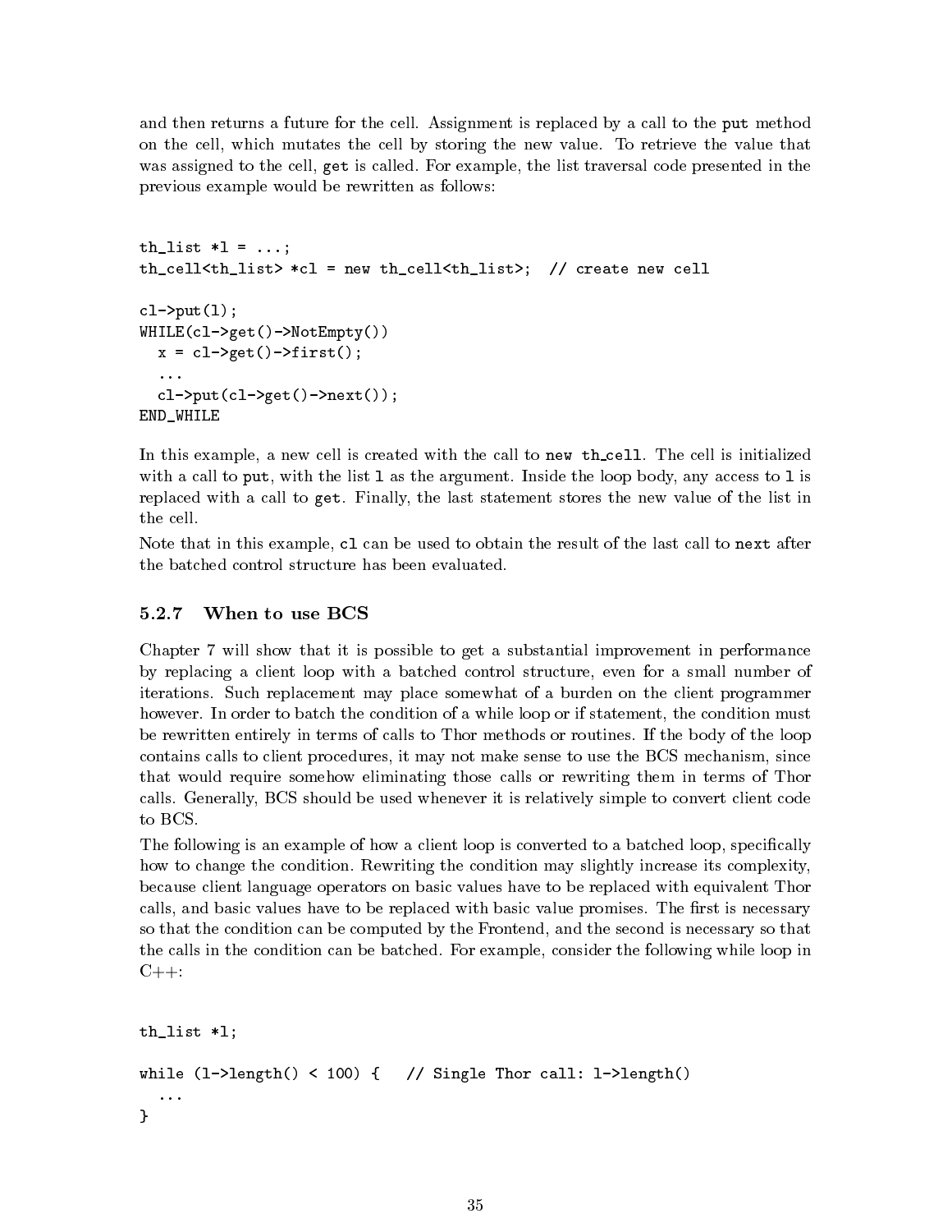and then returns a future for the cell. Assignment is replaced by a call to the `put` method on the cell, which mutates the cell by storing the new value. To retrieve the value that was assigned to the cell, `get` is called. For example, the list traversal code presented in the previous example would be rewritten as follows:

```
th_list *l = ...;
th_cell<th_list> *cl = new th_cell<th_list>;  // create new cell

cl->put(l);
WHILE(cl->get()->NotEmpty())
  x = cl->get()->first();
  ...
  cl->put(cl->get()->next());
END_WHILE
```

In this example, a new cell is created with the call to `new th_cell`. The cell is initialized with a call to `put`, with the list `l` as the argument. Inside the loop body, any access to `l` is replaced with a call to `get`. Finally, the last statement stores the new value of the list in the cell.

Note that in this example, `cl` can be used to obtain the result of the last call to `next` after the batched control structure has been evaluated.

### 5.2.7 When to use BCS

Chapter 7 will show that it is possible to get a substantial improvement in performance by replacing a client loop with a batched control structure, even for a small number of iterations. Such replacement may place somewhat of a burden on the client programmer however. In order to batch the condition of a while loop or if statement, the condition must be rewritten entirely in terms of calls to Thor methods or routines. If the body of the loop contains calls to client procedures, it may not make sense to use the BCS mechanism, since that would require somehow eliminating those calls or rewriting them in terms of Thor calls. Generally, BCS should be used whenever it is relatively simple to convert client code to BCS.

The following is an example of how a client loop is converted to a batched loop, specifically how to change the condition. Rewriting the condition may slightly increase its complexity, because client language operators on basic values have to be replaced with equivalent Thor calls, and basic values have to be replaced with basic value promises. The first is necessary so that the condition can be computed by the Frontend, and the second is necessary so that the calls in the condition can be batched. For example, consider the following while loop in C++:

```
th_list *l;

while (l->length() < 100) {   // Single Thor call: l->length()
  ...
}
```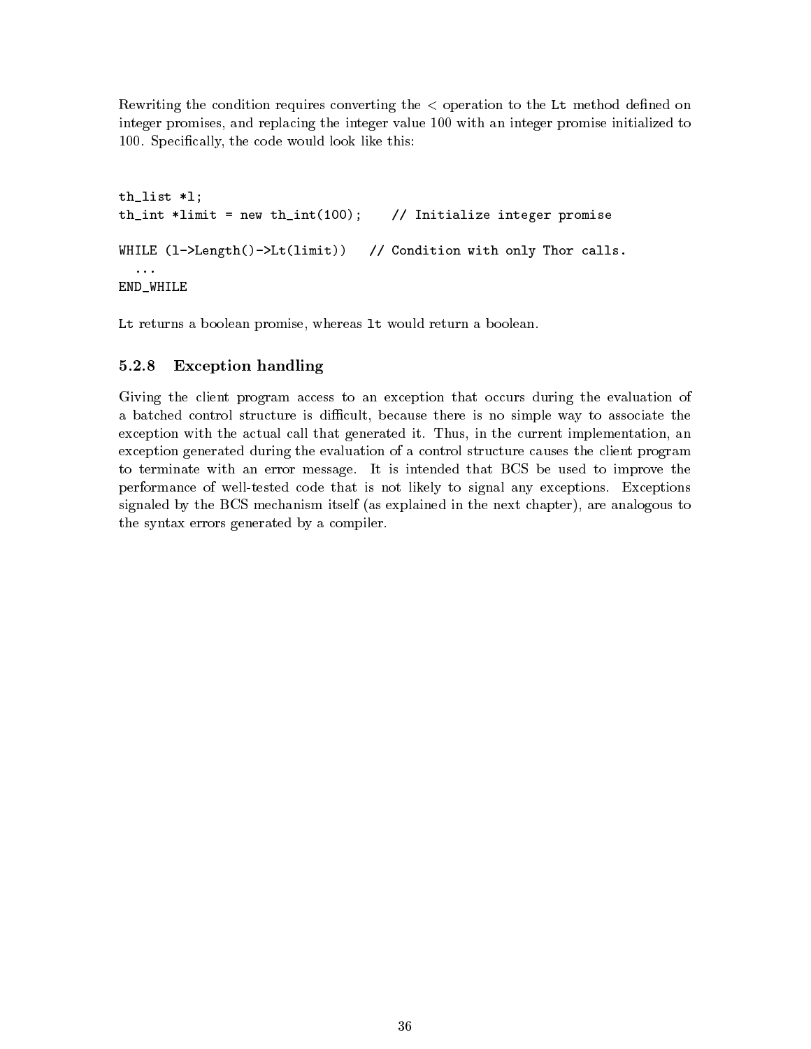Rewriting the condition requires converting the < operation to the `Lt` method defined on integer promises, and replacing the integer value 100 with an integer promise initialized to 100. Specifically, the code would look like this:

```
th_list *l;
th_int *limit = new th_int(100);    // Initialize integer promise

WHILE (l->Length()->Lt(limit))   // Condition with only Thor calls.
  ...
END_WHILE
```

`Lt` returns a boolean promise, whereas `lt` would return a boolean.

### 5.2.8 Exception handling

Giving the client program access to an exception that occurs during the evaluation of a batched control structure is difficult, because there is no simple way to associate the exception with the actual call that generated it. Thus, in the current implementation, an exception generated during the evaluation of a control structure causes the client program to terminate with an error message. It is intended that BCS be used to improve the performance of well-tested code that is not likely to signal any exceptions. Exceptions signaled by the BCS mechanism itself (as explained in the next chapter), are analogous to the syntax errors generated by a compiler.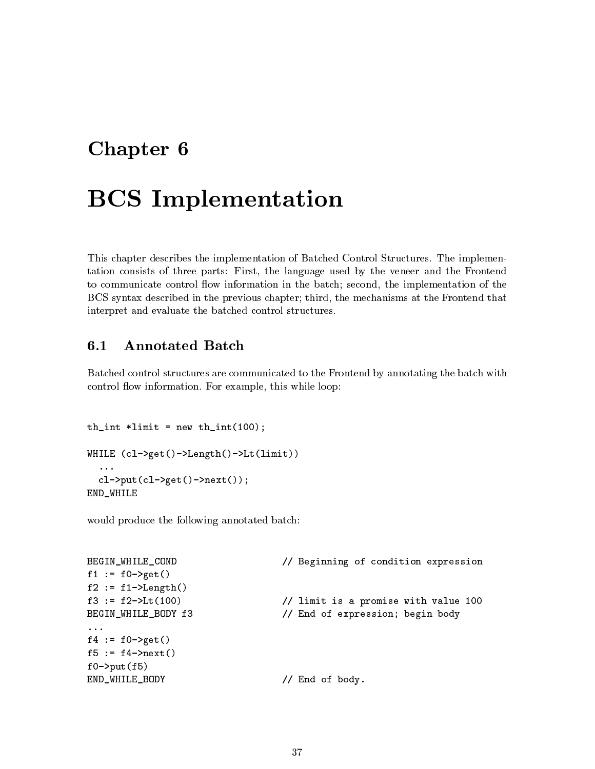# Chapter 6

# BCS Implementation

This chapter describes the implementation of Batched Control Structures. The implementation consists of three parts: First, the language used by the veneer and the Frontend to communicate control flow information in the batch; second, the implementation of the BCS syntax described in the previous chapter; third, the mechanisms at the Frontend that interpret and evaluate the batched control structures.

## 6.1 Annotated Batch

Batched control structures are communicated to the Frontend by annotating the batch with control flow information. For example, this while loop:

```
th_int *limit = new th_int(100);

WHILE (cl->get()->Length()->Lt(limit))
  ...
  cl->put(cl->get()->next());
END_WHILE
```

would produce the following annotated batch:

```
BEGIN_WHILE_COND                    // Beginning of condition expression
f1 := f0->get()
f2 := f1->Length()
f3 := f2->Lt(100)                   // limit is a promise with value 100
BEGIN_WHILE_BODY f3                 // End of expression; begin body
...
f4 := f0->get()
f5 := f4->next()
f0->put(f5)
END_WHILE_BODY                      // End of body.
```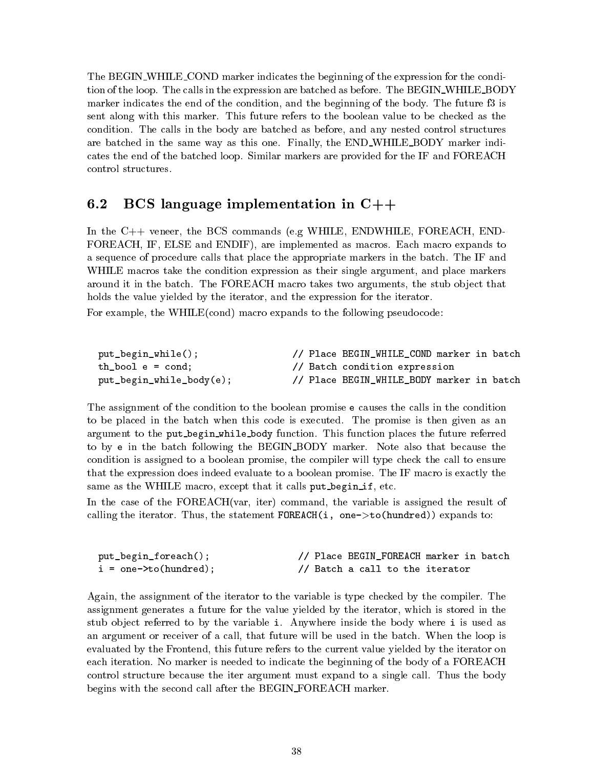The BEGIN_WHILE_COND marker indicates the beginning of the expression for the condition of the loop. The calls in the expression are batched as before. The BEGIN_WHILE_BODY marker indicates the end of the condition, and the beginning of the body. The future f3 is sent along with this marker. This future refers to the boolean value to be checked as the condition. The calls in the body are batched as before, and any nested control structures are batched in the same way as this one. Finally, the END_WHILE_BODY marker indicates the end of the batched loop. Similar markers are provided for the IF and FOREACH control structures.

## 6.2 BCS language implementation in C++

In the C++ veneer, the BCS commands (e.g WHILE, ENDWHILE, FOREACH, ENDFOREACH, IF, ELSE and ENDIF), are implemented as macros. Each macro expands to a sequence of procedure calls that place the appropriate markers in the batch. The IF and WHILE macros take the condition expression as their single argument, and place markers around it in the batch. The FOREACH macro takes two arguments, the stub object that holds the value yielded by the iterator, and the expression for the iterator.

For example, the WHILE(cond) macro expands to the following pseudocode:

```
put_begin_while();              // Place BEGIN_WHILE_COND marker in batch
th_bool e = cond;               // Batch condition expression
put_begin_while_body(e);        // Place BEGIN_WHILE_BODY marker in batch
```

The assignment of the condition to the boolean promise `e` causes the calls in the condition to be placed in the batch when this code is executed. The promise is then given as an argument to the `put_begin_while_body` function. This function places the future referred to by `e` in the batch following the BEGIN_BODY marker. Note also that because the condition is assigned to a boolean promise, the compiler will type check the call to ensure that the expression does indeed evaluate to a boolean promise. The IF macro is exactly the same as the WHILE macro, except that it calls `put_begin_if`, etc.

In the case of the FOREACH(var, iter) command, the variable is assigned the result of calling the iterator. Thus, the statement `FOREACH(i, one->to(hundred))` expands to:

```
put_begin_foreach();             // Place BEGIN_FOREACH marker in batch
i = one->to(hundred);            // Batch a call to the iterator
```

Again, the assignment of the iterator to the variable is type checked by the compiler. The assignment generates a future for the value yielded by the iterator, which is stored in the stub object referred to by the variable `i`. Anywhere inside the body where `i` is used as an argument or receiver of a call, that future will be used in the batch. When the loop is evaluated by the Frontend, this future refers to the current value yielded by the iterator on each iteration. No marker is needed to indicate the beginning of the body of a FOREACH control structure because the iter argument must expand to a single call. Thus the body begins with the second call after the BEGIN_FOREACH marker.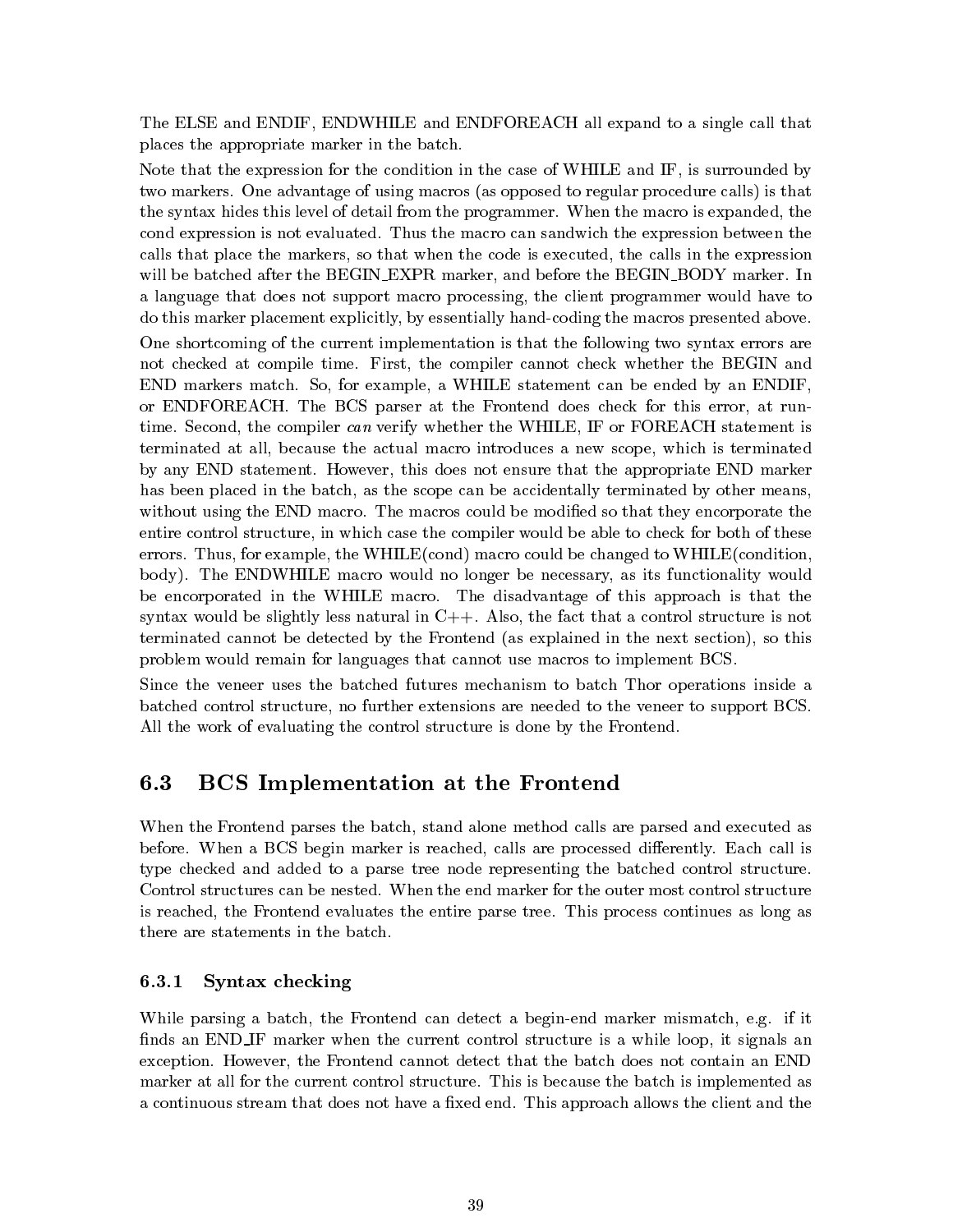The ELSE and ENDIF, ENDWHILE and ENDFOREACH all expand to a single call that places the appropriate marker in the batch.

Note that the expression for the condition in the case of WHILE and IF, is surrounded by two markers. One advantage of using macros (as opposed to regular procedure calls) is that the syntax hides this level of detail from the programmer. When the macro is expanded, the cond expression is not evaluated. Thus the macro can sandwich the expression between the calls that place the markers, so that when the code is executed, the calls in the expression will be batched after the BEGIN_EXPR marker, and before the BEGIN_BODY marker. In a language that does not support macro processing, the client programmer would have to do this marker placement explicitly, by essentially hand-coding the macros presented above.

One shortcoming of the current implementation is that the following two syntax errors are not checked at compile time. First, the compiler cannot check whether the BEGIN and END markers match. So, for example, a WHILE statement can be ended by an ENDIF, or ENDFOREACH. The BCS parser at the Frontend does check for this error, at run-time. Second, the compiler *can* verify whether the WHILE, IF or FOREACH statement is terminated at all, because the actual macro introduces a new scope, which is terminated by any END statement. However, this does not ensure that the appropriate END marker has been placed in the batch, as the scope can be accidentally terminated by other means, without using the END macro. The macros could be modified so that they encorporate the entire control structure, in which case the compiler would be able to check for both of these errors. Thus, for example, the WHILE(cond) macro could be changed to WHILE(condition, body). The ENDWHILE macro would no longer be necessary, as its functionality would be encorporated in the WHILE macro. The disadvantage of this approach is that the syntax would be slightly less natural in C++. Also, the fact that a control structure is not terminated cannot be detected by the Frontend (as explained in the next section), so this problem would remain for languages that cannot use macros to implement BCS.

Since the veneer uses the batched futures mechanism to batch Thor operations inside a batched control structure, no further extensions are needed to the veneer to support BCS. All the work of evaluating the control structure is done by the Frontend.

## 6.3 BCS Implementation at the Frontend

When the Frontend parses the batch, stand alone method calls are parsed and executed as before. When a BCS begin marker is reached, calls are processed differently. Each call is type checked and added to a parse tree node representing the batched control structure. Control structures can be nested. When the end marker for the outer most control structure is reached, the Frontend evaluates the entire parse tree. This process continues as long as there are statements in the batch.

### 6.3.1 Syntax checking

While parsing a batch, the Frontend can detect a begin-end marker mismatch, e.g. if it finds an END_IF marker when the current control structure is a while loop, it signals an exception. However, the Frontend cannot detect that the batch does not contain an END marker at all for the current control structure. This is because the batch is implemented as a continuous stream that does not have a fixed end. This approach allows the client and the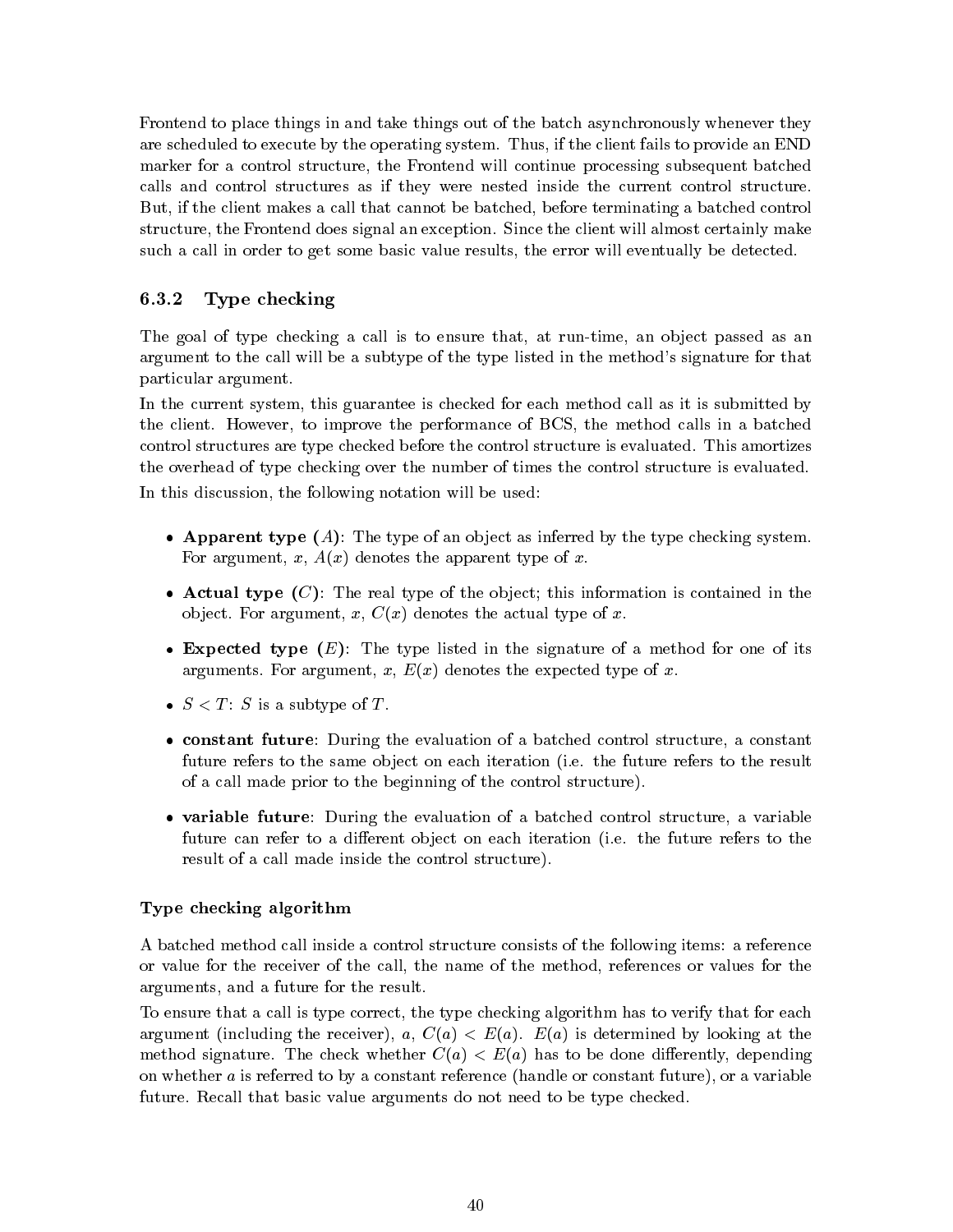Frontend to place things in and take things out of the batch asynchronously whenever they are scheduled to execute by the operating system. Thus, if the client fails to provide an END marker for a control structure, the Frontend will continue processing subsequent batched calls and control structures as if they were nested inside the current control structure. But, if the client makes a call that cannot be batched, before terminating a batched control structure, the Frontend does signal an exception. Since the client will almost certainly make such a call in order to get some basic value results, the error will eventually be detected.

### 6.3.2 Type checking

The goal of type checking a call is to ensure that, at run-time, an object passed as an argument to the call will be a subtype of the type listed in the method's signature for that particular argument.

In the current system, this guarantee is checked for each method call as it is submitted by the client. However, to improve the performance of BCS, the method calls in a batched control structures are type checked before the control structure is evaluated. This amortizes the overhead of type checking over the number of times the control structure is evaluated.

In this discussion, the following notation will be used:

- **Apparent type ($A$)**: The type of an object as inferred by the type checking system. For argument, $x$, $A(x)$ denotes the apparent type of $x$.
- **Actual type ($C$)**: The real type of the object; this information is contained in the object. For argument, $x$, $C(x)$ denotes the actual type of $x$.
- **Expected type ($E$)**: The type listed in the signature of a method for one of its arguments. For argument, $x$, $E(x)$ denotes the expected type of $x$.
- $S < T$: $S$ is a subtype of $T$.
- **constant future**: During the evaluation of a batched control structure, a constant future refers to the same object on each iteration (i.e. the future refers to the result of a call made prior to the beginning of the control structure).
- **variable future**: During the evaluation of a batched control structure, a variable future can refer to a different object on each iteration (i.e. the future refers to the result of a call made inside the control structure).

#### Type checking algorithm

A batched method call inside a control structure consists of the following items: a reference or value for the receiver of the call, the name of the method, references or values for the arguments, and a future for the result.

To ensure that a call is type correct, the type checking algorithm has to verify that for each argument (including the receiver), $a$, $C(a) < E(a)$. $E(a)$ is determined by looking at the method signature. The check whether $C(a) < E(a)$ has to be done differently, depending on whether $a$ is referred to by a constant reference (handle or constant future), or a variable future. Recall that basic value arguments do not need to be type checked.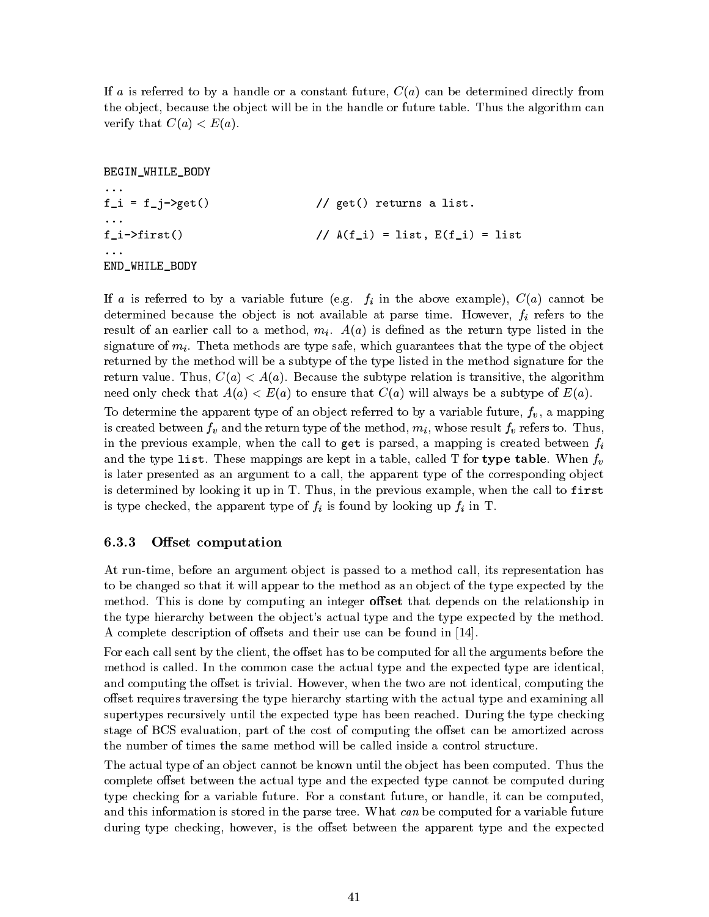If $a$ is referred to by a handle or a constant future, $C(a)$ can be determined directly from the object, because the object will be in the handle or future table. Thus the algorithm can verify that $C(a) < E(a)$.

```
BEGIN_WHILE_BODY
...
f_i = f_j->get()                    // get() returns a list.
...
f_i->first()                        // A(f_i) = list, E(f_i) = list
...
END_WHILE_BODY
```

If $a$ is referred to by a variable future (e.g. $f_i$ in the above example), $C(a)$ cannot be determined because the object is not available at parse time. However, $f_i$ refers to the result of an earlier call to a method, $m_i$. $A(a)$ is defined as the return type listed in the signature of $m_i$. Theta methods are type safe, which guarantees that the type of the object returned by the method will be a subtype of the type listed in the method signature for the return value. Thus, $C(a) < A(a)$. Because the subtype relation is transitive, the algorithm need only check that $A(a) < E(a)$ to ensure that $C(a)$ will always be a subtype of $E(a)$.

To determine the apparent type of an object referred to by a variable future, $f_v$, a mapping is created between $f_v$ and the return type of the method, $m_i$, whose result $f_v$ refers to. Thus, in the previous example, when the call to `get` is parsed, a mapping is created between $f_i$ and the type `list`. These mappings are kept in a table, called T for **type table**. When $f_v$ is later presented as an argument to a call, the apparent type of the corresponding object is determined by looking it up in T. Thus, in the previous example, when the call to `first` is type checked, the apparent type of $f_i$ is found by looking up $f_i$ in T.

### 6.3.3 Offset computation

At run-time, before an argument object is passed to a method call, its representation has to be changed so that it will appear to the method as an object of the type expected by the method. This is done by computing an integer **offset** that depends on the relationship in the type hierarchy between the object's actual type and the type expected by the method. A complete description of offsets and their use can be found in [14].

For each call sent by the client, the offset has to be computed for all the arguments before the method is called. In the common case the actual type and the expected type are identical, and computing the offset is trivial. However, when the two are not identical, computing the offset requires traversing the type hierarchy starting with the actual type and examining all supertypes recursively until the expected type has been reached. During the type checking stage of BCS evaluation, part of the cost of computing the offset can be amortized across the number of times the same method will be called inside a control structure.

The actual type of an object cannot be known until the object has been computed. Thus the complete offset between the actual type and the expected type cannot be computed during type checking for a variable future. For a constant future, or handle, it can be computed, and this information is stored in the parse tree. What *can* be computed for a variable future during type checking, however, is the offset between the apparent type and the expected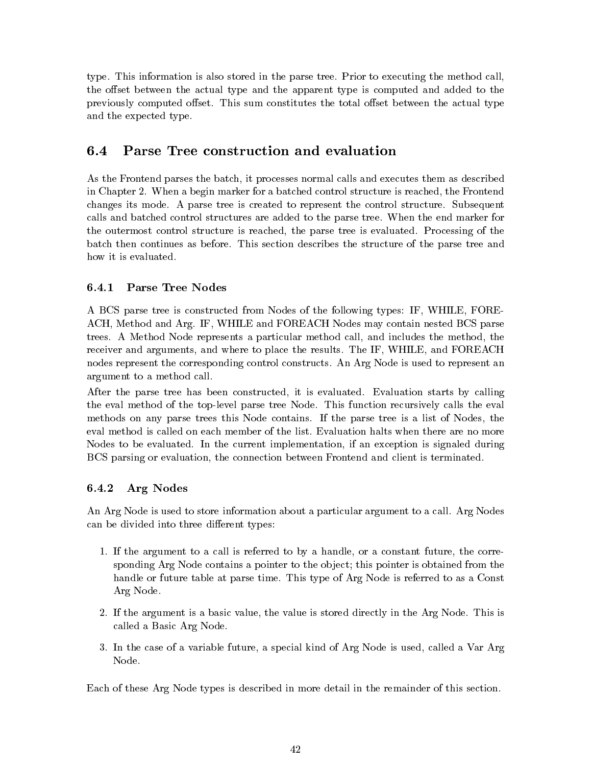type. This information is also stored in the parse tree. Prior to executing the method call, the offset between the actual type and the apparent type is computed and added to the previously computed offset. This sum constitutes the total offset between the actual type and the expected type.

## 6.4 Parse Tree construction and evaluation

As the Frontend parses the batch, it processes normal calls and executes them as described in Chapter 2. When a begin marker for a batched control structure is reached, the Frontend changes its mode. A parse tree is created to represent the control structure. Subsequent calls and batched control structures are added to the parse tree. When the end marker for the outermost control structure is reached, the parse tree is evaluated. Processing of the batch then continues as before. This section describes the structure of the parse tree and how it is evaluated.

### 6.4.1 Parse Tree Nodes

A BCS parse tree is constructed from Nodes of the following types: IF, WHILE, FOREACH, Method and Arg. IF, WHILE and FOREACH Nodes may contain nested BCS parse trees. A Method Node represents a particular method call, and includes the method, the receiver and arguments, and where to place the results. The IF, WHILE, and FOREACH nodes represent the corresponding control constructs. An Arg Node is used to represent an argument to a method call.

After the parse tree has been constructed, it is evaluated. Evaluation starts by calling the eval method of the top-level parse tree Node. This function recursively calls the eval methods on any parse trees this Node contains. If the parse tree is a list of Nodes, the eval method is called on each member of the list. Evaluation halts when there are no more Nodes to be evaluated. In the current implementation, if an exception is signaled during BCS parsing or evaluation, the connection between Frontend and client is terminated.

### 6.4.2 Arg Nodes

An Arg Node is used to store information about a particular argument to a call. Arg Nodes can be divided into three different types:

1. If the argument to a call is referred to by a handle, or a constant future, the corresponding Arg Node contains a pointer to the object; this pointer is obtained from the handle or future table at parse time. This type of Arg Node is referred to as a Const Arg Node.

2. If the argument is a basic value, the value is stored directly in the Arg Node. This is called a Basic Arg Node.

3. In the case of a variable future, a special kind of Arg Node is used, called a Var Arg Node.

Each of these Arg Node types is described in more detail in the remainder of this section.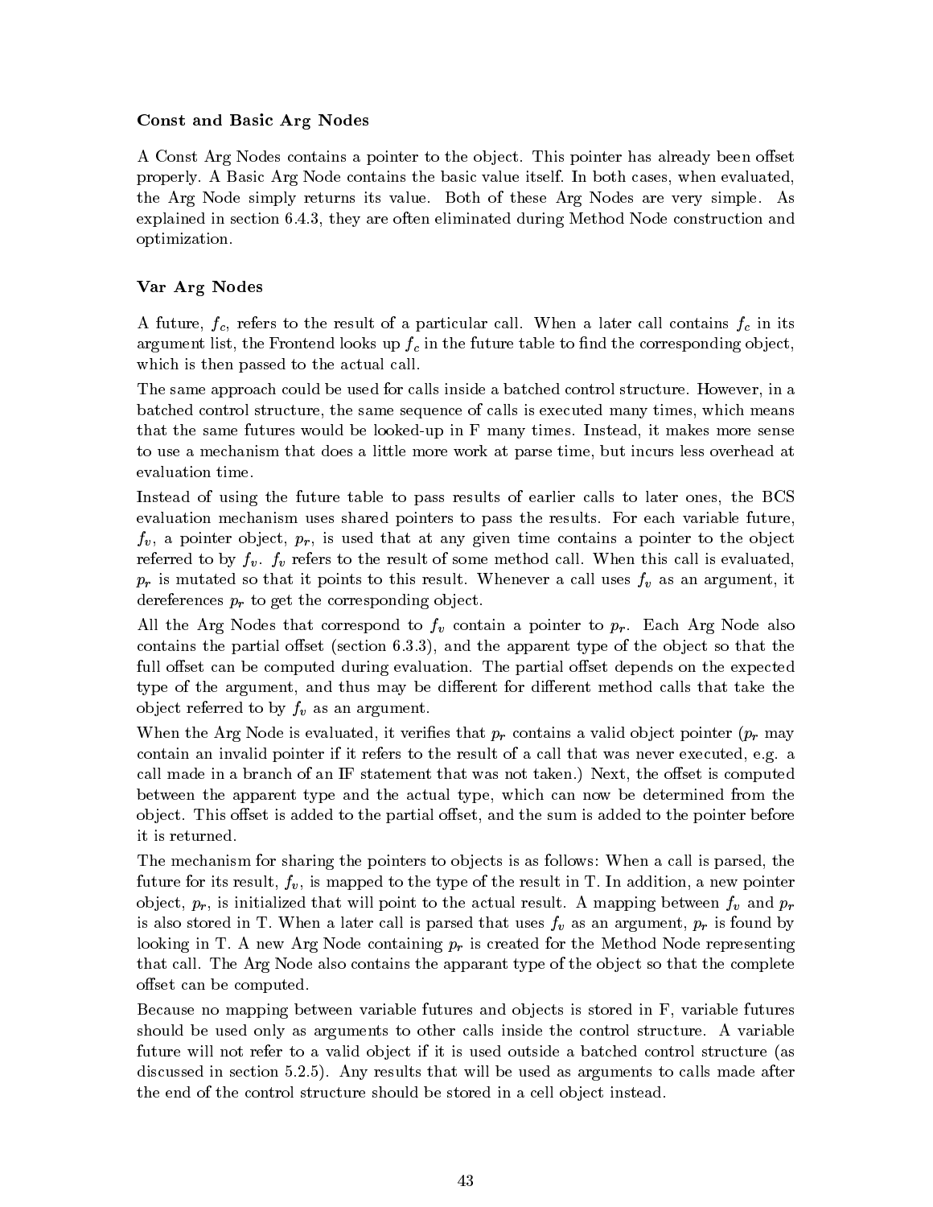#### Const and Basic Arg Nodes

A Const Arg Nodes contains a pointer to the object. This pointer has already been offset properly. A Basic Arg Node contains the basic value itself. In both cases, when evaluated, the Arg Node simply returns its value. Both of these Arg Nodes are very simple. As explained in section 6.4.3, they are often eliminated during Method Node construction and optimization.

#### Var Arg Nodes

A future, $f_c$, refers to the result of a particular call. When a later call contains $f_c$ in its argument list, the Frontend looks up $f_c$ in the future table to find the corresponding object, which is then passed to the actual call.

The same approach could be used for calls inside a batched control structure. However, in a batched control structure, the same sequence of calls is executed many times, which means that the same futures would be looked-up in F many times. Instead, it makes more sense to use a mechanism that does a little more work at parse time, but incurs less overhead at evaluation time.

Instead of using the future table to pass results of earlier calls to later ones, the BCS evaluation mechanism uses shared pointers to pass the results. For each variable future, $f_v$, a pointer object, $p_r$, is used that at any given time contains a pointer to the object referred to by $f_v$. $f_v$ refers to the result of some method call. When this call is evaluated, $p_r$ is mutated so that it points to this result. Whenever a call uses $f_v$ as an argument, it dereferences $p_r$ to get the corresponding object.

All the Arg Nodes that correspond to $f_v$ contain a pointer to $p_r$. Each Arg Node also contains the partial offset (section 6.3.3), and the apparent type of the object so that the full offset can be computed during evaluation. The partial offset depends on the expected type of the argument, and thus may be different for different method calls that take the object referred to by $f_v$ as an argument.

When the Arg Node is evaluated, it verifies that $p_r$ contains a valid object pointer ($p_r$ may contain an invalid pointer if it refers to the result of a call that was never executed, e.g. a call made in a branch of an IF statement that was not taken.) Next, the offset is computed between the apparent type and the actual type, which can now be determined from the object. This offset is added to the partial offset, and the sum is added to the pointer before it is returned.

The mechanism for sharing the pointers to objects is as follows: When a call is parsed, the future for its result, $f_v$, is mapped to the type of the result in T. In addition, a new pointer object, $p_r$, is initialized that will point to the actual result. A mapping between $f_v$ and $p_r$ is also stored in T. When a later call is parsed that uses $f_v$ as an argument, $p_r$ is found by looking in T. A new Arg Node containing $p_r$ is created for the Method Node representing that call. The Arg Node also contains the apparant type of the object so that the complete offset can be computed.

Because no mapping between variable futures and objects is stored in F, variable futures should be used only as arguments to other calls inside the control structure. A variable future will not refer to a valid object if it is used outside a batched control structure (as discussed in section 5.2.5). Any results that will be used as arguments to calls made after the end of the control structure should be stored in a cell object instead.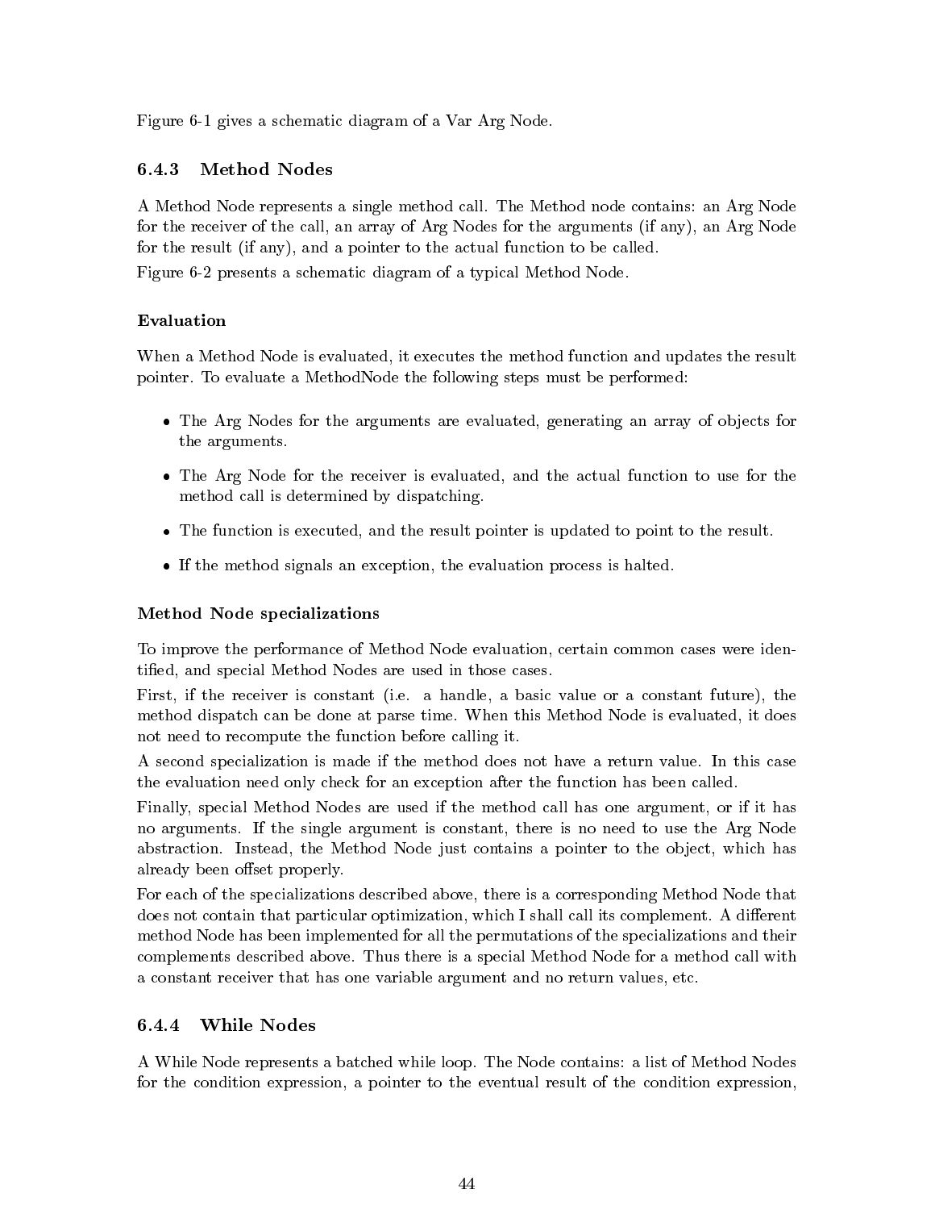Figure 6-1 gives a schematic diagram of a Var Arg Node.

### 6.4.3 Method Nodes

A Method Node represents a single method call. The Method node contains: an Arg Node for the receiver of the call, an array of Arg Nodes for the arguments (if any), an Arg Node for the result (if any), and a pointer to the actual function to be called.

Figure 6-2 presents a schematic diagram of a typical Method Node.

#### Evaluation

When a Method Node is evaluated, it executes the method function and updates the result pointer. To evaluate a MethodNode the following steps must be performed:

- The Arg Nodes for the arguments are evaluated, generating an array of objects for the arguments.
- The Arg Node for the receiver is evaluated, and the actual function to use for the method call is determined by dispatching.
- The function is executed, and the result pointer is updated to point to the result.
- If the method signals an exception, the evaluation process is halted.

#### Method Node specializations

To improve the performance of Method Node evaluation, certain common cases were identified, and special Method Nodes are used in those cases.

First, if the receiver is constant (i.e. a handle, a basic value or a constant future), the method dispatch can be done at parse time. When this Method Node is evaluated, it does not need to recompute the function before calling it.

A second specialization is made if the method does not have a return value. In this case the evaluation need only check for an exception after the function has been called.

Finally, special Method Nodes are used if the method call has one argument, or if it has no arguments. If the single argument is constant, there is no need to use the Arg Node abstraction. Instead, the Method Node just contains a pointer to the object, which has already been offset properly.

For each of the specializations described above, there is a corresponding Method Node that does not contain that particular optimization, which I shall call its complement. A different method Node has been implemented for all the permutations of the specializations and their complements described above. Thus there is a special Method Node for a method call with a constant receiver that has one variable argument and no return values, etc.

### 6.4.4 While Nodes

A While Node represents a batched while loop. The Node contains: a list of Method Nodes for the condition expression, a pointer to the eventual result of the condition expression,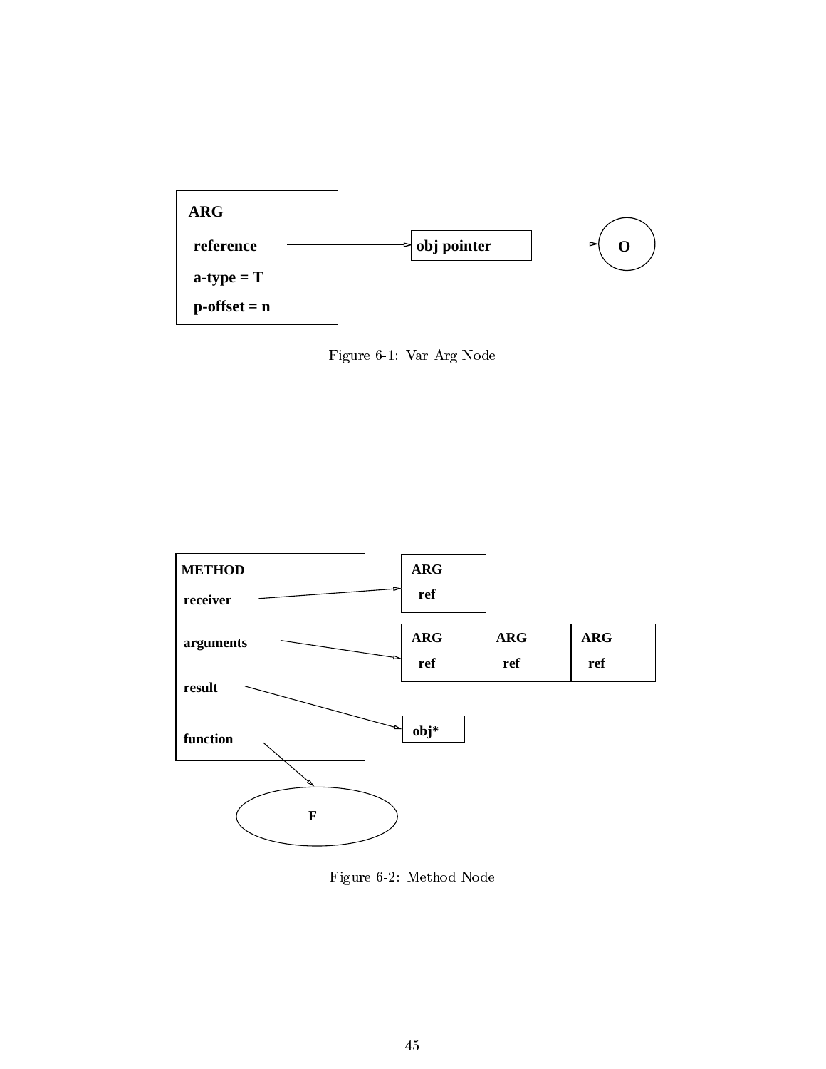Figure 6-1: Var Arg Node

Figure 6-2: Method Node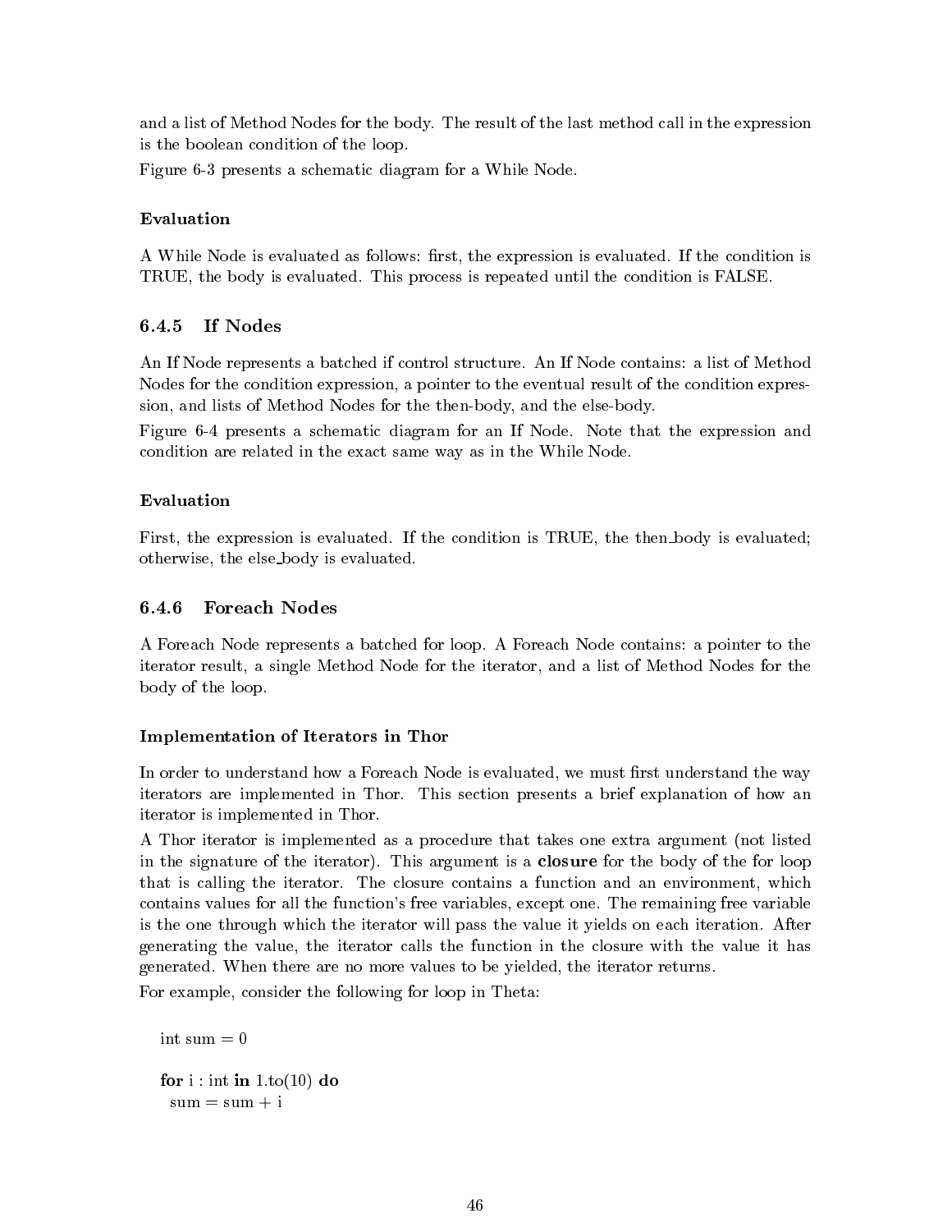and a list of Method Nodes for the body. The result of the last method call in the expression is the boolean condition of the loop.

Figure 6-3 presents a schematic diagram for a While Node.

#### Evaluation

A While Node is evaluated as follows: first, the expression is evaluated. If the condition is TRUE, the body is evaluated. This process is repeated until the condition is FALSE.

### 6.4.5 If Nodes

An If Node represents a batched if control structure. An If Node contains: a list of Method Nodes for the condition expression, a pointer to the eventual result of the condition expression, and lists of Method Nodes for the then-body, and the else-body.

Figure 6-4 presents a schematic diagram for an If Node. Note that the expression and condition are related in the exact same way as in the While Node.

#### Evaluation

First, the expression is evaluated. If the condition is TRUE, the then_body is evaluated; otherwise, the else_body is evaluated.

### 6.4.6 Foreach Nodes

A Foreach Node represents a batched for loop. A Foreach Node contains: a pointer to the iterator result, a single Method Node for the iterator, and a list of Method Nodes for the body of the loop.

#### Implementation of Iterators in Thor

In order to understand how a Foreach Node is evaluated, we must first understand the way iterators are implemented in Thor. This section presents a brief explanation of how an iterator is implemented in Thor.

A Thor iterator is implemented as a procedure that takes one extra argument (not listed in the signature of the iterator). This argument is a **closure** for the body of the for loop that is calling the iterator. The closure contains a function and an environment, which contains values for all the function's free variables, except one. The remaining free variable is the one through which the iterator will pass the value it yields on each iteration. After generating the value, the iterator calls the function in the closure with the value it has generated. When there are no more values to be yielded, the iterator returns.

For example, consider the following for loop in Theta:

```
int sum = 0

for i : int in 1.to(10) do
  sum = sum + i
```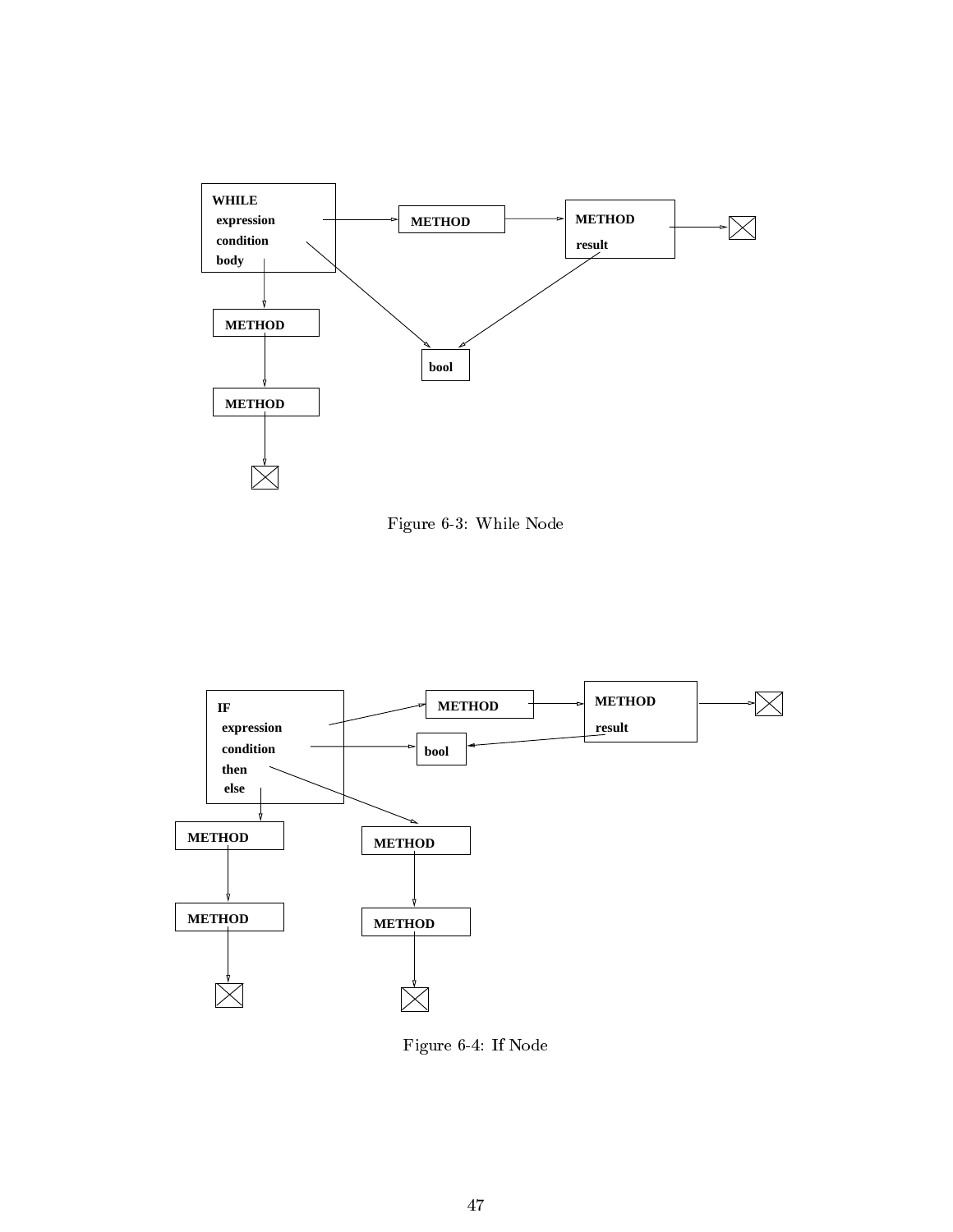WHILE
expression
condition
body

METHOD

METHOD
result

METHOD

METHOD

bool

Figure 6-3: While Node

IF
expression
condition
then
else

METHOD

METHOD
result

bool

METHOD

METHOD

METHOD

METHOD

Figure 6-4: If Node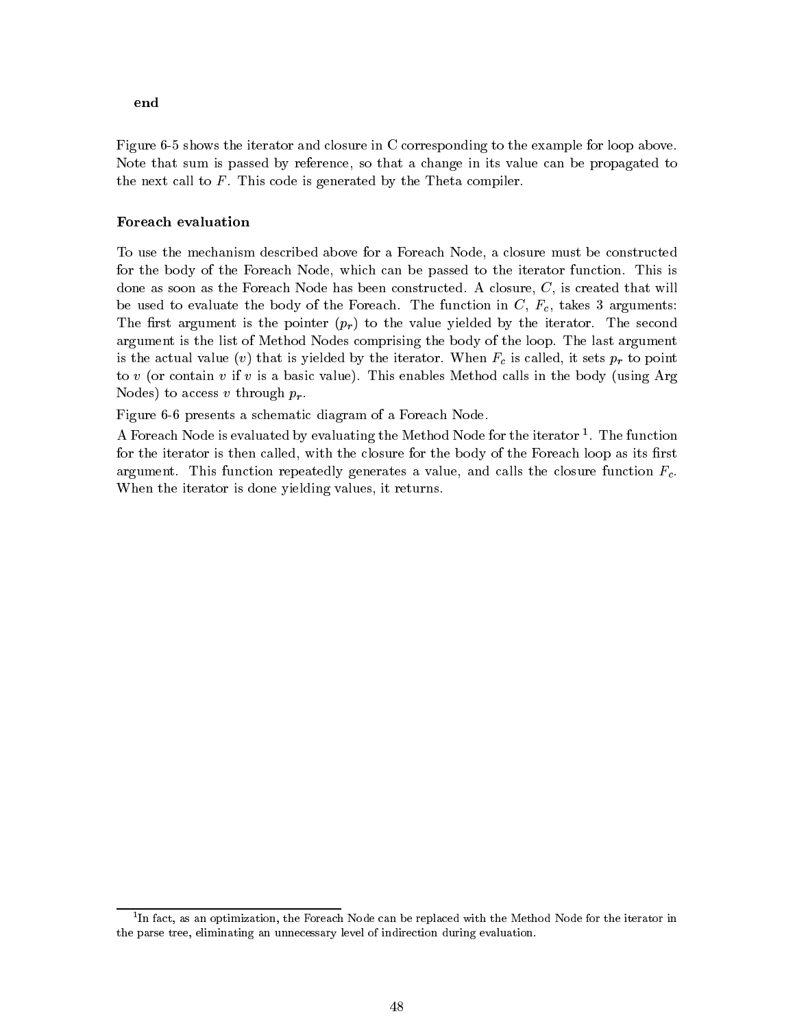**end**

Figure 6-5 shows the iterator and closure in C corresponding to the example for loop above. Note that sum is passed by reference, so that a change in its value can be propagated to the next call to $F$. This code is generated by the Theta compiler.

### Foreach evaluation

To use the mechanism described above for a Foreach Node, a closure must be constructed for the body of the Foreach Node, which can be passed to the iterator function. This is done as soon as the Foreach Node has been constructed. A closure, $C$, is created that will be used to evaluate the body of the Foreach. The function in $C$, $F_c$, takes 3 arguments: The first argument is the pointer ($p_r$) to the value yielded by the iterator. The second argument is the list of Method Nodes comprising the body of the loop. The last argument is the actual value ($v$) that is yielded by the iterator. When $F_c$ is called, it sets $p_r$ to point to $v$ (or contain $v$ if $v$ is a basic value). This enables Method calls in the body (using Arg Nodes) to access $v$ through $p_r$.

Figure 6-6 presents a schematic diagram of a Foreach Node.

A Foreach Node is evaluated by evaluating the Method Node for the iterator [1]. The function for the iterator is then called, with the closure for the body of the Foreach loop as its first argument. This function repeatedly generates a value, and calls the closure function $F_c$. When the iterator is done yielding values, it returns.

---

[1] In fact, as an optimization, the Foreach Node can be replaced with the Method Node for the iterator in the parse tree, eliminating an unnecessary level of indirection during evaluation.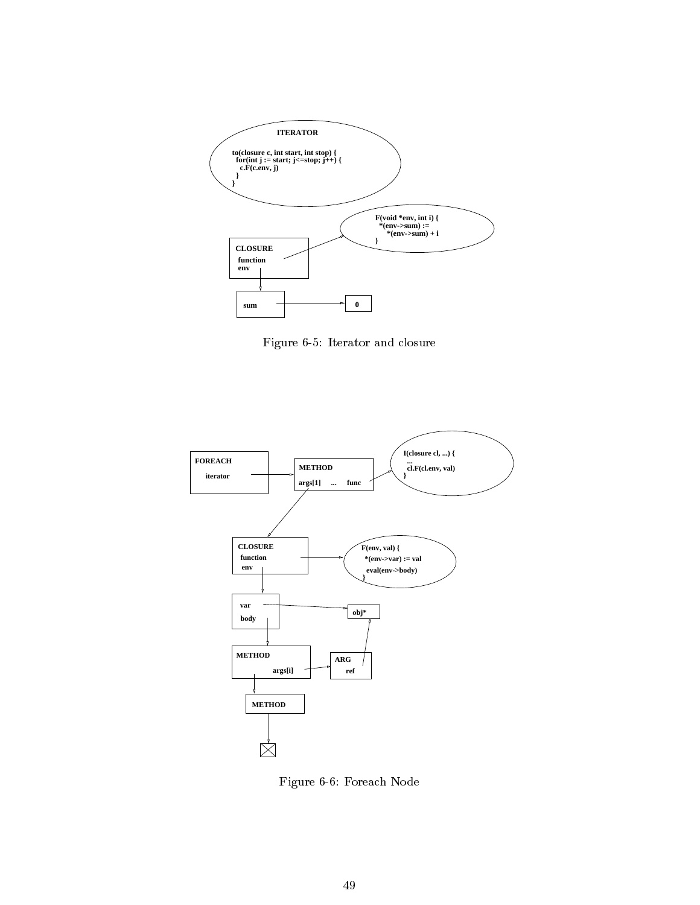ITERATOR

```
to(closure c, int start, int stop) {
  for(int j := start; j<=stop; j++) {
    c.F(c.env, j)
  }
}
```

```
F(void *env, int i) {
  *(env->sum) :=
      *(env->sum) + i
}
```

CLOSURE
function
env

sum

0

Figure 6-5: Iterator and closure

FOREACH
iterator

METHOD
args[1] ... func

```
I(closure cl, ...) {
  ...
  cl.F(cl.env, val)
}
```

CLOSURE
function
env

```
F(env, val) {
  *(env->var) := val
  eval(env->body)
}
```

var
body

obj*

METHOD
args[i]

ARG
ref

METHOD

Figure 6-6: Foreach Node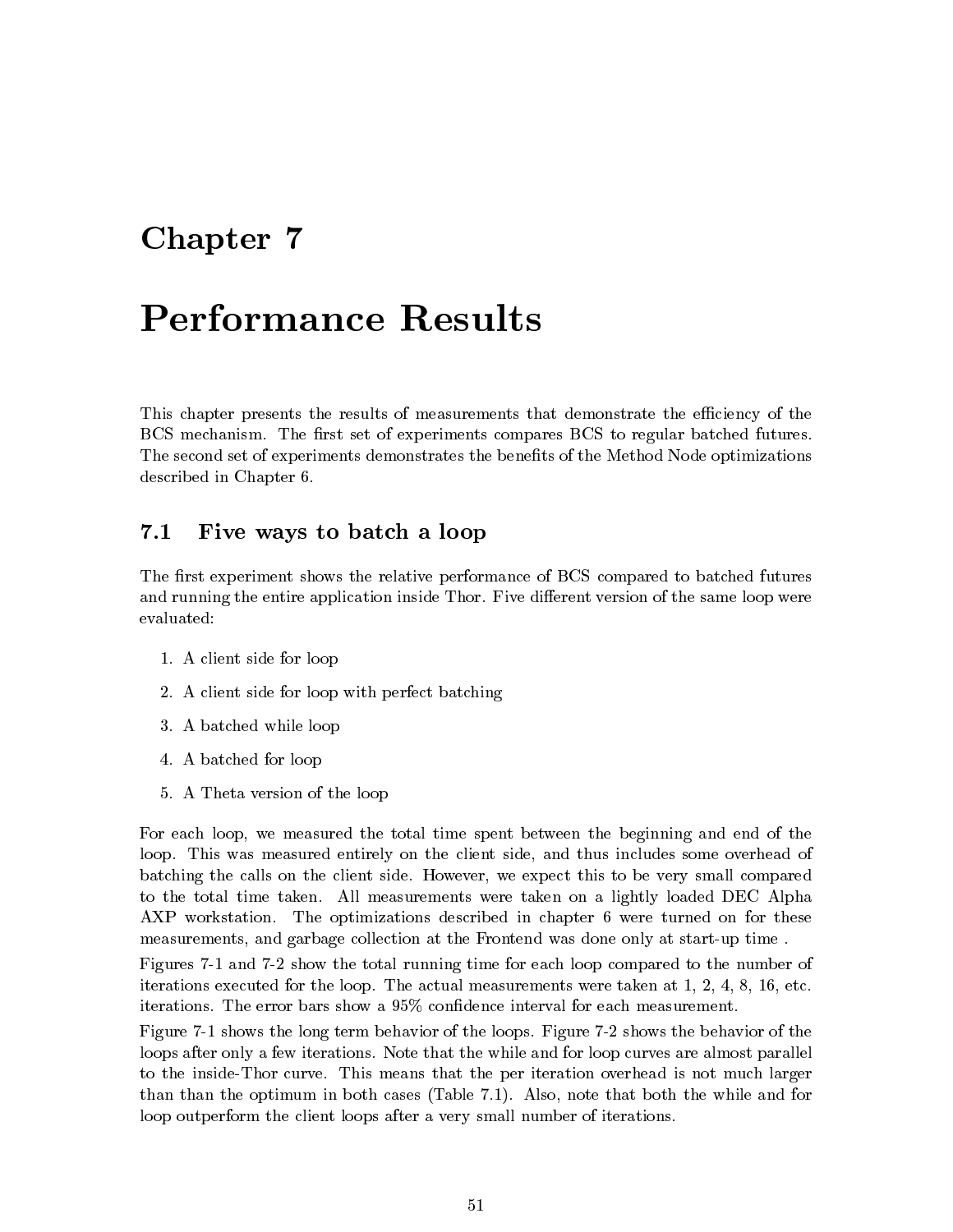# Chapter 7

# Performance Results

This chapter presents the results of measurements that demonstrate the efficiency of the BCS mechanism. The first set of experiments compares BCS to regular batched futures. The second set of experiments demonstrates the benefits of the Method Node optimizations described in Chapter 6.

## 7.1 Five ways to batch a loop

The first experiment shows the relative performance of BCS compared to batched futures and running the entire application inside Thor. Five different version of the same loop were evaluated:

1. A client side for loop
2. A client side for loop with perfect batching
3. A batched while loop
4. A batched for loop
5. A Theta version of the loop

For each loop, we measured the total time spent between the beginning and end of the loop. This was measured entirely on the client side, and thus includes some overhead of batching the calls on the client side. However, we expect this to be very small compared to the total time taken. All measurements were taken on a lightly loaded DEC Alpha AXP workstation. The optimizations described in chapter 6 were turned on for these measurements, and garbage collection at the Frontend was done only at start-up time .

Figures 7-1 and 7-2 show the total running time for each loop compared to the number of iterations executed for the loop. The actual measurements were taken at 1, 2, 4, 8, 16, etc. iterations. The error bars show a 95% confidence interval for each measurement.

Figure 7-1 shows the long term behavior of the loops. Figure 7-2 shows the behavior of the loops after only a few iterations. Note that the while and for loop curves are almost parallel to the inside-Thor curve. This means that the per iteration overhead is not much larger than than the optimum in both cases (Table 7.1). Also, note that both the while and for loop outperform the client loops after a very small number of iterations.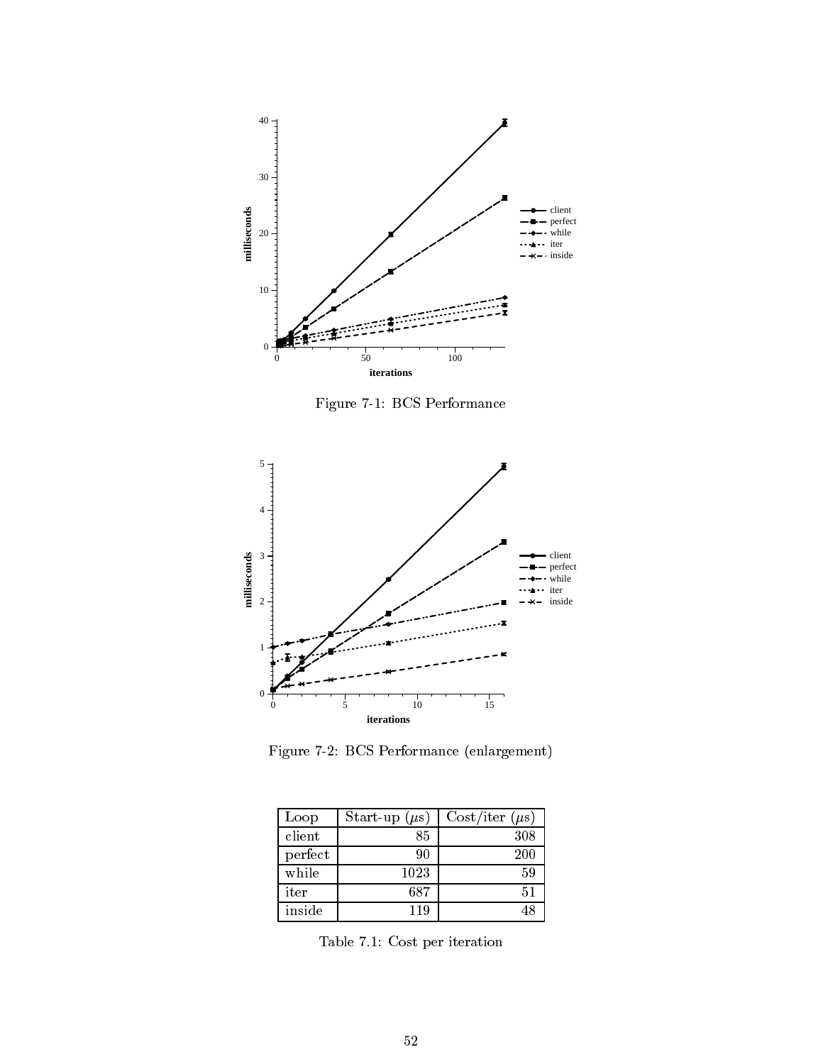Figure 7-1: BCS Performance

Figure 7-2: BCS Performance (enlargement)

| Loop | Start-up ($\mu$s) | Cost/iter ($\mu$s) |
|---|---|---|
| client | 85 | 308 |
| perfect | 90 | 200 |
| while | 1023 | 59 |
| iter | 687 | 51 |
| inside | 119 | 48 |

Table 7.1: Cost per iteration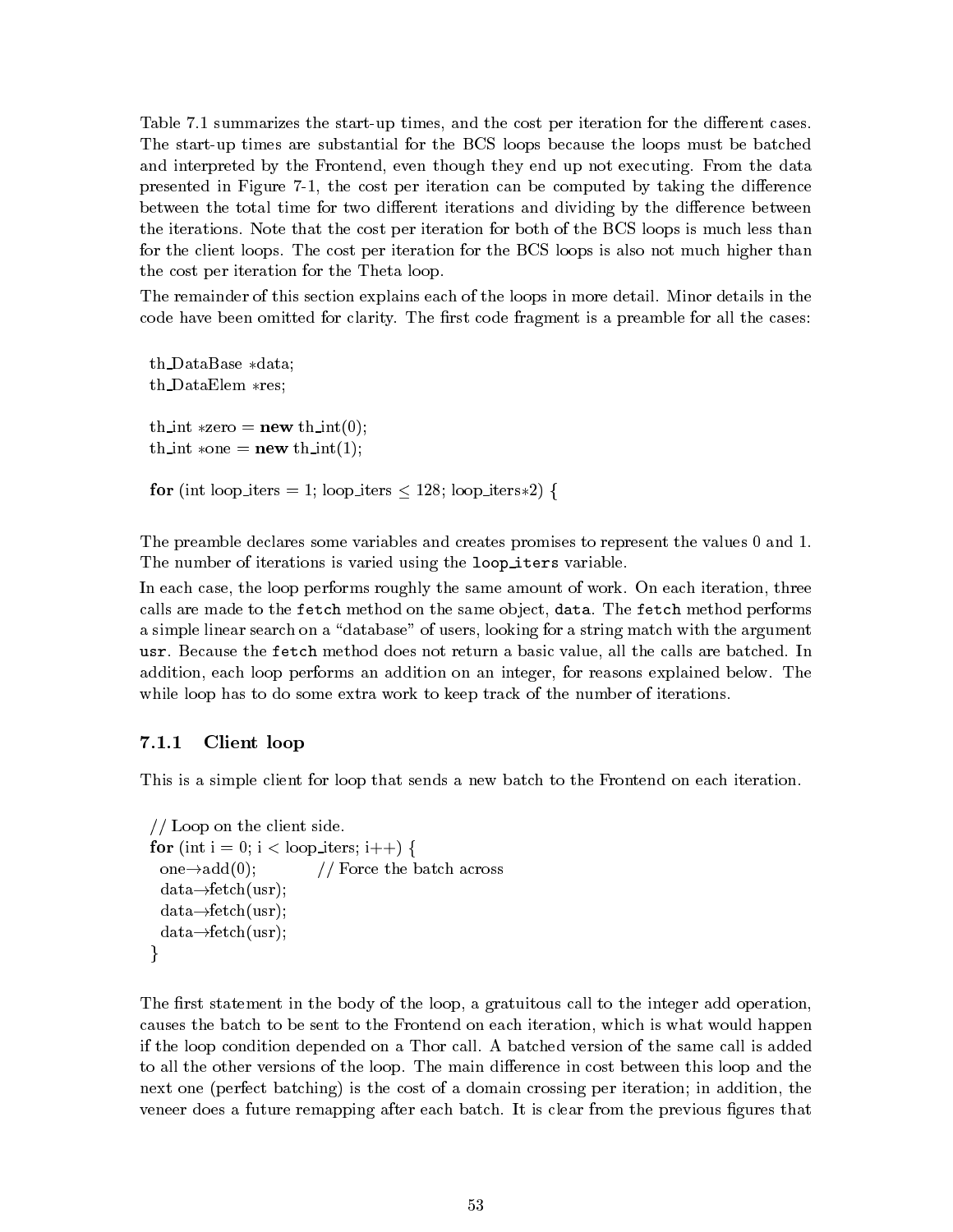Table 7.1 summarizes the start-up times, and the cost per iteration for the different cases. The start-up times are substantial for the BCS loops because the loops must be batched and interpreted by the Frontend, even though they end up not executing. From the data presented in Figure 7-1, the cost per iteration can be computed by taking the difference between the total time for two different iterations and dividing by the difference between the iterations. Note that the cost per iteration for both of the BCS loops is much less than for the client loops. The cost per iteration for the BCS loops is also not much higher than the cost per iteration for the Theta loop.

The remainder of this section explains each of the loops in more detail. Minor details in the code have been omitted for clarity. The first code fragment is a preamble for all the cases:

```
th_DataBase *data;
th_DataElem *res;

th_int *zero = new th_int(0);
th_int *one = new th_int(1);

for (int loop_iters = 1; loop_iters ≤ 128; loop_iters*2) {
```

The preamble declares some variables and creates promises to represent the values 0 and 1. The number of iterations is varied using the `loop_iters` variable.

In each case, the loop performs roughly the same amount of work. On each iteration, three calls are made to the `fetch` method on the same object, `data`. The `fetch` method performs a simple linear search on a "database" of users, looking for a string match with the argument `usr`. Because the `fetch` method does not return a basic value, all the calls are batched. In addition, each loop performs an addition on an integer, for reasons explained below. The while loop has to do some extra work to keep track of the number of iterations.

### 7.1.1 Client loop

This is a simple client for loop that sends a new batch to the Frontend on each iteration.

```
// Loop on the client side.
for (int i = 0; i < loop_iters; i++) {
  one→add(0);          // Force the batch across
  data→fetch(usr);
  data→fetch(usr);
  data→fetch(usr);
}
```

The first statement in the body of the loop, a gratuitous call to the integer add operation, causes the batch to be sent to the Frontend on each iteration, which is what would happen if the loop condition depended on a Thor call. A batched version of the same call is added to all the other versions of the loop. The main difference in cost between this loop and the next one (perfect batching) is the cost of a domain crossing per iteration; in addition, the veneer does a future remapping after each batch. It is clear from the previous figures that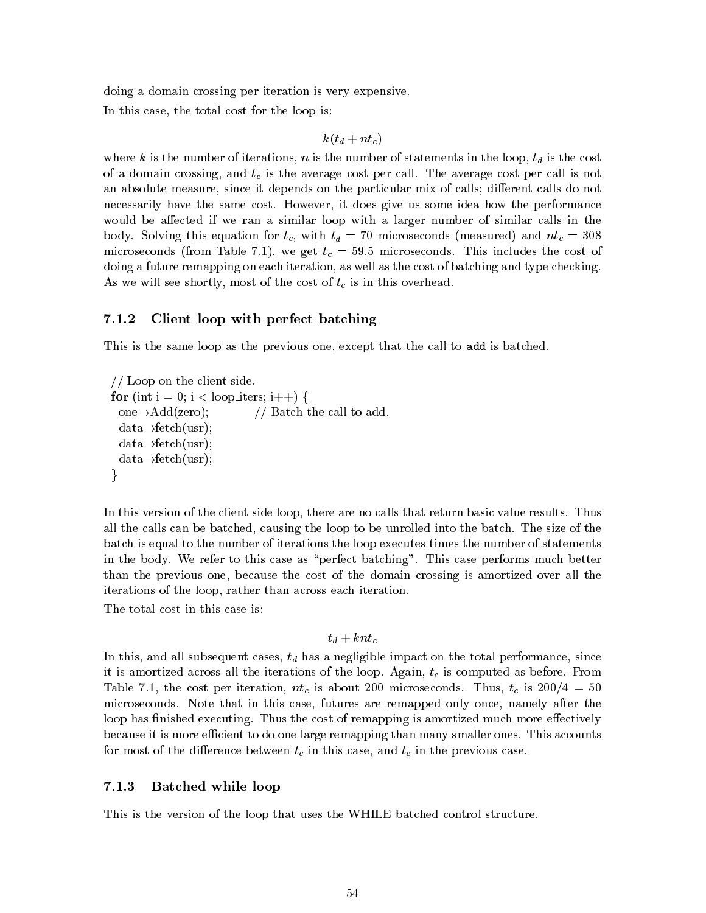doing a domain crossing per iteration is very expensive.

In this case, the total cost for the loop is:

$$k(t_d + nt_c)$$

where $k$ is the number of iterations, $n$ is the number of statements in the loop, $t_d$ is the cost of a domain crossing, and $t_c$ is the average cost per call. The average cost per call is not an absolute measure, since it depends on the particular mix of calls; different calls do not necessarily have the same cost. However, it does give us some idea how the performance would be affected if we ran a similar loop with a larger number of similar calls in the body. Solving this equation for $t_c$, with $t_d = 70$ microseconds (measured) and $nt_c = 308$ microseconds (from Table 7.1), we get $t_c = 59.5$ microseconds. This includes the cost of doing a future remapping on each iteration, as well as the cost of batching and type checking. As we will see shortly, most of the cost of $t_c$ is in this overhead.

### 7.1.2 Client loop with perfect batching

This is the same loop as the previous one, except that the call to `add` is batched.

```
// Loop on the client side.
for (int i = 0; i < loop_iters; i++) {
  one→Add(zero);           // Batch the call to add.
  data→fetch(usr);
  data→fetch(usr);
  data→fetch(usr);
}
```

In this version of the client side loop, there are no calls that return basic value results. Thus all the calls can be batched, causing the loop to be unrolled into the batch. The size of the batch is equal to the number of iterations the loop executes times the number of statements in the body. We refer to this case as "perfect batching". This case performs much better than the previous one, because the cost of the domain crossing is amortized over all the iterations of the loop, rather than across each iteration.

The total cost in this case is:

$$t_d + knt_c$$

In this, and all subsequent cases, $t_d$ has a negligible impact on the total performance, since it is amortized across all the iterations of the loop. Again, $t_c$ is computed as before. From Table 7.1, the cost per iteration, $nt_c$ is about 200 microseconds. Thus, $t_c$ is $200/4 = 50$ microseconds. Note that in this case, futures are remapped only once, namely after the loop has finished executing. Thus the cost of remapping is amortized much more effectively because it is more efficient to do one large remapping than many smaller ones. This accounts for most of the difference between $t_c$ in this case, and $t_c$ in the previous case.

### 7.1.3 Batched while loop

This is the version of the loop that uses the WHILE batched control structure.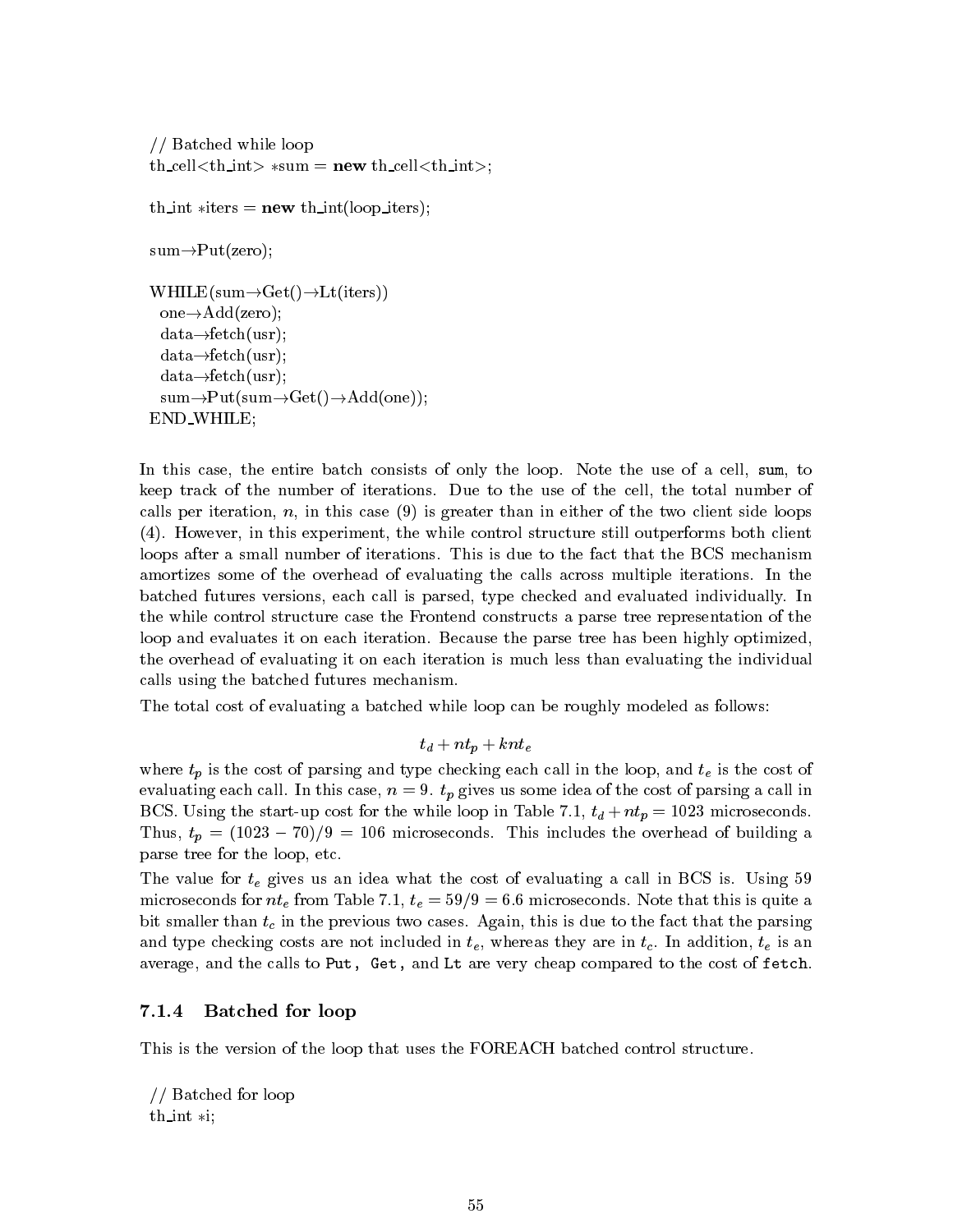```
// Batched while loop
th_cell<th_int> *sum = new th_cell<th_int>;

th_int *iters = new th_int(loop_iters);

sum→Put(zero);

WHILE(sum→Get()→Lt(iters))
  one→Add(zero);
  data→fetch(usr);
  data→fetch(usr);
  data→fetch(usr);
  sum→Put(sum→Get()→Add(one));
END_WHILE;
```

In this case, the entire batch consists of only the loop. Note the use of a cell, `sum`, to keep track of the number of iterations. Due to the use of the cell, the total number of calls per iteration, $n$, in this case (9) is greater than in either of the two client side loops (4). However, in this experiment, the while control structure still outperforms both client loops after a small number of iterations. This is due to the fact that the BCS mechanism amortizes some of the overhead of evaluating the calls across multiple iterations. In the batched futures versions, each call is parsed, type checked and evaluated individually. In the while control structure case the Frontend constructs a parse tree representation of the loop and evaluates it on each iteration. Because the parse tree has been highly optimized, the overhead of evaluating it on each iteration is much less than evaluating the individual calls using the batched futures mechanism.

The total cost of evaluating a batched while loop can be roughly modeled as follows:

$$t_d + nt_p + knt_e$$

where $t_p$ is the cost of parsing and type checking each call in the loop, and $t_e$ is the cost of evaluating each call. In this case, $n = 9$. $t_p$ gives us some idea of the cost of parsing a call in BCS. Using the start-up cost for the while loop in Table 7.1, $t_d + nt_p = 1023$ microseconds. Thus, $t_p = (1023 - 70)/9 = 106$ microseconds. This includes the overhead of building a parse tree for the loop, etc.

The value for $t_e$ gives us an idea what the cost of evaluating a call in BCS is. Using 59 microseconds for $nt_e$ from Table 7.1, $t_e = 59/9 = 6.6$ microseconds. Note that this is quite a bit smaller than $t_c$ in the previous two cases. Again, this is due to the fact that the parsing and type checking costs are not included in $t_e$, whereas they are in $t_c$. In addition, $t_e$ is an average, and the calls to `Put`, `Get`, and `Lt` are very cheap compared to the cost of `fetch`.

### 7.1.4 Batched for loop

This is the version of the loop that uses the FOREACH batched control structure.

```
// Batched for loop
th_int *i;
```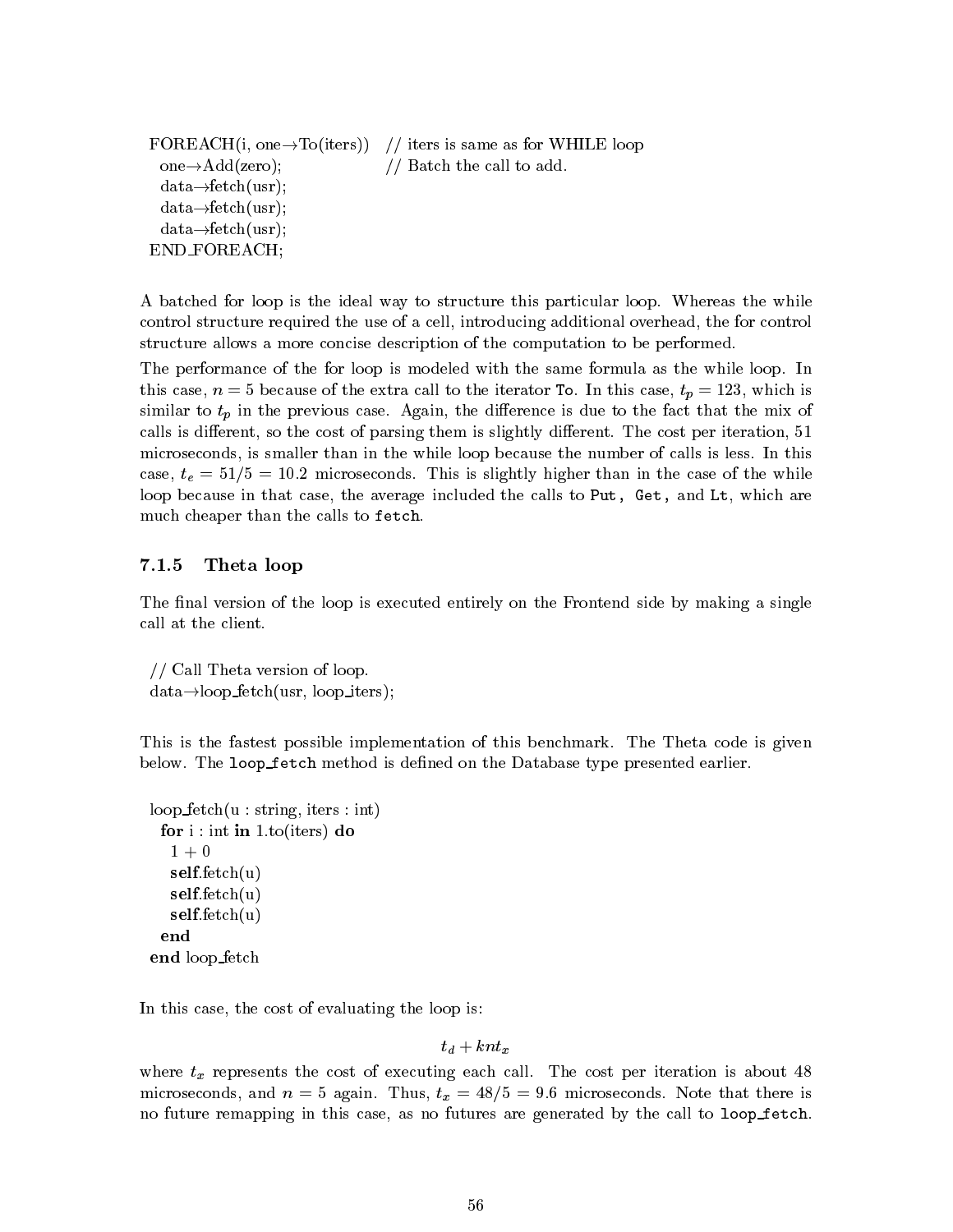```
FOREACH(i, one→To(iters))   // iters is same as for WHILE loop
  one→Add(zero);             // Batch the call to add.
  data→fetch(usr);
  data→fetch(usr);
  data→fetch(usr);
END_FOREACH;
```

A batched for loop is the ideal way to structure this particular loop. Whereas the while control structure required the use of a cell, introducing additional overhead, the for control structure allows a more concise description of the computation to be performed.

The performance of the for loop is modeled with the same formula as the while loop. In this case, $n = 5$ because of the extra call to the iterator `To`. In this case, $t_p = 123$, which is similar to $t_p$ in the previous case. Again, the difference is due to the fact that the mix of calls is different, so the cost of parsing them is slightly different. The cost per iteration, 51 microseconds, is smaller than in the while loop because the number of calls is less. In this case, $t_e = 51/5 = 10.2$ microseconds. This is slightly higher than in the case of the while loop because in that case, the average included the calls to `Put`, `Get`, and `Lt`, which are much cheaper than the calls to `fetch`.

### 7.1.5 Theta loop

The final version of the loop is executed entirely on the Frontend side by making a single call at the client.

```
// Call Theta version of loop.
data→loop_fetch(usr, loop_iters);
```

This is the fastest possible implementation of this benchmark. The Theta code is given below. The `loop_fetch` method is defined on the Database type presented earlier.

```
loop_fetch(u : string, iters : int)
  for i : int in 1.to(iters) do
    1 + 0
    self.fetch(u)
    self.fetch(u)
    self.fetch(u)
  end
end loop_fetch
```

In this case, the cost of evaluating the loop is:

$$t_d + knt_x$$

where $t_x$ represents the cost of executing each call. The cost per iteration is about 48 microseconds, and $n = 5$ again. Thus, $t_x = 48/5 = 9.6$ microseconds. Note that there is no future remapping in this case, as no futures are generated by the call to `loop_fetch`.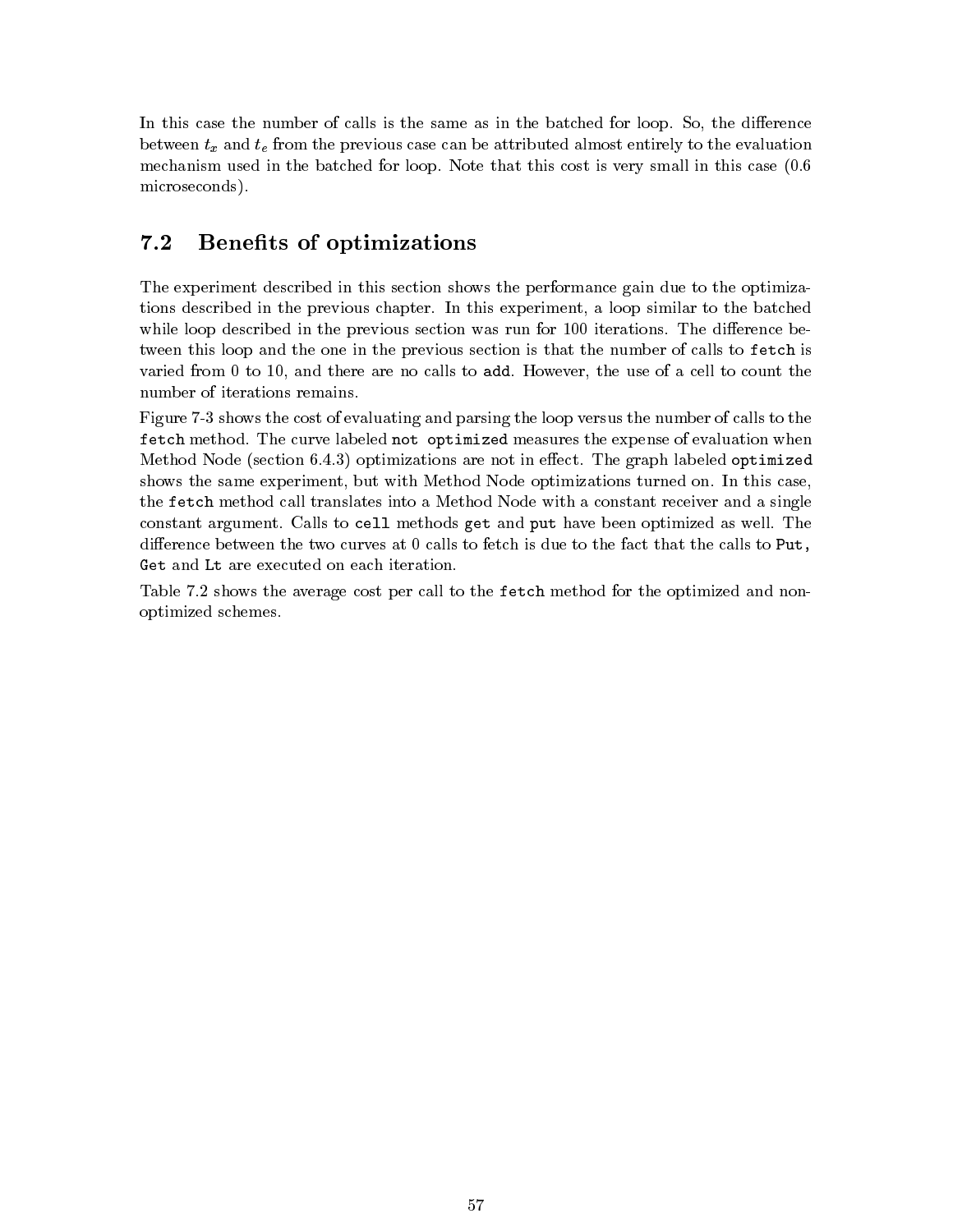In this case the number of calls is the same as in the batched for loop. So, the difference between $t_x$ and $t_e$ from the previous case can be attributed almost entirely to the evaluation mechanism used in the batched for loop. Note that this cost is very small in this case (0.6 microseconds).

## 7.2 Benefits of optimizations

The experiment described in this section shows the performance gain due to the optimizations described in the previous chapter. In this experiment, a loop similar to the batched while loop described in the previous section was run for 100 iterations. The difference between this loop and the one in the previous section is that the number of calls to `fetch` is varied from 0 to 10, and there are no calls to `add`. However, the use of a cell to count the number of iterations remains.

Figure 7-3 shows the cost of evaluating and parsing the loop versus the number of calls to the `fetch` method. The curve labeled `not optimized` measures the expense of evaluation when Method Node (section 6.4.3) optimizations are not in effect. The graph labeled `optimized` shows the same experiment, but with Method Node optimizations turned on. In this case, the `fetch` method call translates into a Method Node with a constant receiver and a single constant argument. Calls to `cell` methods `get` and `put` have been optimized as well. The difference between the two curves at 0 calls to fetch is due to the fact that the calls to `Put`, `Get` and `Lt` are executed on each iteration.

Table 7.2 shows the average cost per call to the `fetch` method for the optimized and non-optimized schemes.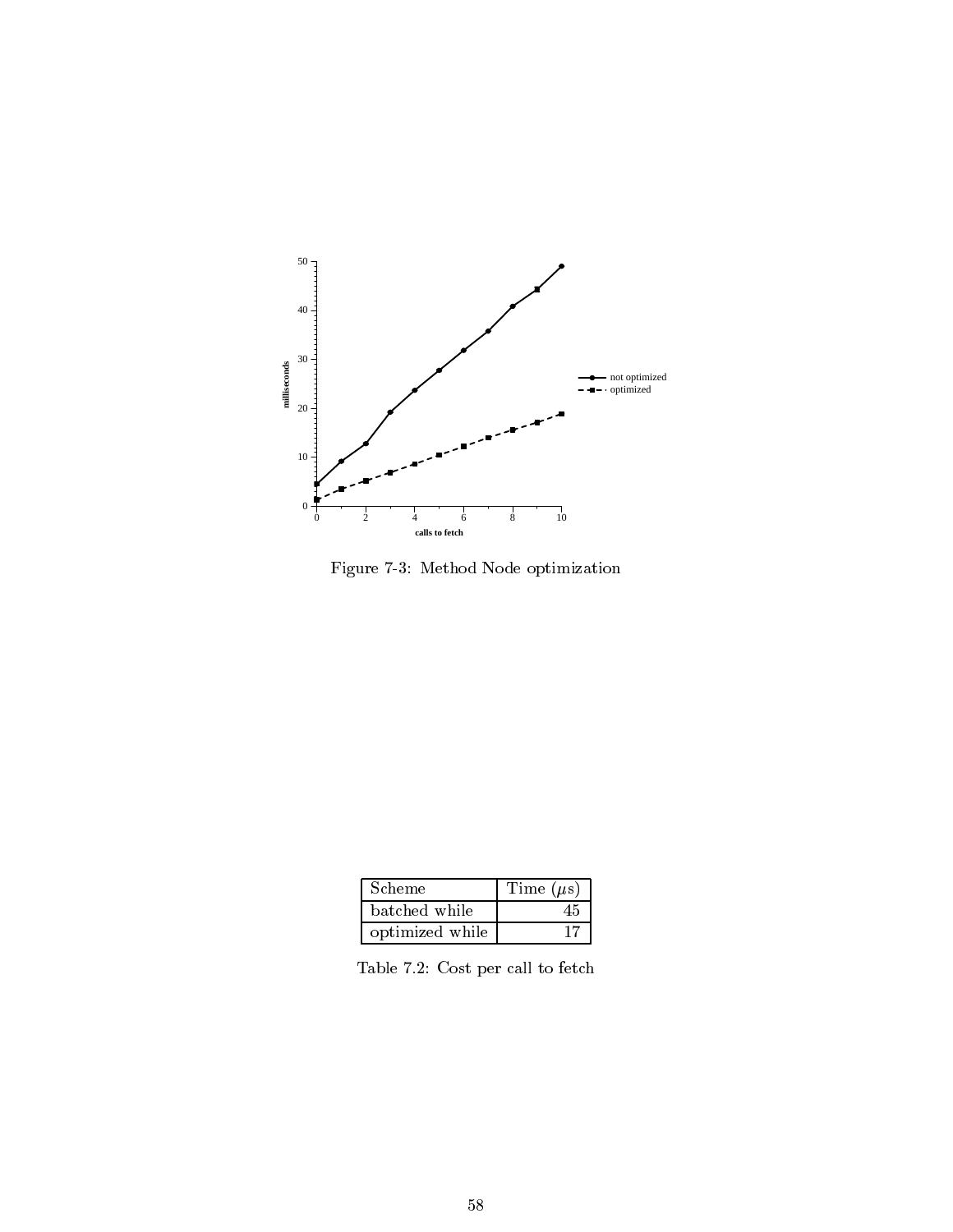Figure 7-3: Method Node optimization

| Scheme | Time ($\mu$s) |
| --- | --- |
| batched while | 45 |
| optimized while | 17 |

Table 7.2: Cost per call to fetch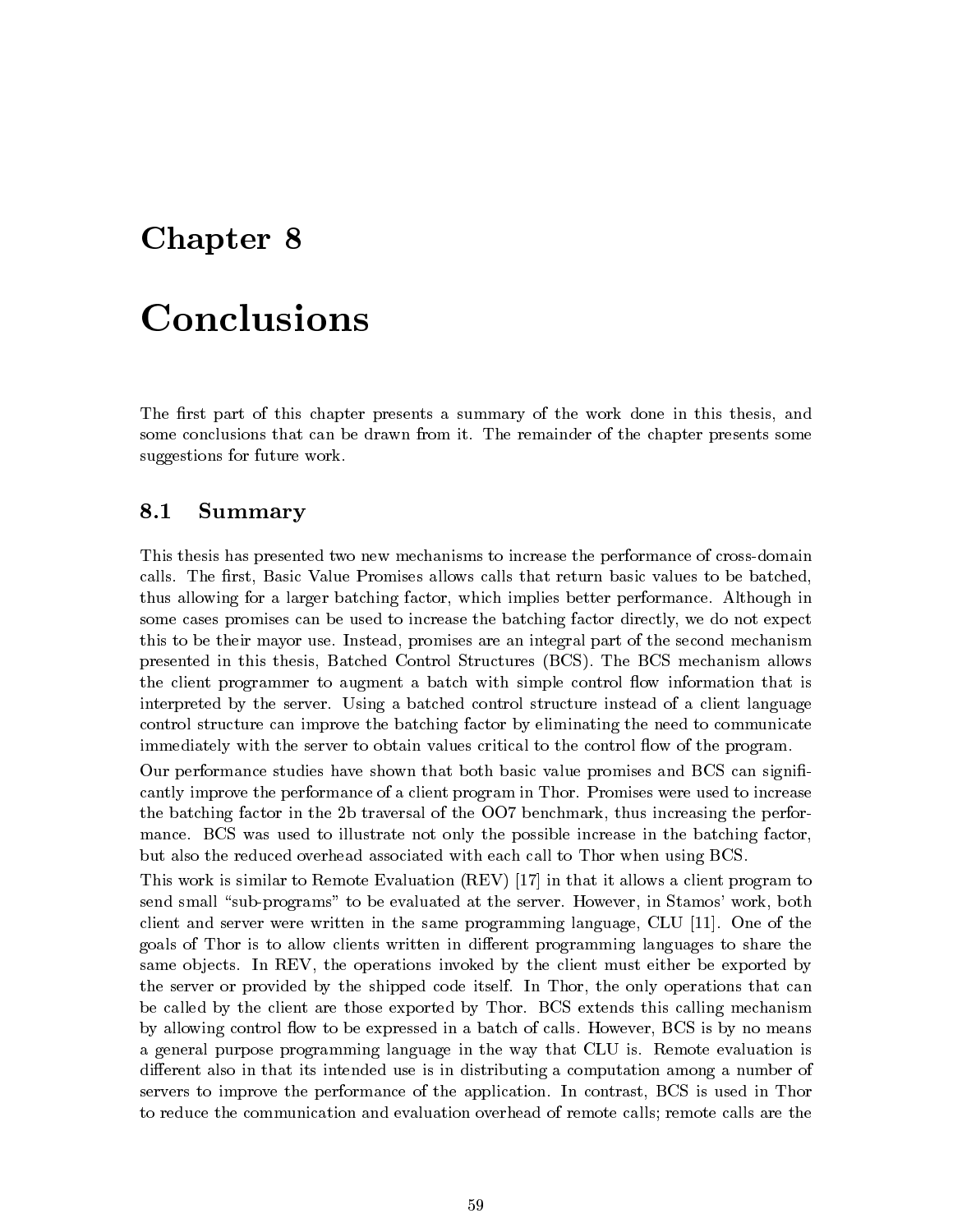# Chapter 8

# Conclusions

The first part of this chapter presents a summary of the work done in this thesis, and some conclusions that can be drawn from it. The remainder of the chapter presents some suggestions for future work.

## 8.1 Summary

This thesis has presented two new mechanisms to increase the performance of cross-domain calls. The first, Basic Value Promises allows calls that return basic values to be batched, thus allowing for a larger batching factor, which implies better performance. Although in some cases promises can be used to increase the batching factor directly, we do not expect this to be their mayor use. Instead, promises are an integral part of the second mechanism presented in this thesis, Batched Control Structures (BCS). The BCS mechanism allows the client programmer to augment a batch with simple control flow information that is interpreted by the server. Using a batched control structure instead of a client language control structure can improve the batching factor by eliminating the need to communicate immediately with the server to obtain values critical to the control flow of the program.

Our performance studies have shown that both basic value promises and BCS can significantly improve the performance of a client program in Thor. Promises were used to increase the batching factor in the 2b traversal of the OO7 benchmark, thus increasing the performance. BCS was used to illustrate not only the possible increase in the batching factor, but also the reduced overhead associated with each call to Thor when using BCS.

This work is similar to Remote Evaluation (REV) [17] in that it allows a client program to send small "sub-programs" to be evaluated at the server. However, in Stamos' work, both client and server were written in the same programming language, CLU [11]. One of the goals of Thor is to allow clients written in different programming languages to share the same objects. In REV, the operations invoked by the client must either be exported by the server or provided by the shipped code itself. In Thor, the only operations that can be called by the client are those exported by Thor. BCS extends this calling mechanism by allowing control flow to be expressed in a batch of calls. However, BCS is by no means a general purpose programming language in the way that CLU is. Remote evaluation is different also in that its intended use is in distributing a computation among a number of servers to improve the performance of the application. In contrast, BCS is used in Thor to reduce the communication and evaluation overhead of remote calls; remote calls are the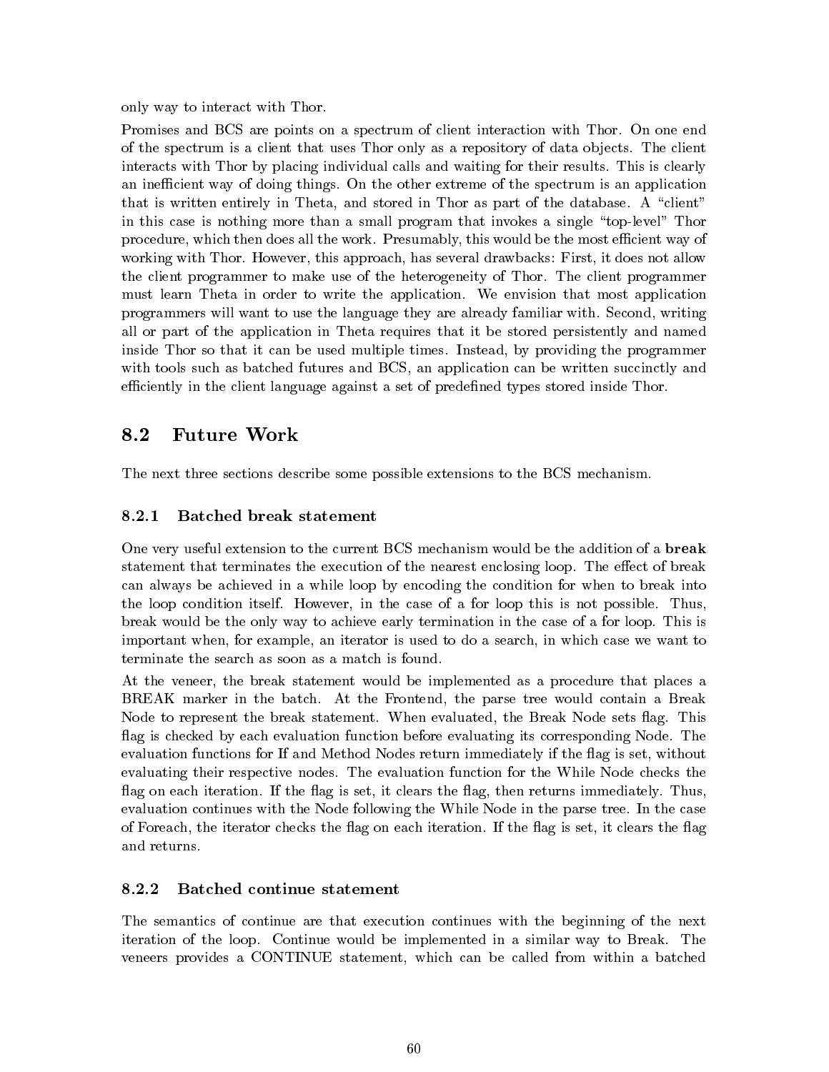only way to interact with Thor.

Promises and BCS are points on a spectrum of client interaction with Thor. On one end of the spectrum is a client that uses Thor only as a repository of data objects. The client interacts with Thor by placing individual calls and waiting for their results. This is clearly an inefficient way of doing things. On the other extreme of the spectrum is an application that is written entirely in Theta, and stored in Thor as part of the database. A "client" in this case is nothing more than a small program that invokes a single "top-level" Thor procedure, which then does all the work. Presumably, this would be the most efficient way of working with Thor. However, this approach, has several drawbacks: First, it does not allow the client programmer to make use of the heterogeneity of Thor. The client programmer must learn Theta in order to write the application. We envision that most application programmers will want to use the language they are already familiar with. Second, writing all or part of the application in Theta requires that it be stored persistently and named inside Thor so that it can be used multiple times. Instead, by providing the programmer with tools such as batched futures and BCS, an application can be written succinctly and efficiently in the client language against a set of predefined types stored inside Thor.

## 8.2 Future Work

The next three sections describe some possible extensions to the BCS mechanism.

### 8.2.1 Batched break statement

One very useful extension to the current BCS mechanism would be the addition of a **break** statement that terminates the execution of the nearest enclosing loop. The effect of break can always be achieved in a while loop by encoding the condition for when to break into the loop condition itself. However, in the case of a for loop this is not possible. Thus, break would be the only way to achieve early termination in the case of a for loop. This is important when, for example, an iterator is used to do a search, in which case we want to terminate the search as soon as a match is found.

At the veneer, the break statement would be implemented as a procedure that places a BREAK marker in the batch. At the Frontend, the parse tree would contain a Break Node to represent the break statement. When evaluated, the Break Node sets flag. This flag is checked by each evaluation function before evaluating its corresponding Node. The evaluation functions for If and Method Nodes return immediately if the flag is set, without evaluating their respective nodes. The evaluation function for the While Node checks the flag on each iteration. If the flag is set, it clears the flag, then returns immediately. Thus, evaluation continues with the Node following the While Node in the parse tree. In the case of Foreach, the iterator checks the flag on each iteration. If the flag is set, it clears the flag and returns.

### 8.2.2 Batched continue statement

The semantics of continue are that execution continues with the beginning of the next iteration of the loop. Continue would be implemented in a similar way to Break. The veneers provides a CONTINUE statement, which can be called from within a batched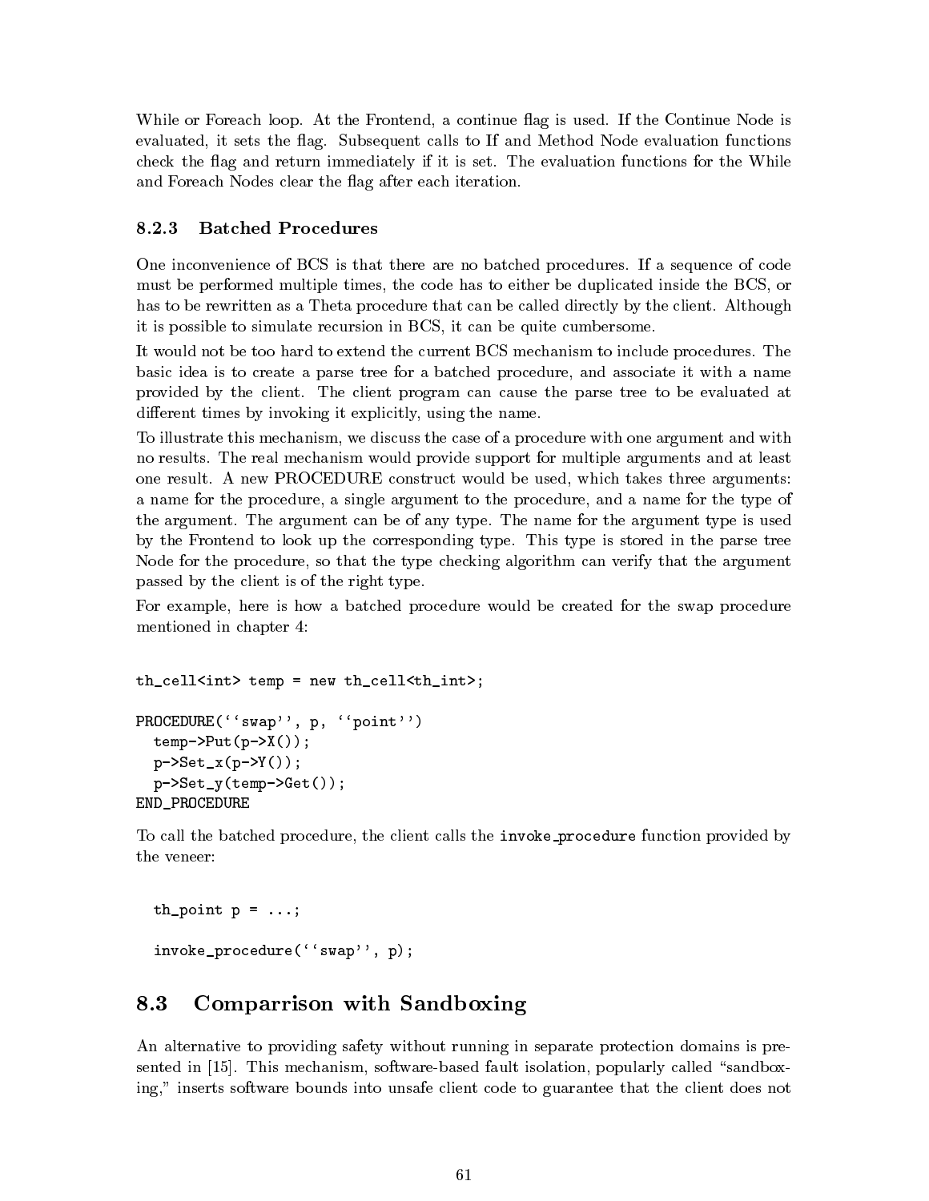While or Foreach loop. At the Frontend, a continue flag is used. If the Continue Node is evaluated, it sets the flag. Subsequent calls to If and Method Node evaluation functions check the flag and return immediately if it is set. The evaluation functions for the While and Foreach Nodes clear the flag after each iteration.

### 8.2.3 Batched Procedures

One inconvenience of BCS is that there are no batched procedures. If a sequence of code must be performed multiple times, the code has to either be duplicated inside the BCS, or has to be rewritten as a Theta procedure that can be called directly by the client. Although it is possible to simulate recursion in BCS, it can be quite cumbersome.

It would not be too hard to extend the current BCS mechanism to include procedures. The basic idea is to create a parse tree for a batched procedure, and associate it with a name provided by the client. The client program can cause the parse tree to be evaluated at different times by invoking it explicitly, using the name.

To illustrate this mechanism, we discuss the case of a procedure with one argument and with no results. The real mechanism would provide support for multiple arguments and at least one result. A new PROCEDURE construct would be used, which takes three arguments: a name for the procedure, a single argument to the procedure, and a name for the type of the argument. The argument can be of any type. The name for the argument type is used by the Frontend to look up the corresponding type. This type is stored in the parse tree Node for the procedure, so that the type checking algorithm can verify that the argument passed by the client is of the right type.

For example, here is how a batched procedure would be created for the swap procedure mentioned in chapter 4:

```
th_cell<int> temp = new th_cell<th_int>;

PROCEDURE(``swap'', p, ``point'')
  temp->Put(p->X());
  p->Set_x(p->Y());
  p->Set_y(temp->Get());
END_PROCEDURE
```

To call the batched procedure, the client calls the `invoke_procedure` function provided by the veneer:

```
  th_point p = ...;

  invoke_procedure(``swap'', p);
```

## 8.3 Comparrison with Sandboxing

An alternative to providing safety without running in separate protection domains is presented in [15]. This mechanism, software-based fault isolation, popularly called "sandboxing," inserts software bounds into unsafe client code to guarantee that the client does not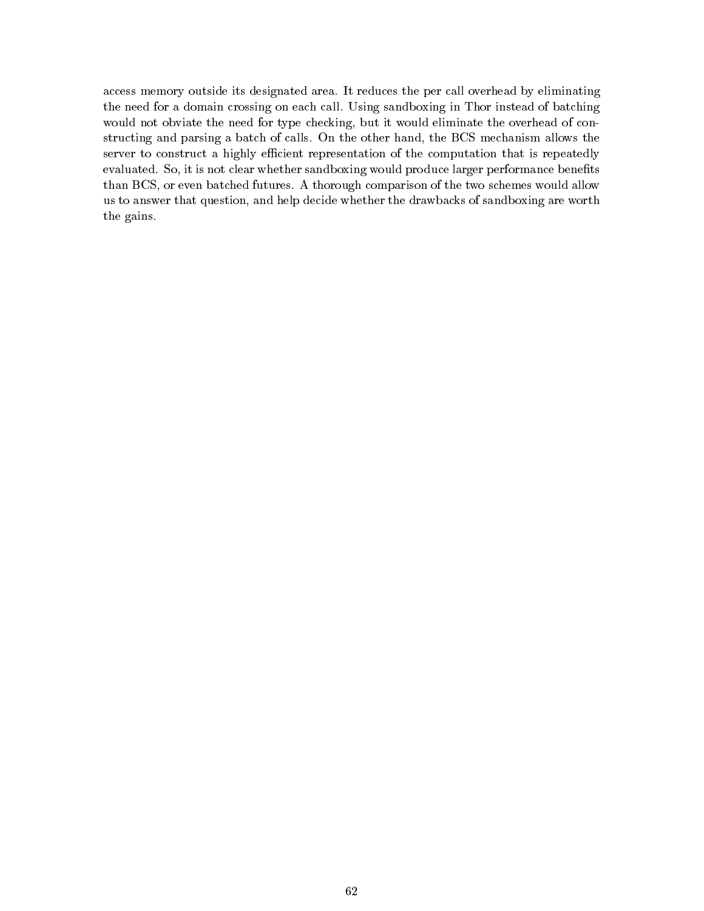access memory outside its designated area. It reduces the per call overhead by eliminating the need for a domain crossing on each call. Using sandboxing in Thor instead of batching would not obviate the need for type checking, but it would eliminate the overhead of constructing and parsing a batch of calls. On the other hand, the BCS mechanism allows the server to construct a highly efficient representation of the computation that is repeatedly evaluated. So, it is not clear whether sandboxing would produce larger performance benefits than BCS, or even batched futures. A thorough comparison of the two schemes would allow us to answer that question, and help decide whether the drawbacks of sandboxing are worth the gains.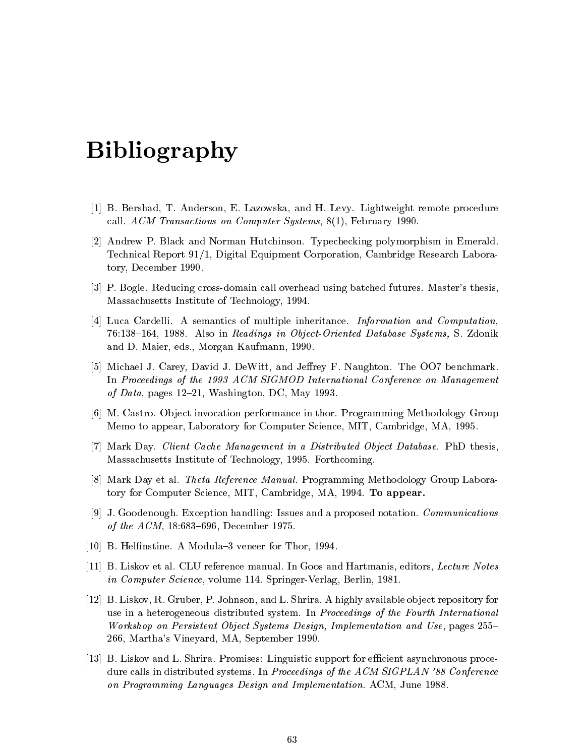# Bibliography

[1] B. Bershad, T. Anderson, E. Lazowska, and H. Levy. Lightweight remote procedure call. *ACM Transactions on Computer Systems*, 8(1), February 1990.

[2] Andrew P. Black and Norman Hutchinson. Typechecking polymorphism in Emerald. Technical Report 91/1, Digital Equipment Corporation, Cambridge Research Laboratory, December 1990.

[3] P. Bogle. Reducing cross-domain call overhead using batched futures. Master's thesis, Massachusetts Institute of Technology, 1994.

[4] Luca Cardelli. A semantics of multiple inheritance. *Information and Computation*, 76:138–164, 1988. Also in *Readings in Object-Oriented Database Systems,* S. Zdonik and D. Maier, eds., Morgan Kaufmann, 1990.

[5] Michael J. Carey, David J. DeWitt, and Jeffrey F. Naughton. The OO7 benchmark. In *Proceedings of the 1993 ACM SIGMOD International Conference on Management of Data*, pages 12–21, Washington, DC, May 1993.

[6] M. Castro. Object invocation performance in thor. Programming Methodology Group Memo to appear, Laboratory for Computer Science, MIT, Cambridge, MA, 1995.

[7] Mark Day. *Client Cache Management in a Distributed Object Database*. PhD thesis, Massachusetts Institute of Technology, 1995. Forthcoming.

[8] Mark Day et al. *Theta Reference Manual*. Programming Methodology Group Laboratory for Computer Science, MIT, Cambridge, MA, 1994. **To appear.**

[9] J. Goodenough. Exception handling: Issues and a proposed notation. *Communications of the ACM*, 18:683–696, December 1975.

[10] B. Helfinstine. A Modula–3 veneer for Thor, 1994.

[11] B. Liskov et al. CLU reference manual. In Goos and Hartmanis, editors, *Lecture Notes in Computer Science*, volume 114. Springer-Verlag, Berlin, 1981.

[12] B. Liskov, R. Gruber, P. Johnson, and L. Shrira. A highly available object repository for use in a heterogeneous distributed system. In *Proceedings of the Fourth International Workshop on Persistent Object Systems Design, Implementation and Use*, pages 255–266, Martha's Vineyard, MA, September 1990.

[13] B. Liskov and L. Shrira. Promises: Linguistic support for efficient asynchronous procedure calls in distributed systems. In *Proceedings of the ACM SIGPLAN '88 Conference on Programming Languages Design and Implementation*. ACM, June 1988.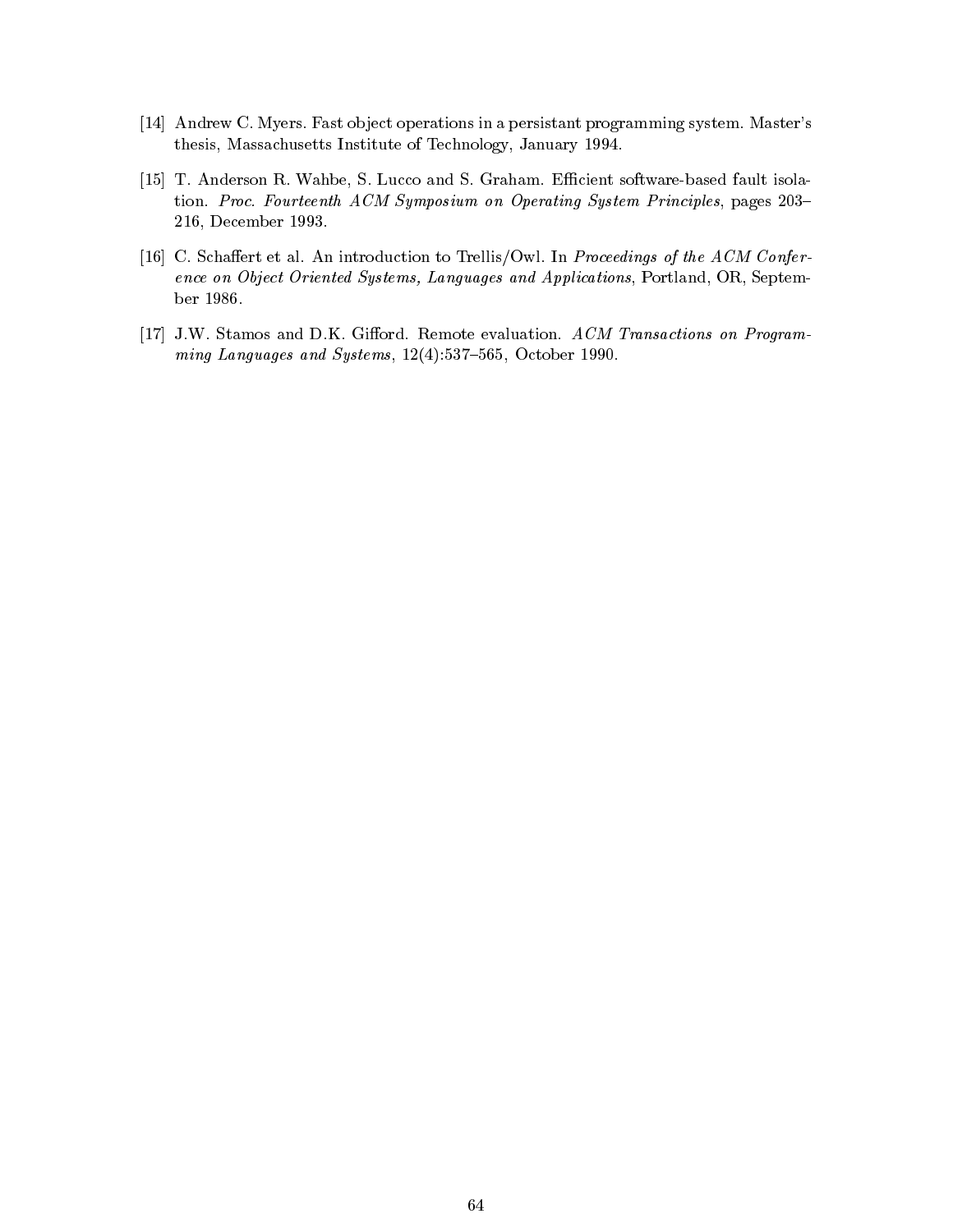[14] Andrew C. Myers. Fast object operations in a persistant programming system. Master's thesis, Massachusetts Institute of Technology, January 1994.

[15] T. Anderson R. Wahbe, S. Lucco and S. Graham. Efficient software-based fault isolation. *Proc. Fourteenth ACM Symposium on Operating System Principles*, pages 203–216, December 1993.

[16] C. Schaffert et al. An introduction to Trellis/Owl. In *Proceedings of the ACM Conference on Object Oriented Systems, Languages and Applications*, Portland, OR, September 1986.

[17] J.W. Stamos and D.K. Gifford. Remote evaluation. *ACM Transactions on Programming Languages and Systems*, 12(4):537–565, October 1990.